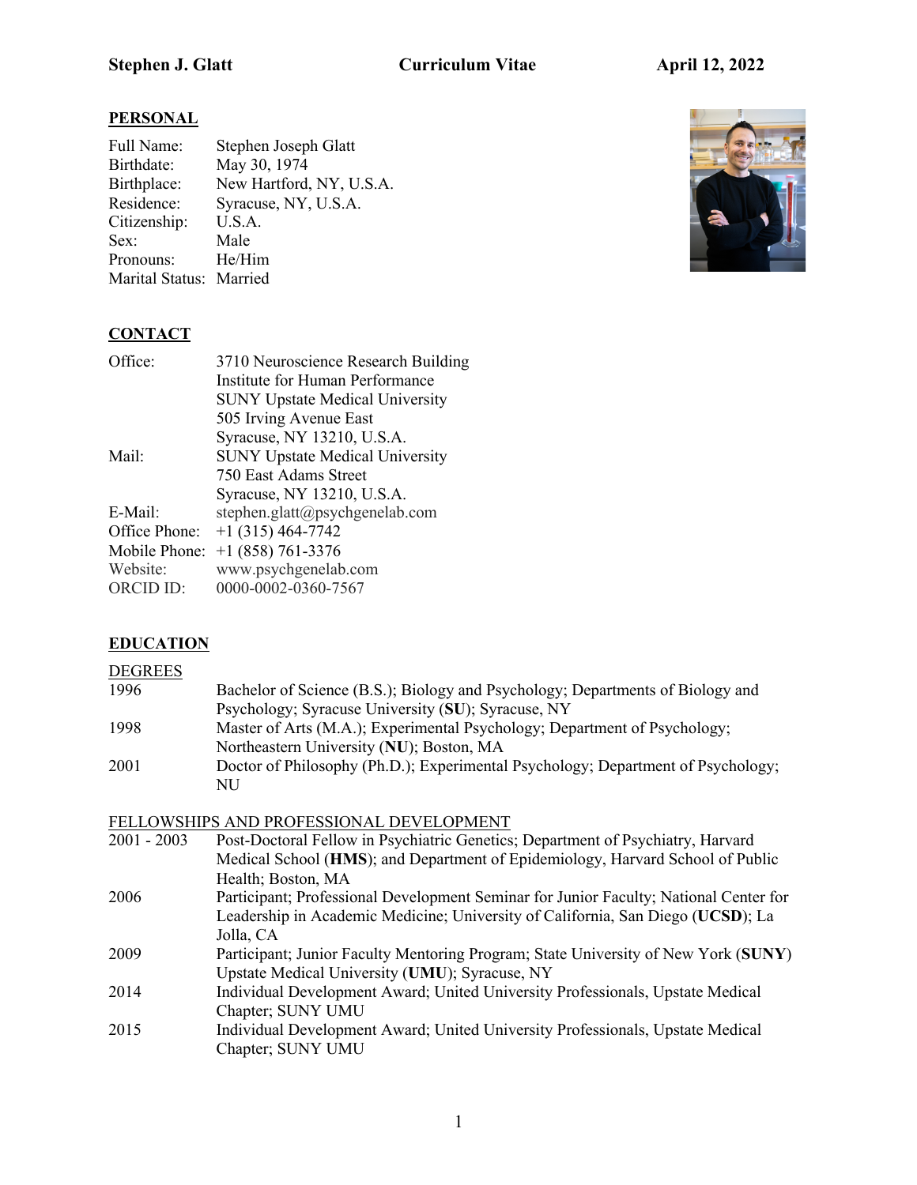**Stephen J. Glatt** **Curriculum Vitae** **April 12, 2022**

## PERSONAL

| | |
|---|---|
| Full Name: | Stephen Joseph Glatt |
| Birthdate: | May 30, 1974 |
| Birthplace: | New Hartford, NY, U.S.A. |
| Residence: | Syracuse, NY, U.S.A. |
| Citizenship: | U.S.A. |
| Sex: | Male |
| Pronouns: | He/Him |
| Marital Status: | Married |

## CONTACT

| | |
|---|---|
| Office: | 3710 Neuroscience Research Building<br>Institute for Human Performance<br>SUNY Upstate Medical University<br>505 Irving Avenue East<br>Syracuse, NY 13210, U.S.A. |
| Mail: | SUNY Upstate Medical University<br>750 East Adams Street<br>Syracuse, NY 13210, U.S.A. |
| E-Mail: | stephen.glatt@psychgenelab.com |
| Office Phone: | +1 (315) 464-7742 |
| Mobile Phone: | +1 (858) 761-3376 |
| Website: | www.psychgenelab.com |
| ORCID ID: | 0000-0002-0360-7567 |

## EDUCATION

### DEGREES

| | |
|---|---|
| 1996 | Bachelor of Science (B.S.); Biology and Psychology; Departments of Biology and Psychology; Syracuse University (**SU**); Syracuse, NY |
| 1998 | Master of Arts (M.A.); Experimental Psychology; Department of Psychology; Northeastern University (**NU**); Boston, MA |
| 2001 | Doctor of Philosophy (Ph.D.); Experimental Psychology; Department of Psychology; NU |

### FELLOWSHIPS AND PROFESSIONAL DEVELOPMENT

| | |
|---|---|
| 2001 - 2003 | Post-Doctoral Fellow in Psychiatric Genetics; Department of Psychiatry, Harvard Medical School (**HMS**); and Department of Epidemiology, Harvard School of Public Health; Boston, MA |
| 2006 | Participant; Professional Development Seminar for Junior Faculty; National Center for Leadership in Academic Medicine; University of California, San Diego (**UCSD**); La Jolla, CA |
| 2009 | Participant; Junior Faculty Mentoring Program; State University of New York (**SUNY**) Upstate Medical University (**UMU**); Syracuse, NY |
| 2014 | Individual Development Award; United University Professionals, Upstate Medical Chapter; SUNY UMU |
| 2015 | Individual Development Award; United University Professionals, Upstate Medical Chapter; SUNY UMU |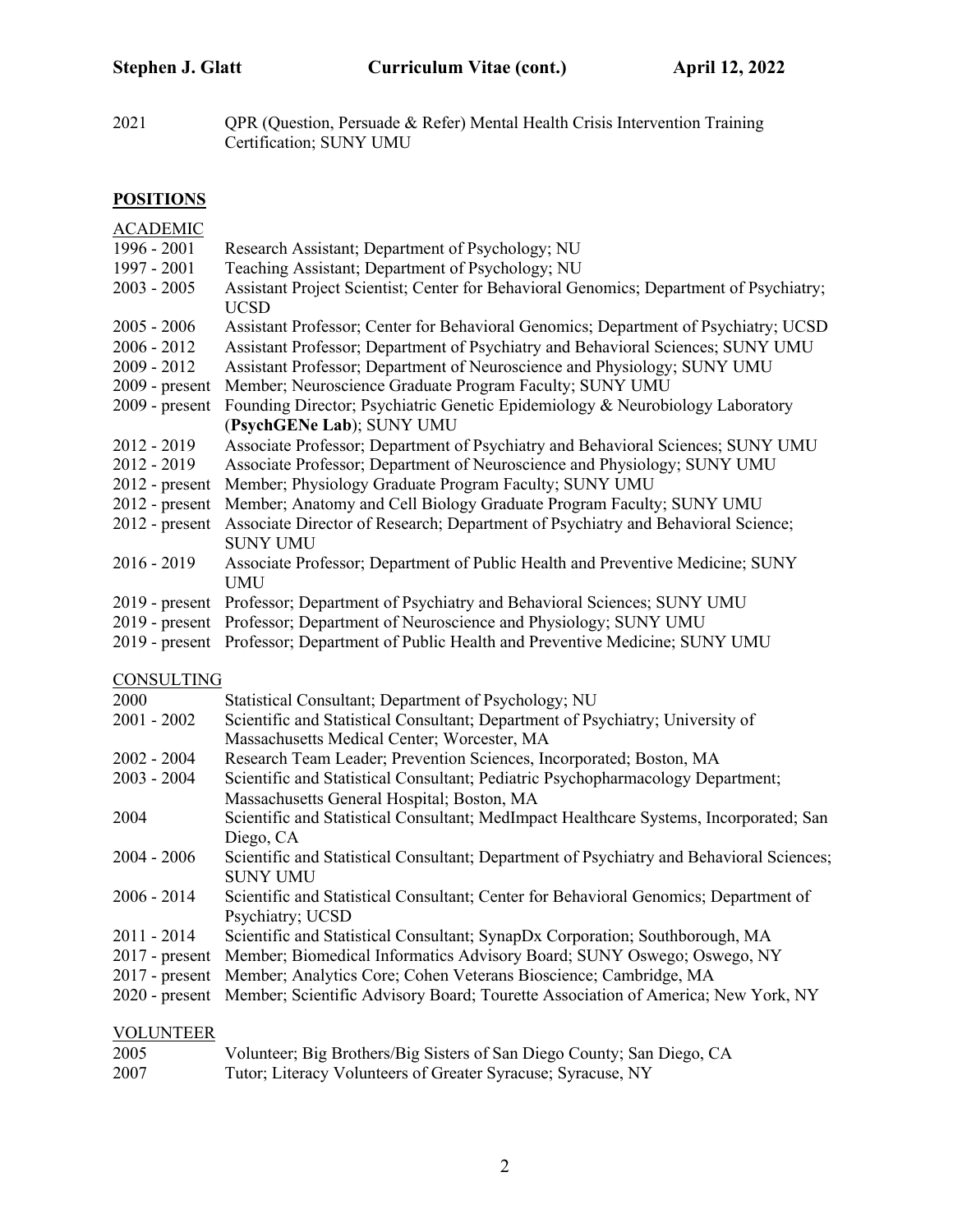2021 QPR (Question, Persuade & Refer) Mental Health Crisis Intervention Training Certification; SUNY UMU

## POSITIONS

### ACADEMIC

| | |
|---|---|
| 1996 - 2001 | Research Assistant; Department of Psychology; NU |
| 1997 - 2001 | Teaching Assistant; Department of Psychology; NU |
| 2003 - 2005 | Assistant Project Scientist; Center for Behavioral Genomics; Department of Psychiatry; UCSD |
| 2005 - 2006 | Assistant Professor; Center for Behavioral Genomics; Department of Psychiatry; UCSD |
| 2006 - 2012 | Assistant Professor; Department of Psychiatry and Behavioral Sciences; SUNY UMU |
| 2009 - 2012 | Assistant Professor; Department of Neuroscience and Physiology; SUNY UMU |
| 2009 - present | Member; Neuroscience Graduate Program Faculty; SUNY UMU |
| 2009 - present | Founding Director; Psychiatric Genetic Epidemiology & Neurobiology Laboratory (**PsychGENe Lab**); SUNY UMU |
| 2012 - 2019 | Associate Professor; Department of Psychiatry and Behavioral Sciences; SUNY UMU |
| 2012 - 2019 | Associate Professor; Department of Neuroscience and Physiology; SUNY UMU |
| 2012 - present | Member; Physiology Graduate Program Faculty; SUNY UMU |
| 2012 - present | Member; Anatomy and Cell Biology Graduate Program Faculty; SUNY UMU |
| 2012 - present | Associate Director of Research; Department of Psychiatry and Behavioral Science; SUNY UMU |
| 2016 - 2019 | Associate Professor; Department of Public Health and Preventive Medicine; SUNY UMU |
| 2019 - present | Professor; Department of Psychiatry and Behavioral Sciences; SUNY UMU |
| 2019 - present | Professor; Department of Neuroscience and Physiology; SUNY UMU |
| 2019 - present | Professor; Department of Public Health and Preventive Medicine; SUNY UMU |

### CONSULTING

| | |
|---|---|
| 2000 | Statistical Consultant; Department of Psychology; NU |
| 2001 - 2002 | Scientific and Statistical Consultant; Department of Psychiatry; University of Massachusetts Medical Center; Worcester, MA |
| 2002 - 2004 | Research Team Leader; Prevention Sciences, Incorporated; Boston, MA |
| 2003 - 2004 | Scientific and Statistical Consultant; Pediatric Psychopharmacology Department; Massachusetts General Hospital; Boston, MA |
| 2004 | Scientific and Statistical Consultant; MedImpact Healthcare Systems, Incorporated; San Diego, CA |
| 2004 - 2006 | Scientific and Statistical Consultant; Department of Psychiatry and Behavioral Sciences; SUNY UMU |
| 2006 - 2014 | Scientific and Statistical Consultant; Center for Behavioral Genomics; Department of Psychiatry; UCSD |
| 2011 - 2014 | Scientific and Statistical Consultant; SynapDx Corporation; Southborough, MA |
| 2017 - present | Member; Biomedical Informatics Advisory Board; SUNY Oswego; Oswego, NY |
| 2017 - present | Member; Analytics Core; Cohen Veterans Bioscience; Cambridge, MA |
| 2020 - present | Member; Scientific Advisory Board; Tourette Association of America; New York, NY |

### VOLUNTEER

| | |
|---|---|
| 2005 | Volunteer; Big Brothers/Big Sisters of San Diego County; San Diego, CA |
| 2007 | Tutor; Literacy Volunteers of Greater Syracuse; Syracuse, NY |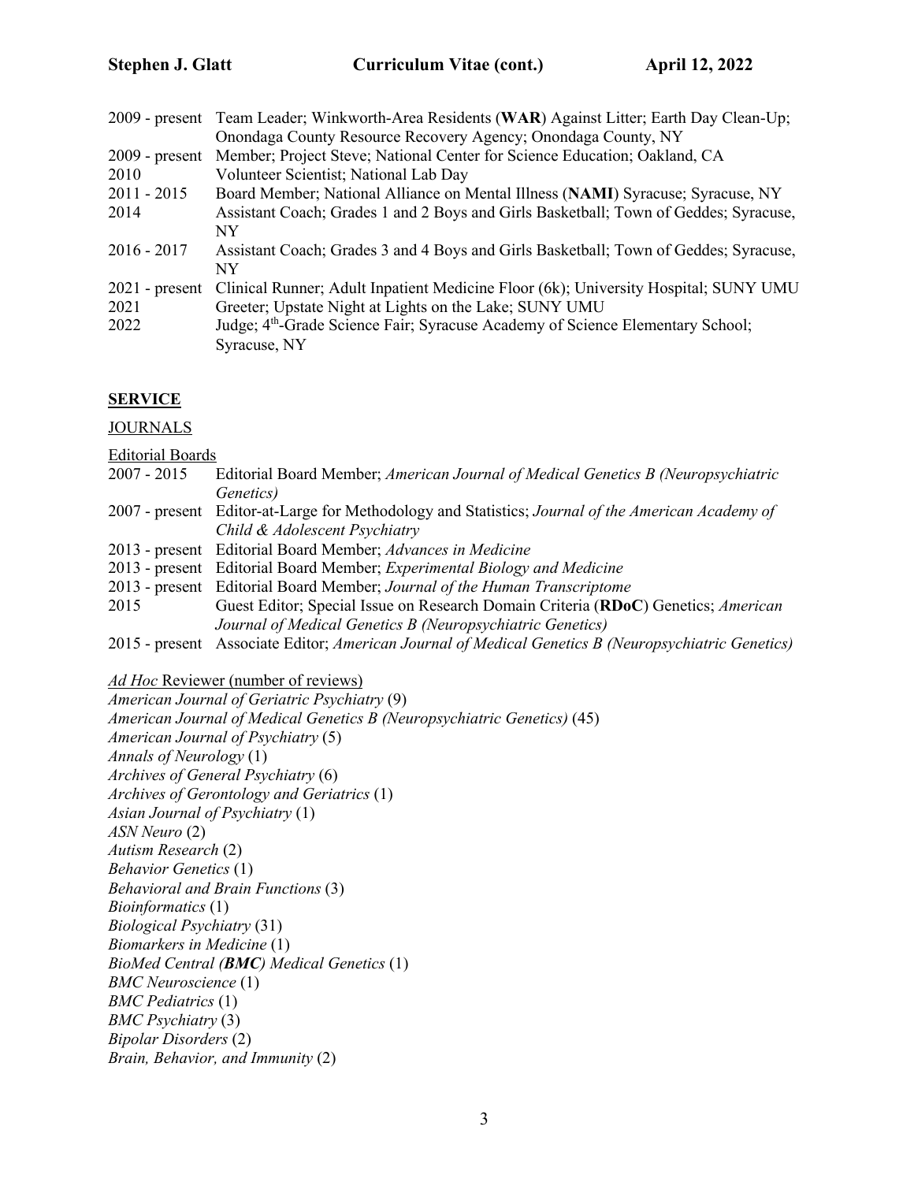| | |
|---|---|
| 2009 - present | Team Leader; Winkworth-Area Residents (**WAR**) Against Litter; Earth Day Clean-Up; Onondaga County Resource Recovery Agency; Onondaga County, NY |
| 2009 - present | Member; Project Steve; National Center for Science Education; Oakland, CA |
| 2010 | Volunteer Scientist; National Lab Day |
| 2011 - 2015 | Board Member; National Alliance on Mental Illness (**NAMI**) Syracuse; Syracuse, NY |
| 2014 | Assistant Coach; Grades 1 and 2 Boys and Girls Basketball; Town of Geddes; Syracuse, NY |
| 2016 - 2017 | Assistant Coach; Grades 3 and 4 Boys and Girls Basketball; Town of Geddes; Syracuse, NY |
| 2021 - present | Clinical Runner; Adult Inpatient Medicine Floor (6k); University Hospital; SUNY UMU |
| 2021 | Greeter; Upstate Night at Lights on the Lake; SUNY UMU |
| 2022 | Judge; 4th-Grade Science Fair; Syracuse Academy of Science Elementary School; Syracuse, NY |

## SERVICE

### JOURNALS

#### Editorial Boards

| | |
|---|---|
| 2007 - 2015 | Editorial Board Member; *American Journal of Medical Genetics B (Neuropsychiatric Genetics)* |
| 2007 - present | Editor-at-Large for Methodology and Statistics; *Journal of the American Academy of Child & Adolescent Psychiatry* |
| 2013 - present | Editorial Board Member; *Advances in Medicine* |
| 2013 - present | Editorial Board Member; *Experimental Biology and Medicine* |
| 2013 - present | Editorial Board Member; *Journal of the Human Transcriptome* |
| 2015 | Guest Editor; Special Issue on Research Domain Criteria (**RDoC**) Genetics; *American Journal of Medical Genetics B (Neuropsychiatric Genetics)* |
| 2015 - present | Associate Editor; *American Journal of Medical Genetics B (Neuropsychiatric Genetics)* |

#### *Ad Hoc* Reviewer (number of reviews)

*American Journal of Geriatric Psychiatry* (9)
*American Journal of Medical Genetics B (Neuropsychiatric Genetics)* (45)
*American Journal of Psychiatry* (5)
*Annals of Neurology* (1)
*Archives of General Psychiatry* (6)
*Archives of Gerontology and Geriatrics* (1)
*Asian Journal of Psychiatry* (1)
*ASN Neuro* (2)
*Autism Research* (2)
*Behavior Genetics* (1)
*Behavioral and Brain Functions* (3)
*Bioinformatics* (1)
*Biological Psychiatry* (31)
*Biomarkers in Medicine* (1)
*BioMed Central (**BMC**) Medical Genetics* (1)
*BMC Neuroscience* (1)
*BMC Pediatrics* (1)
*BMC Psychiatry* (3)
*Bipolar Disorders* (2)
*Brain, Behavior, and Immunity* (2)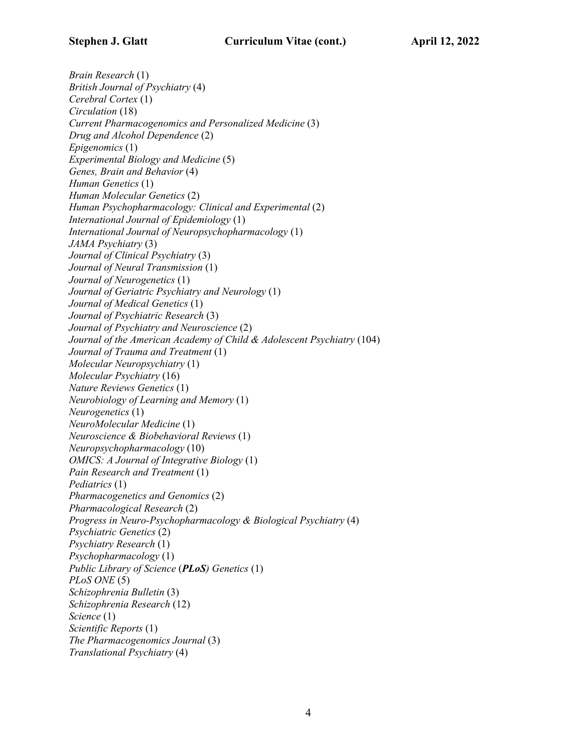*Brain Research* (1)  
*British Journal of Psychiatry* (4)  
*Cerebral Cortex* (1)  
*Circulation* (18)  
*Current Pharmacogenomics and Personalized Medicine* (3)  
*Drug and Alcohol Dependence* (2)  
*Epigenomics* (1)  
*Experimental Biology and Medicine* (5)  
*Genes, Brain and Behavior* (4)  
*Human Genetics* (1)  
*Human Molecular Genetics* (2)  
*Human Psychopharmacology: Clinical and Experimental* (2)  
*International Journal of Epidemiology* (1)  
*International Journal of Neuropsychopharmacology* (1)  
*JAMA Psychiatry* (3)  
*Journal of Clinical Psychiatry* (3)  
*Journal of Neural Transmission* (1)  
*Journal of Neurogenetics* (1)  
*Journal of Geriatric Psychiatry and Neurology* (1)  
*Journal of Medical Genetics* (1)  
*Journal of Psychiatric Research* (3)  
*Journal of Psychiatry and Neuroscience* (2)  
*Journal of the American Academy of Child & Adolescent Psychiatry* (104)  
*Journal of Trauma and Treatment* (1)  
*Molecular Neuropsychiatry* (1)  
*Molecular Psychiatry* (16)  
*Nature Reviews Genetics* (1)  
*Neurobiology of Learning and Memory* (1)  
*Neurogenetics* (1)  
*NeuroMolecular Medicine* (1)  
*Neuroscience & Biobehavioral Reviews* (1)  
*Neuropsychopharmacology* (10)  
*OMICS: A Journal of Integrative Biology* (1)  
*Pain Research and Treatment* (1)  
*Pediatrics* (1)  
*Pharmacogenetics and Genomics* (2)  
*Pharmacological Research* (2)  
*Progress in Neuro-Psychopharmacology & Biological Psychiatry* (4)  
*Psychiatric Genetics* (2)  
*Psychiatry Research* (1)  
*Psychopharmacology* (1)  
*Public Library of Science (**PLoS**) Genetics* (1)  
*PLoS ONE* (5)  
*Schizophrenia Bulletin* (3)  
*Schizophrenia Research* (12)  
*Science* (1)  
*Scientific Reports* (1)  
*The Pharmacogenomics Journal* (3)  
*Translational Psychiatry* (4)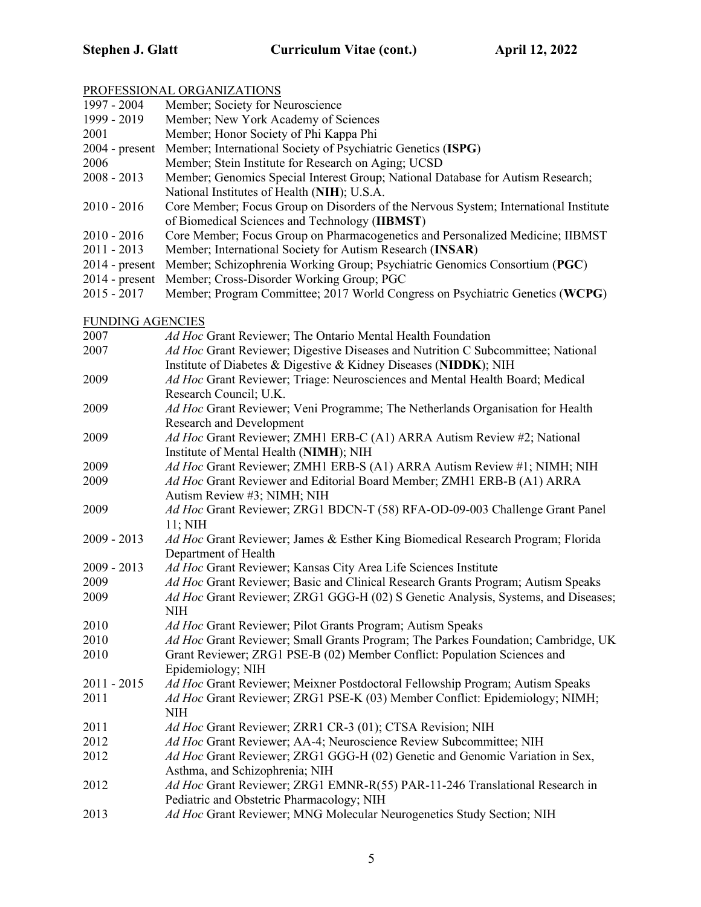## PROFESSIONAL ORGANIZATIONS

| | |
|---|---|
| 1997 - 2004 | Member; Society for Neuroscience |
| 1999 - 2019 | Member; New York Academy of Sciences |
| 2001 | Member; Honor Society of Phi Kappa Phi |
| 2004 - present | Member; International Society of Psychiatric Genetics (**ISPG**) |
| 2006 | Member; Stein Institute for Research on Aging; UCSD |
| 2008 - 2013 | Member; Genomics Special Interest Group; National Database for Autism Research; National Institutes of Health (**NIH**); U.S.A. |
| 2010 - 2016 | Core Member; Focus Group on Disorders of the Nervous System; International Institute of Biomedical Sciences and Technology (**IIBMST**) |
| 2010 - 2016 | Core Member; Focus Group on Pharmacogenetics and Personalized Medicine; IIBMST |
| 2011 - 2013 | Member; International Society for Autism Research (**INSAR**) |
| 2014 - present | Member; Schizophrenia Working Group; Psychiatric Genomics Consortium (**PGC**) |
| 2014 - present | Member; Cross-Disorder Working Group; PGC |
| 2015 - 2017 | Member; Program Committee; 2017 World Congress on Psychiatric Genetics (**WCPG**) |

## FUNDING AGENCIES

| | |
|---|---|
| 2007 | *Ad Hoc* Grant Reviewer; The Ontario Mental Health Foundation |
| 2007 | *Ad Hoc* Grant Reviewer; Digestive Diseases and Nutrition C Subcommittee; National Institute of Diabetes & Digestive & Kidney Diseases (**NIDDK**); NIH |
| 2009 | *Ad Hoc* Grant Reviewer; Triage: Neurosciences and Mental Health Board; Medical Research Council; U.K. |
| 2009 | *Ad Hoc* Grant Reviewer; Veni Programme; The Netherlands Organisation for Health Research and Development |
| 2009 | *Ad Hoc* Grant Reviewer; ZMH1 ERB-C (A1) ARRA Autism Review #2; National Institute of Mental Health (**NIMH**); NIH |
| 2009 | *Ad Hoc* Grant Reviewer; ZMH1 ERB-S (A1) ARRA Autism Review #1; NIMH; NIH |
| 2009 | *Ad Hoc* Grant Reviewer and Editorial Board Member; ZMH1 ERB-B (A1) ARRA Autism Review #3; NIMH; NIH |
| 2009 | *Ad Hoc* Grant Reviewer; ZRG1 BDCN-T (58) RFA-OD-09-003 Challenge Grant Panel 11; NIH |
| 2009 - 2013 | *Ad Hoc* Grant Reviewer; James & Esther King Biomedical Research Program; Florida Department of Health |
| 2009 - 2013 | *Ad Hoc* Grant Reviewer; Kansas City Area Life Sciences Institute |
| 2009 | *Ad Hoc* Grant Reviewer; Basic and Clinical Research Grants Program; Autism Speaks |
| 2009 | *Ad Hoc* Grant Reviewer; ZRG1 GGG-H (02) S Genetic Analysis, Systems, and Diseases; NIH |
| 2010 | *Ad Hoc* Grant Reviewer; Pilot Grants Program; Autism Speaks |
| 2010 | *Ad Hoc* Grant Reviewer; Small Grants Program; The Parkes Foundation; Cambridge, UK |
| 2010 | Grant Reviewer; ZRG1 PSE-B (02) Member Conflict: Population Sciences and Epidemiology; NIH |
| 2011 - 2015 | *Ad Hoc* Grant Reviewer; Meixner Postdoctoral Fellowship Program; Autism Speaks |
| 2011 | *Ad Hoc* Grant Reviewer; ZRG1 PSE-K (03) Member Conflict: Epidemiology; NIMH; NIH |
| 2011 | *Ad Hoc* Grant Reviewer; ZRR1 CR-3 (01); CTSA Revision; NIH |
| 2012 | *Ad Hoc* Grant Reviewer; AA-4; Neuroscience Review Subcommittee; NIH |
| 2012 | *Ad Hoc* Grant Reviewer; ZRG1 GGG-H (02) Genetic and Genomic Variation in Sex, Asthma, and Schizophrenia; NIH |
| 2012 | *Ad Hoc* Grant Reviewer; ZRG1 EMNR-R(55) PAR-11-246 Translational Research in Pediatric and Obstetric Pharmacology; NIH |
| 2013 | *Ad Hoc* Grant Reviewer; MNG Molecular Neurogenetics Study Section; NIH |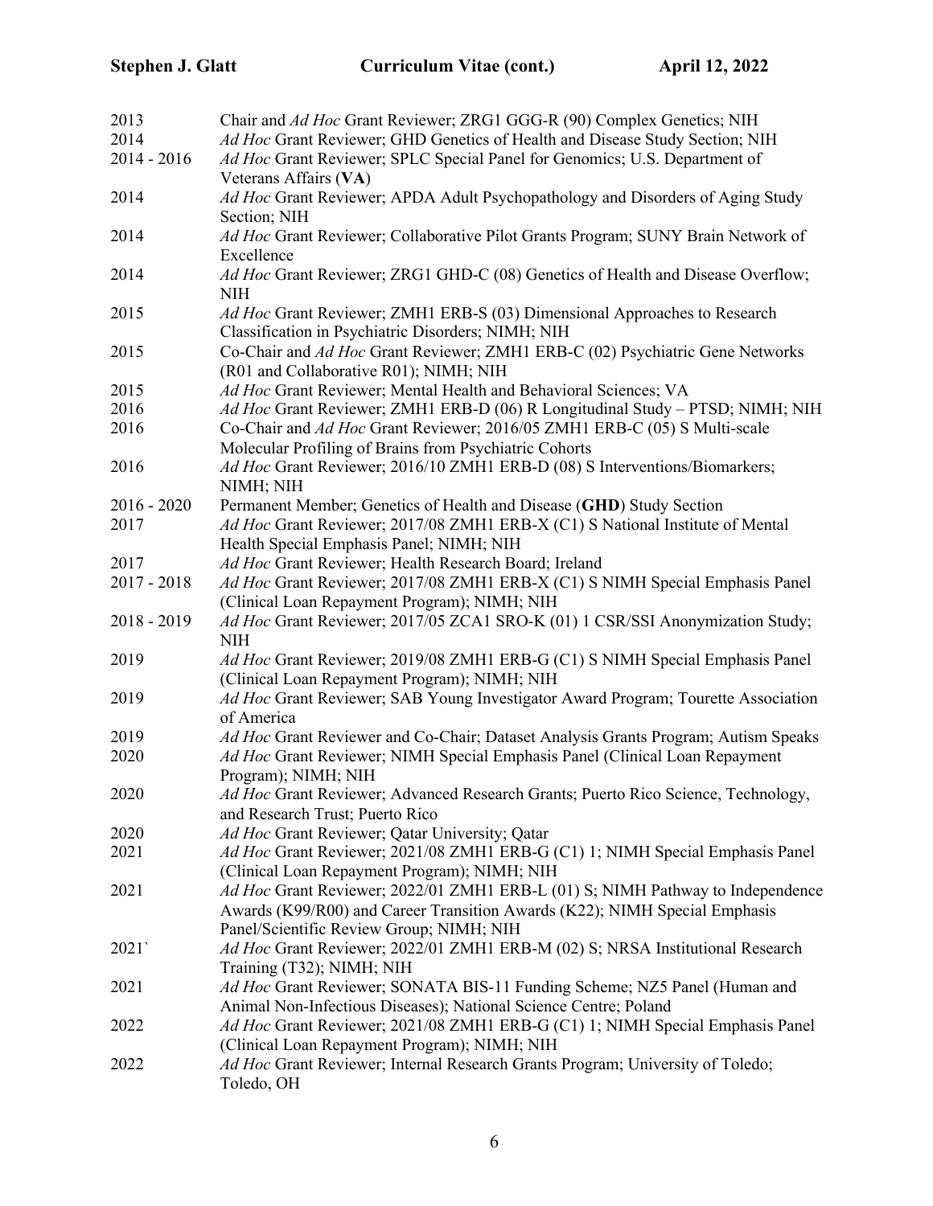2013 Chair and *Ad Hoc* Grant Reviewer; ZRG1 GGG-R (90) Complex Genetics; NIH

2014 *Ad Hoc* Grant Reviewer; GHD Genetics of Health and Disease Study Section; NIH

2014 - 2016 *Ad Hoc* Grant Reviewer; SPLC Special Panel for Genomics; U.S. Department of Veterans Affairs (**VA**)

2014 *Ad Hoc* Grant Reviewer; APDA Adult Psychopathology and Disorders of Aging Study Section; NIH

2014 *Ad Hoc* Grant Reviewer; Collaborative Pilot Grants Program; SUNY Brain Network of Excellence

2014 *Ad Hoc* Grant Reviewer; ZRG1 GHD-C (08) Genetics of Health and Disease Overflow; NIH

2015 *Ad Hoc* Grant Reviewer; ZMH1 ERB-S (03) Dimensional Approaches to Research Classification in Psychiatric Disorders; NIMH; NIH

2015 Co-Chair and *Ad Hoc* Grant Reviewer; ZMH1 ERB-C (02) Psychiatric Gene Networks (R01 and Collaborative R01); NIMH; NIH

2015 *Ad Hoc* Grant Reviewer; Mental Health and Behavioral Sciences; VA

2016 *Ad Hoc* Grant Reviewer; ZMH1 ERB-D (06) R Longitudinal Study – PTSD; NIMH; NIH

2016 Co-Chair and *Ad Hoc* Grant Reviewer; 2016/05 ZMH1 ERB-C (05) S Multi-scale Molecular Profiling of Brains from Psychiatric Cohorts

2016 *Ad Hoc* Grant Reviewer; 2016/10 ZMH1 ERB-D (08) S Interventions/Biomarkers; NIMH; NIH

2016 - 2020 Permanent Member; Genetics of Health and Disease (**GHD**) Study Section

2017 *Ad Hoc* Grant Reviewer; 2017/08 ZMH1 ERB-X (C1) S National Institute of Mental Health Special Emphasis Panel; NIMH; NIH

2017 *Ad Hoc* Grant Reviewer; Health Research Board; Ireland

2017 - 2018 *Ad Hoc* Grant Reviewer; 2017/08 ZMH1 ERB-X (C1) S NIMH Special Emphasis Panel (Clinical Loan Repayment Program); NIMH; NIH

2018 - 2019 *Ad Hoc* Grant Reviewer; 2017/05 ZCA1 SRO-K (01) 1 CSR/SSI Anonymization Study; NIH

2019 *Ad Hoc* Grant Reviewer; 2019/08 ZMH1 ERB-G (C1) S NIMH Special Emphasis Panel (Clinical Loan Repayment Program); NIMH; NIH

2019 *Ad Hoc* Grant Reviewer; SAB Young Investigator Award Program; Tourette Association of America

2019 *Ad Hoc* Grant Reviewer and Co-Chair; Dataset Analysis Grants Program; Autism Speaks

2020 *Ad Hoc* Grant Reviewer; NIMH Special Emphasis Panel (Clinical Loan Repayment Program); NIMH; NIH

2020 *Ad Hoc* Grant Reviewer; Advanced Research Grants; Puerto Rico Science, Technology, and Research Trust; Puerto Rico

2020 *Ad Hoc* Grant Reviewer; Qatar University; Qatar

2021 *Ad Hoc* Grant Reviewer; 2021/08 ZMH1 ERB-G (C1) 1; NIMH Special Emphasis Panel (Clinical Loan Repayment Program); NIMH; NIH

2021 *Ad Hoc* Grant Reviewer; 2022/01 ZMH1 ERB-L (01) S; NIMH Pathway to Independence Awards (K99/R00) and Career Transition Awards (K22); NIMH Special Emphasis Panel/Scientific Review Group; NIMH; NIH

2021` *Ad Hoc* Grant Reviewer; 2022/01 ZMH1 ERB-M (02) S; NRSA Institutional Research Training (T32); NIMH; NIH

2021 *Ad Hoc* Grant Reviewer; SONATA BIS-11 Funding Scheme; NZ5 Panel (Human and Animal Non-Infectious Diseases); National Science Centre; Poland

2022 *Ad Hoc* Grant Reviewer; 2021/08 ZMH1 ERB-G (C1) 1; NIMH Special Emphasis Panel (Clinical Loan Repayment Program); NIMH; NIH

2022 *Ad Hoc* Grant Reviewer; Internal Research Grants Program; University of Toledo; Toledo, OH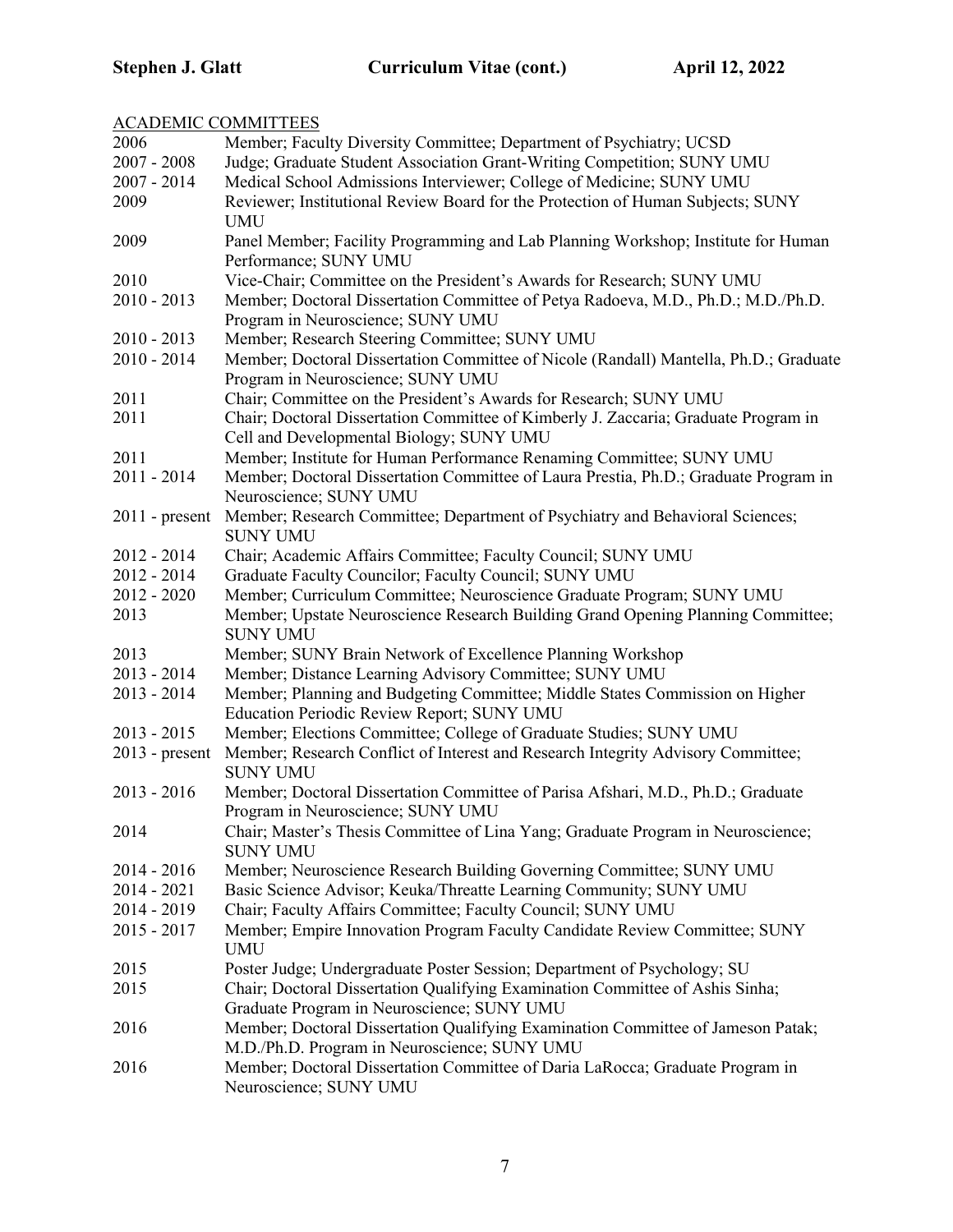ACADEMIC COMMITTEES

| | |
|---|---|
| 2006 | Member; Faculty Diversity Committee; Department of Psychiatry; UCSD |
| 2007 - 2008 | Judge; Graduate Student Association Grant-Writing Competition; SUNY UMU |
| 2007 - 2014 | Medical School Admissions Interviewer; College of Medicine; SUNY UMU |
| 2009 | Reviewer; Institutional Review Board for the Protection of Human Subjects; SUNY UMU |
| 2009 | Panel Member; Facility Programming and Lab Planning Workshop; Institute for Human Performance; SUNY UMU |
| 2010 | Vice-Chair; Committee on the President's Awards for Research; SUNY UMU |
| 2010 - 2013 | Member; Doctoral Dissertation Committee of Petya Radoeva, M.D., Ph.D.; M.D./Ph.D. Program in Neuroscience; SUNY UMU |
| 2010 - 2013 | Member; Research Steering Committee; SUNY UMU |
| 2010 - 2014 | Member; Doctoral Dissertation Committee of Nicole (Randall) Mantella, Ph.D.; Graduate Program in Neuroscience; SUNY UMU |
| 2011 | Chair; Committee on the President's Awards for Research; SUNY UMU |
| 2011 | Chair; Doctoral Dissertation Committee of Kimberly J. Zaccaria; Graduate Program in Cell and Developmental Biology; SUNY UMU |
| 2011 | Member; Institute for Human Performance Renaming Committee; SUNY UMU |
| 2011 - 2014 | Member; Doctoral Dissertation Committee of Laura Prestia, Ph.D.; Graduate Program in Neuroscience; SUNY UMU |
| 2011 - present | Member; Research Committee; Department of Psychiatry and Behavioral Sciences; SUNY UMU |
| 2012 - 2014 | Chair; Academic Affairs Committee; Faculty Council; SUNY UMU |
| 2012 - 2014 | Graduate Faculty Councilor; Faculty Council; SUNY UMU |
| 2012 - 2020 | Member; Curriculum Committee; Neuroscience Graduate Program; SUNY UMU |
| 2013 | Member; Upstate Neuroscience Research Building Grand Opening Planning Committee; SUNY UMU |
| 2013 | Member; SUNY Brain Network of Excellence Planning Workshop |
| 2013 - 2014 | Member; Distance Learning Advisory Committee; SUNY UMU |
| 2013 - 2014 | Member; Planning and Budgeting Committee; Middle States Commission on Higher Education Periodic Review Report; SUNY UMU |
| 2013 - 2015 | Member; Elections Committee; College of Graduate Studies; SUNY UMU |
| 2013 - present | Member; Research Conflict of Interest and Research Integrity Advisory Committee; SUNY UMU |
| 2013 - 2016 | Member; Doctoral Dissertation Committee of Parisa Afshari, M.D., Ph.D.; Graduate Program in Neuroscience; SUNY UMU |
| 2014 | Chair; Master's Thesis Committee of Lina Yang; Graduate Program in Neuroscience; SUNY UMU |
| 2014 - 2016 | Member; Neuroscience Research Building Governing Committee; SUNY UMU |
| 2014 - 2021 | Basic Science Advisor; Keuka/Threatte Learning Community; SUNY UMU |
| 2014 - 2019 | Chair; Faculty Affairs Committee; Faculty Council; SUNY UMU |
| 2015 - 2017 | Member; Empire Innovation Program Faculty Candidate Review Committee; SUNY UMU |
| 2015 | Poster Judge; Undergraduate Poster Session; Department of Psychology; SU |
| 2015 | Chair; Doctoral Dissertation Qualifying Examination Committee of Ashis Sinha; Graduate Program in Neuroscience; SUNY UMU |
| 2016 | Member; Doctoral Dissertation Qualifying Examination Committee of Jameson Patak; M.D./Ph.D. Program in Neuroscience; SUNY UMU |
| 2016 | Member; Doctoral Dissertation Committee of Daria LaRocca; Graduate Program in Neuroscience; SUNY UMU |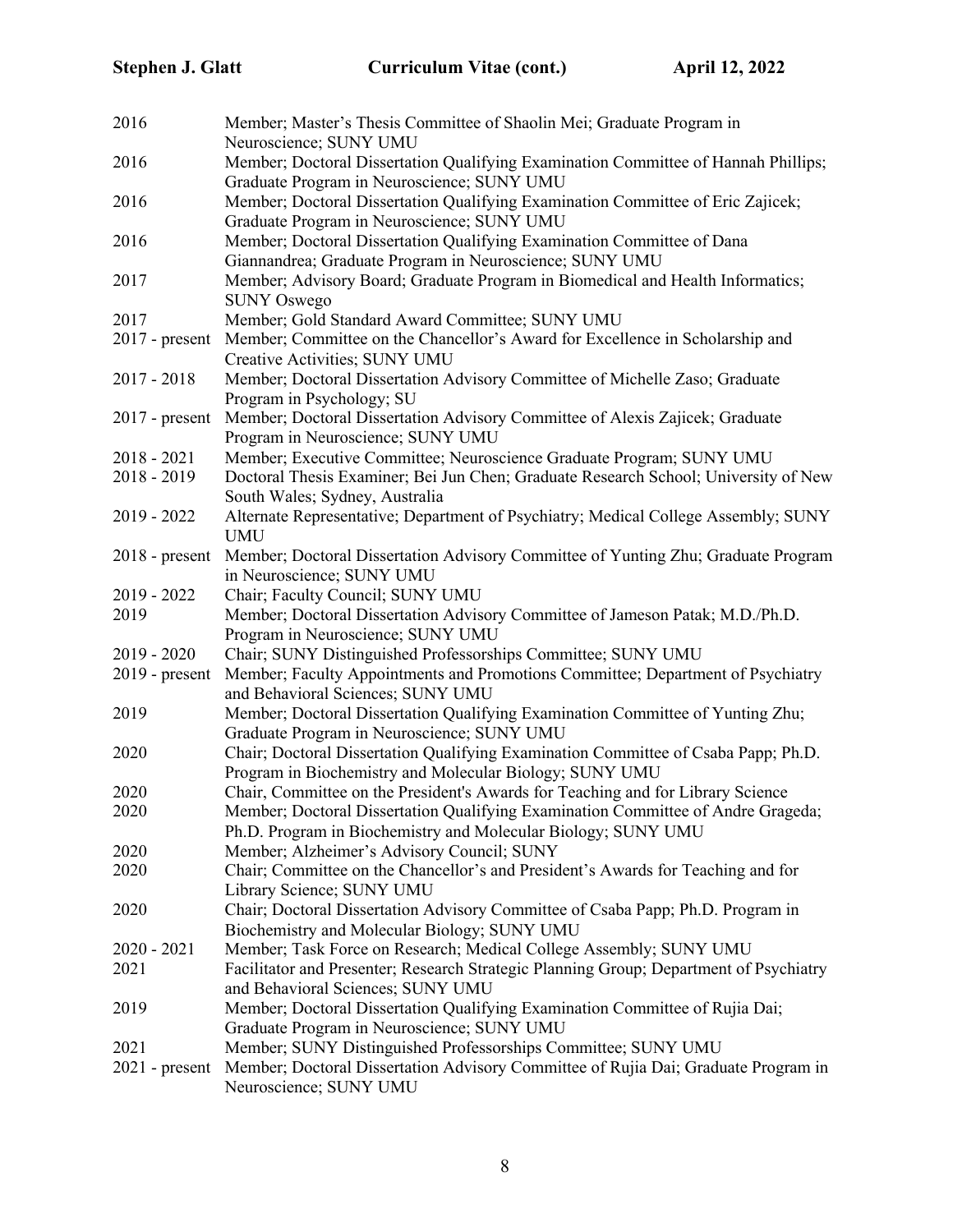2016 Member; Master's Thesis Committee of Shaolin Mei; Graduate Program in Neuroscience; SUNY UMU

2016 Member; Doctoral Dissertation Qualifying Examination Committee of Hannah Phillips; Graduate Program in Neuroscience; SUNY UMU

2016 Member; Doctoral Dissertation Qualifying Examination Committee of Eric Zajicek; Graduate Program in Neuroscience; SUNY UMU

2016 Member; Doctoral Dissertation Qualifying Examination Committee of Dana Giannandrea; Graduate Program in Neuroscience; SUNY UMU

2017 Member; Advisory Board; Graduate Program in Biomedical and Health Informatics; SUNY Oswego

2017 Member; Gold Standard Award Committee; SUNY UMU

2017 - present Member; Committee on the Chancellor's Award for Excellence in Scholarship and Creative Activities; SUNY UMU

2017 - 2018 Member; Doctoral Dissertation Advisory Committee of Michelle Zaso; Graduate Program in Psychology; SU

2017 - present Member; Doctoral Dissertation Advisory Committee of Alexis Zajicek; Graduate Program in Neuroscience; SUNY UMU

2018 - 2021 Member; Executive Committee; Neuroscience Graduate Program; SUNY UMU

2018 - 2019 Doctoral Thesis Examiner; Bei Jun Chen; Graduate Research School; University of New South Wales; Sydney, Australia

2019 - 2022 Alternate Representative; Department of Psychiatry; Medical College Assembly; SUNY UMU

2018 - present Member; Doctoral Dissertation Advisory Committee of Yunting Zhu; Graduate Program in Neuroscience; SUNY UMU

2019 - 2022 Chair; Faculty Council; SUNY UMU

2019 Member; Doctoral Dissertation Advisory Committee of Jameson Patak; M.D./Ph.D. Program in Neuroscience; SUNY UMU

2019 - 2020 Chair; SUNY Distinguished Professorships Committee; SUNY UMU

2019 - present Member; Faculty Appointments and Promotions Committee; Department of Psychiatry and Behavioral Sciences; SUNY UMU

2019 Member; Doctoral Dissertation Qualifying Examination Committee of Yunting Zhu; Graduate Program in Neuroscience; SUNY UMU

2020 Chair; Doctoral Dissertation Qualifying Examination Committee of Csaba Papp; Ph.D. Program in Biochemistry and Molecular Biology; SUNY UMU

2020 Chair, Committee on the President's Awards for Teaching and for Library Science

2020 Member; Doctoral Dissertation Qualifying Examination Committee of Andre Grageda; Ph.D. Program in Biochemistry and Molecular Biology; SUNY UMU

2020 Member; Alzheimer's Advisory Council; SUNY

2020 Chair; Committee on the Chancellor's and President's Awards for Teaching and for Library Science; SUNY UMU

2020 Chair; Doctoral Dissertation Advisory Committee of Csaba Papp; Ph.D. Program in Biochemistry and Molecular Biology; SUNY UMU

2020 - 2021 Member; Task Force on Research; Medical College Assembly; SUNY UMU

2021 Facilitator and Presenter; Research Strategic Planning Group; Department of Psychiatry and Behavioral Sciences; SUNY UMU

2019 Member; Doctoral Dissertation Qualifying Examination Committee of Rujia Dai; Graduate Program in Neuroscience; SUNY UMU

2021 Member; SUNY Distinguished Professorships Committee; SUNY UMU

2021 - present Member; Doctoral Dissertation Advisory Committee of Rujia Dai; Graduate Program in Neuroscience; SUNY UMU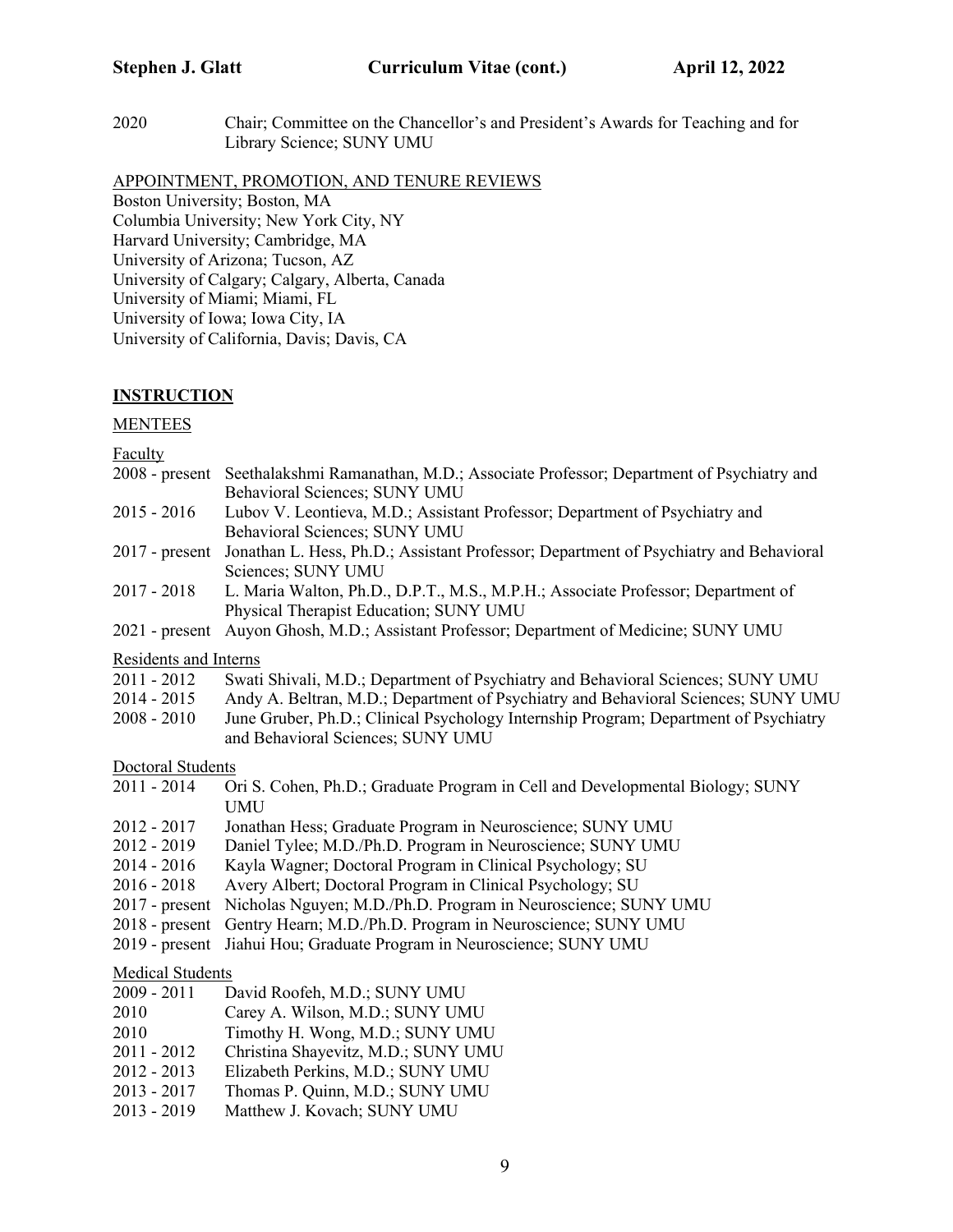2020 Chair; Committee on the Chancellor's and President's Awards for Teaching and for Library Science; SUNY UMU

APPOINTMENT, PROMOTION, AND TENURE REVIEWS

Boston University; Boston, MA
Columbia University; New York City, NY
Harvard University; Cambridge, MA
University of Arizona; Tucson, AZ
University of Calgary; Calgary, Alberta, Canada
University of Miami; Miami, FL
University of Iowa; Iowa City, IA
University of California, Davis; Davis, CA

## INSTRUCTION

### MENTEES

#### Faculty

2008 - present Seethalakshmi Ramanathan, M.D.; Associate Professor; Department of Psychiatry and Behavioral Sciences; SUNY UMU
2015 - 2016 Lubov V. Leontieva, M.D.; Assistant Professor; Department of Psychiatry and Behavioral Sciences; SUNY UMU
2017 - present Jonathan L. Hess, Ph.D.; Assistant Professor; Department of Psychiatry and Behavioral Sciences; SUNY UMU
2017 - 2018 L. Maria Walton, Ph.D., D.P.T., M.S., M.P.H.; Associate Professor; Department of Physical Therapist Education; SUNY UMU
2021 - present Auyon Ghosh, M.D.; Assistant Professor; Department of Medicine; SUNY UMU

#### Residents and Interns

2011 - 2012 Swati Shivali, M.D.; Department of Psychiatry and Behavioral Sciences; SUNY UMU
2014 - 2015 Andy A. Beltran, M.D.; Department of Psychiatry and Behavioral Sciences; SUNY UMU
2008 - 2010 June Gruber, Ph.D.; Clinical Psychology Internship Program; Department of Psychiatry and Behavioral Sciences; SUNY UMU

#### Doctoral Students

2011 - 2014 Ori S. Cohen, Ph.D.; Graduate Program in Cell and Developmental Biology; SUNY UMU
2012 - 2017 Jonathan Hess; Graduate Program in Neuroscience; SUNY UMU
2012 - 2019 Daniel Tylee; M.D./Ph.D. Program in Neuroscience; SUNY UMU
2014 - 2016 Kayla Wagner; Doctoral Program in Clinical Psychology; SU
2016 - 2018 Avery Albert; Doctoral Program in Clinical Psychology; SU
2017 - present Nicholas Nguyen; M.D./Ph.D. Program in Neuroscience; SUNY UMU
2018 - present Gentry Hearn; M.D./Ph.D. Program in Neuroscience; SUNY UMU
2019 - present Jiahui Hou; Graduate Program in Neuroscience; SUNY UMU

#### Medical Students

2009 - 2011 David Roofeh, M.D.; SUNY UMU
2010 Carey A. Wilson, M.D.; SUNY UMU
2010 Timothy H. Wong, M.D.; SUNY UMU
2011 - 2012 Christina Shayevitz, M.D.; SUNY UMU
2012 - 2013 Elizabeth Perkins, M.D.; SUNY UMU
2013 - 2017 Thomas P. Quinn, M.D.; SUNY UMU
2013 - 2019 Matthew J. Kovach; SUNY UMU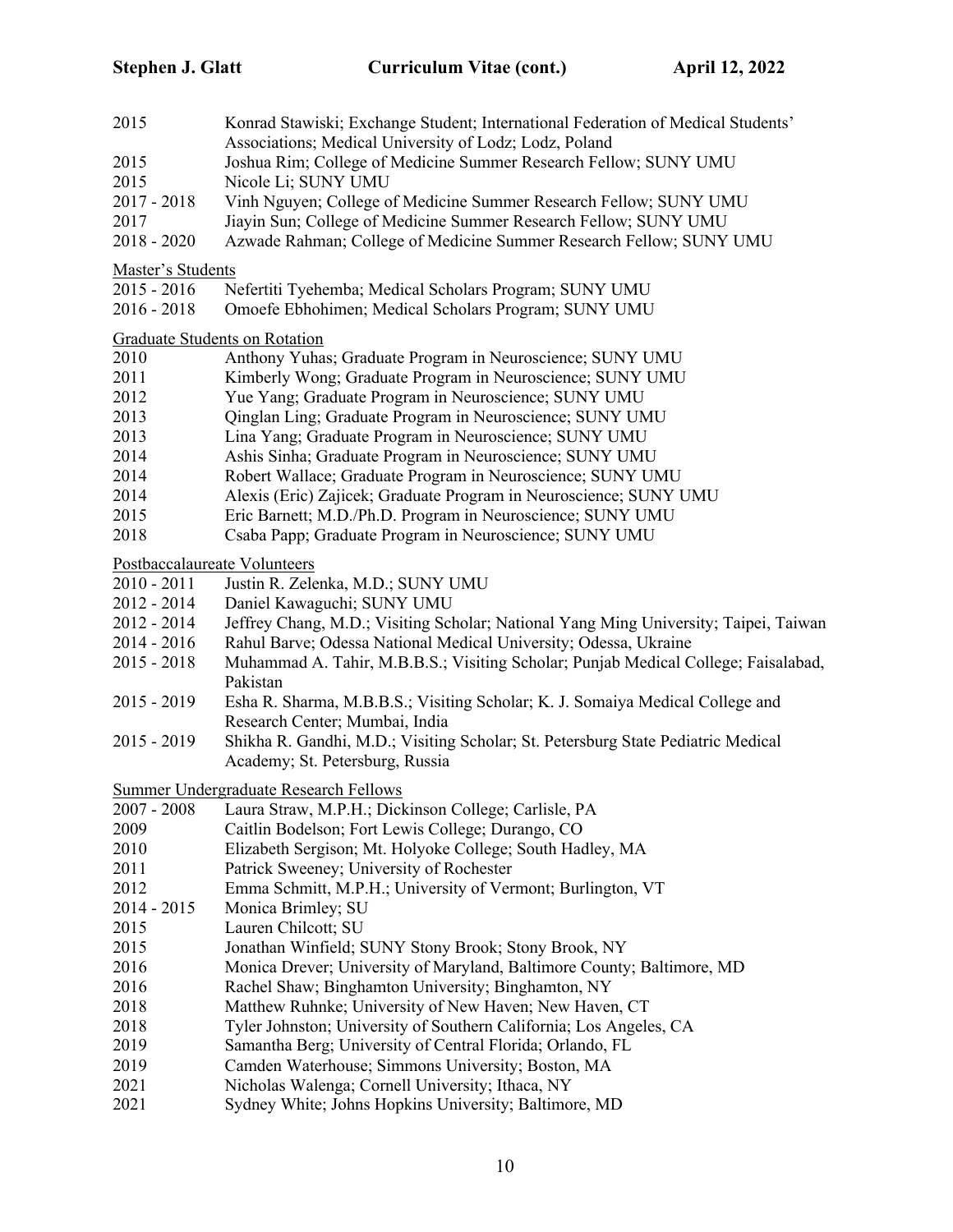2015 Konrad Stawiski; Exchange Student; International Federation of Medical Students' Associations; Medical University of Lodz; Lodz, Poland
2015 Joshua Rim; College of Medicine Summer Research Fellow; SUNY UMU
2015 Nicole Li; SUNY UMU
2017 - 2018 Vinh Nguyen; College of Medicine Summer Research Fellow; SUNY UMU
2017 Jiayin Sun; College of Medicine Summer Research Fellow; SUNY UMU
2018 - 2020 Azwade Rahman; College of Medicine Summer Research Fellow; SUNY UMU

Master's Students

2015 - 2016 Nefertiti Tyehemba; Medical Scholars Program; SUNY UMU
2016 - 2018 Omoefe Ebhohimen; Medical Scholars Program; SUNY UMU

Graduate Students on Rotation

2010 Anthony Yuhas; Graduate Program in Neuroscience; SUNY UMU
2011 Kimberly Wong; Graduate Program in Neuroscience; SUNY UMU
2012 Yue Yang; Graduate Program in Neuroscience; SUNY UMU
2013 Qinglan Ling; Graduate Program in Neuroscience; SUNY UMU
2013 Lina Yang; Graduate Program in Neuroscience; SUNY UMU
2014 Ashis Sinha; Graduate Program in Neuroscience; SUNY UMU
2014 Robert Wallace; Graduate Program in Neuroscience; SUNY UMU
2014 Alexis (Eric) Zajicek; Graduate Program in Neuroscience; SUNY UMU
2015 Eric Barnett; M.D./Ph.D. Program in Neuroscience; SUNY UMU
2018 Csaba Papp; Graduate Program in Neuroscience; SUNY UMU

Postbaccalaureate Volunteers

2010 - 2011 Justin R. Zelenka, M.D.; SUNY UMU
2012 - 2014 Daniel Kawaguchi; SUNY UMU
2012 - 2014 Jeffrey Chang, M.D.; Visiting Scholar; National Yang Ming University; Taipei, Taiwan
2014 - 2016 Rahul Barve; Odessa National Medical University; Odessa, Ukraine
2015 - 2018 Muhammad A. Tahir, M.B.B.S.; Visiting Scholar; Punjab Medical College; Faisalabad, Pakistan
2015 - 2019 Esha R. Sharma, M.B.B.S.; Visiting Scholar; K. J. Somaiya Medical College and Research Center; Mumbai, India
2015 - 2019 Shikha R. Gandhi, M.D.; Visiting Scholar; St. Petersburg State Pediatric Medical Academy; St. Petersburg, Russia

Summer Undergraduate Research Fellows

2007 - 2008 Laura Straw, M.P.H.; Dickinson College; Carlisle, PA
2009 Caitlin Bodelson; Fort Lewis College; Durango, CO
2010 Elizabeth Sergison; Mt. Holyoke College; South Hadley, MA
2011 Patrick Sweeney; University of Rochester
2012 Emma Schmitt, M.P.H.; University of Vermont; Burlington, VT
2014 - 2015 Monica Brimley; SU
2015 Lauren Chilcott; SU
2015 Jonathan Winfield; SUNY Stony Brook; Stony Brook, NY
2016 Monica Drever; University of Maryland, Baltimore County; Baltimore, MD
2016 Rachel Shaw; Binghamton University; Binghamton, NY
2018 Matthew Ruhnke; University of New Haven; New Haven, CT
2018 Tyler Johnston; University of Southern California; Los Angeles, CA
2019 Samantha Berg; University of Central Florida; Orlando, FL
2019 Camden Waterhouse; Simmons University; Boston, MA
2021 Nicholas Walenga; Cornell University; Ithaca, NY
2021 Sydney White; Johns Hopkins University; Baltimore, MD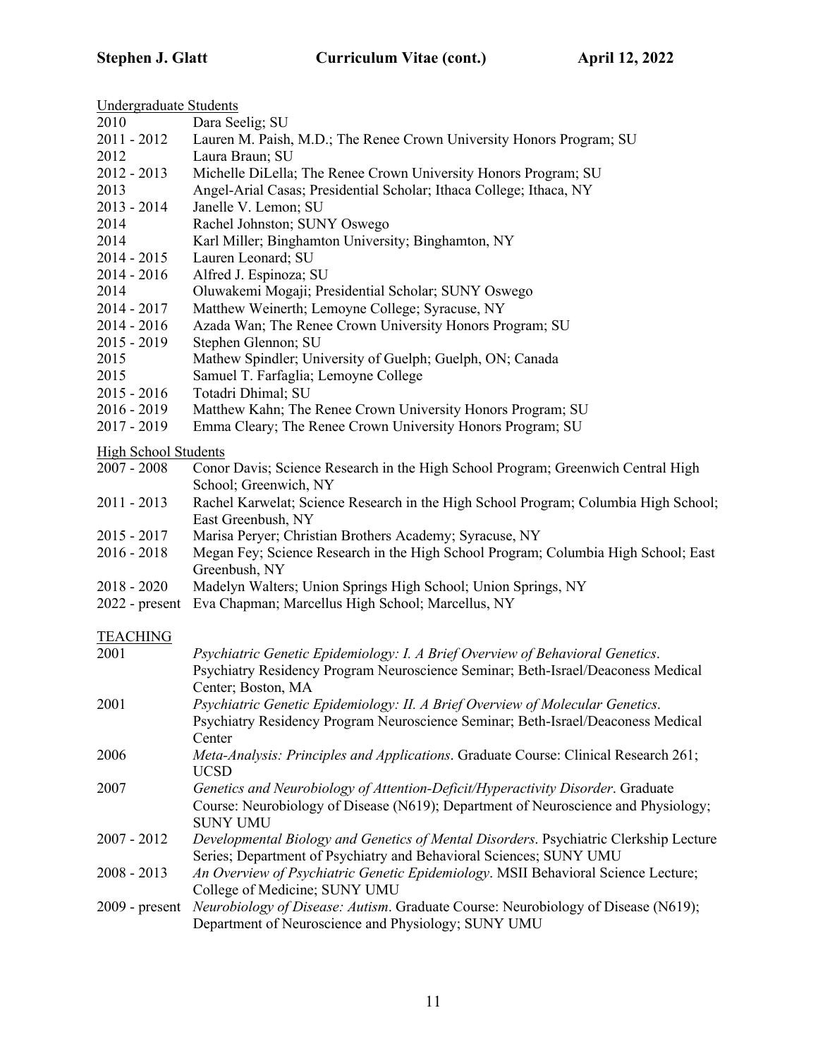Undergraduate Students

2010 Dara Seelig; SU
2011 - 2012 Lauren M. Paish, M.D.; The Renee Crown University Honors Program; SU
2012 Laura Braun; SU
2012 - 2013 Michelle DiLella; The Renee Crown University Honors Program; SU
2013 Angel-Arial Casas; Presidential Scholar; Ithaca College; Ithaca, NY
2013 - 2014 Janelle V. Lemon; SU
2014 Rachel Johnston; SUNY Oswego
2014 Karl Miller; Binghamton University; Binghamton, NY
2014 - 2015 Lauren Leonard; SU
2014 - 2016 Alfred J. Espinoza; SU
2014 Oluwakemi Mogaji; Presidential Scholar; SUNY Oswego
2014 - 2017 Matthew Weinerth; Lemoyne College; Syracuse, NY
2014 - 2016 Azada Wan; The Renee Crown University Honors Program; SU
2015 - 2019 Stephen Glennon; SU
2015 Mathew Spindler; University of Guelph; Guelph, ON; Canada
2015 Samuel T. Farfaglia; Lemoyne College
2015 - 2016 Totadri Dhimal; SU
2016 - 2019 Matthew Kahn; The Renee Crown University Honors Program; SU
2017 - 2019 Emma Cleary; The Renee Crown University Honors Program; SU

High School Students

2007 - 2008 Conor Davis; Science Research in the High School Program; Greenwich Central High School; Greenwich, NY
2011 - 2013 Rachel Karwelat; Science Research in the High School Program; Columbia High School; East Greenbush, NY
2015 - 2017 Marisa Peryer; Christian Brothers Academy; Syracuse, NY
2016 - 2018 Megan Fey; Science Research in the High School Program; Columbia High School; East Greenbush, NY
2018 - 2020 Madelyn Walters; Union Springs High School; Union Springs, NY
2022 - present Eva Chapman; Marcellus High School; Marcellus, NY

TEACHING

2001 *Psychiatric Genetic Epidemiology: I. A Brief Overview of Behavioral Genetics*. Psychiatry Residency Program Neuroscience Seminar; Beth-Israel/Deaconess Medical Center; Boston, MA
2001 *Psychiatric Genetic Epidemiology: II. A Brief Overview of Molecular Genetics*. Psychiatry Residency Program Neuroscience Seminar; Beth-Israel/Deaconess Medical Center
2006 *Meta-Analysis: Principles and Applications*. Graduate Course: Clinical Research 261; UCSD
2007 *Genetics and Neurobiology of Attention-Deficit/Hyperactivity Disorder*. Graduate Course: Neurobiology of Disease (N619); Department of Neuroscience and Physiology; SUNY UMU
2007 - 2012 *Developmental Biology and Genetics of Mental Disorders*. Psychiatric Clerkship Lecture Series; Department of Psychiatry and Behavioral Sciences; SUNY UMU
2008 - 2013 *An Overview of Psychiatric Genetic Epidemiology*. MSII Behavioral Science Lecture; College of Medicine; SUNY UMU
2009 - present *Neurobiology of Disease: Autism*. Graduate Course: Neurobiology of Disease (N619); Department of Neuroscience and Physiology; SUNY UMU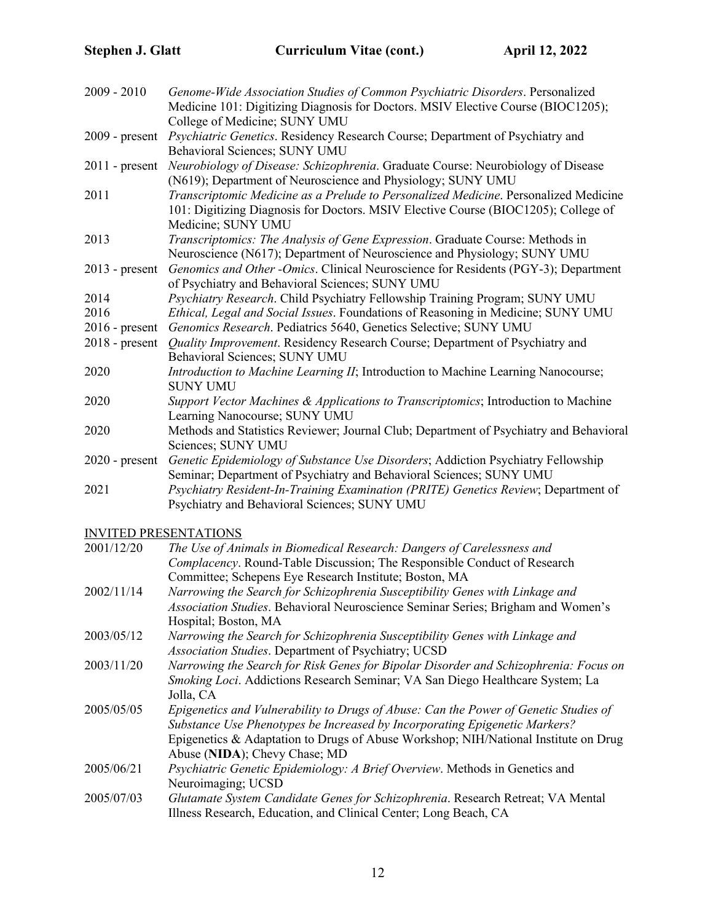| | |
|---|---|
| 2009 - 2010 | *Genome-Wide Association Studies of Common Psychiatric Disorders*. Personalized Medicine 101: Digitizing Diagnosis for Doctors. MSIV Elective Course (BIOC1205); College of Medicine; SUNY UMU |
| 2009 - present | *Psychiatric Genetics*. Residency Research Course; Department of Psychiatry and Behavioral Sciences; SUNY UMU |
| 2011 - present | *Neurobiology of Disease: Schizophrenia*. Graduate Course: Neurobiology of Disease (N619); Department of Neuroscience and Physiology; SUNY UMU |
| 2011 | *Transcriptomic Medicine as a Prelude to Personalized Medicine*. Personalized Medicine 101: Digitizing Diagnosis for Doctors. MSIV Elective Course (BIOC1205); College of Medicine; SUNY UMU |
| 2013 | *Transcriptomics: The Analysis of Gene Expression*. Graduate Course: Methods in Neuroscience (N617); Department of Neuroscience and Physiology; SUNY UMU |
| 2013 - present | *Genomics and Other -Omics*. Clinical Neuroscience for Residents (PGY-3); Department of Psychiatry and Behavioral Sciences; SUNY UMU |
| 2014 | *Psychiatry Research*. Child Psychiatry Fellowship Training Program; SUNY UMU |
| 2016 | *Ethical, Legal and Social Issues*. Foundations of Reasoning in Medicine; SUNY UMU |
| 2016 - present | *Genomics Research*. Pediatrics 5640, Genetics Selective; SUNY UMU |
| 2018 - present | *Quality Improvement*. Residency Research Course; Department of Psychiatry and Behavioral Sciences; SUNY UMU |
| 2020 | *Introduction to Machine Learning II*; Introduction to Machine Learning Nanocourse; SUNY UMU |
| 2020 | *Support Vector Machines & Applications to Transcriptomics*; Introduction to Machine Learning Nanocourse; SUNY UMU |
| 2020 | Methods and Statistics Reviewer; Journal Club; Department of Psychiatry and Behavioral Sciences; SUNY UMU |
| 2020 - present | *Genetic Epidemiology of Substance Use Disorders*; Addiction Psychiatry Fellowship Seminar; Department of Psychiatry and Behavioral Sciences; SUNY UMU |
| 2021 | *Psychiatry Resident-In-Training Examination (PRITE) Genetics Review*; Department of Psychiatry and Behavioral Sciences; SUNY UMU |

## INVITED PRESENTATIONS

| | |
|---|---|
| 2001/12/20 | *The Use of Animals in Biomedical Research: Dangers of Carelessness and Complacency*. Round-Table Discussion; The Responsible Conduct of Research Committee; Schepens Eye Research Institute; Boston, MA |
| 2002/11/14 | *Narrowing the Search for Schizophrenia Susceptibility Genes with Linkage and Association Studies*. Behavioral Neuroscience Seminar Series; Brigham and Women's Hospital; Boston, MA |
| 2003/05/12 | *Narrowing the Search for Schizophrenia Susceptibility Genes with Linkage and Association Studies*. Department of Psychiatry; UCSD |
| 2003/11/20 | *Narrowing the Search for Risk Genes for Bipolar Disorder and Schizophrenia: Focus on Smoking Loci*. Addictions Research Seminar; VA San Diego Healthcare System; La Jolla, CA |
| 2005/05/05 | *Epigenetics and Vulnerability to Drugs of Abuse: Can the Power of Genetic Studies of Substance Use Phenotypes be Increased by Incorporating Epigenetic Markers?* Epigenetics & Adaptation to Drugs of Abuse Workshop; NIH/National Institute on Drug Abuse (**NIDA**); Chevy Chase; MD |
| 2005/06/21 | *Psychiatric Genetic Epidemiology: A Brief Overview*. Methods in Genetics and Neuroimaging; UCSD |
| 2005/07/03 | *Glutamate System Candidate Genes for Schizophrenia*. Research Retreat; VA Mental Illness Research, Education, and Clinical Center; Long Beach, CA |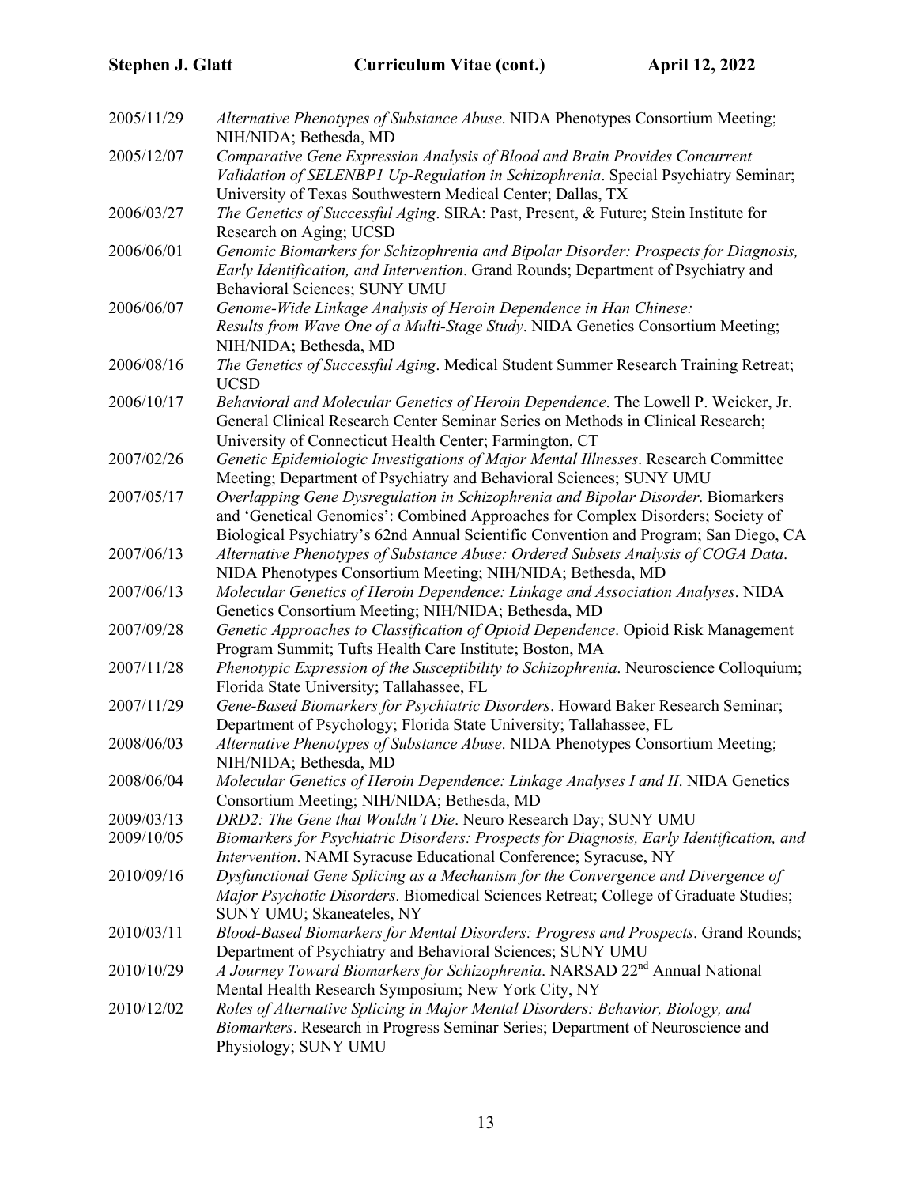2005/11/29 *Alternative Phenotypes of Substance Abuse*. NIDA Phenotypes Consortium Meeting; NIH/NIDA; Bethesda, MD

2005/12/07 *Comparative Gene Expression Analysis of Blood and Brain Provides Concurrent Validation of SELENBP1 Up-Regulation in Schizophrenia*. Special Psychiatry Seminar; University of Texas Southwestern Medical Center; Dallas, TX

2006/03/27 *The Genetics of Successful Aging*. SIRA: Past, Present, & Future; Stein Institute for Research on Aging; UCSD

2006/06/01 *Genomic Biomarkers for Schizophrenia and Bipolar Disorder: Prospects for Diagnosis, Early Identification, and Intervention*. Grand Rounds; Department of Psychiatry and Behavioral Sciences; SUNY UMU

2006/06/07 *Genome-Wide Linkage Analysis of Heroin Dependence in Han Chinese: Results from Wave One of a Multi-Stage Study*. NIDA Genetics Consortium Meeting; NIH/NIDA; Bethesda, MD

2006/08/16 *The Genetics of Successful Aging*. Medical Student Summer Research Training Retreat; UCSD

2006/10/17 *Behavioral and Molecular Genetics of Heroin Dependence*. The Lowell P. Weicker, Jr. General Clinical Research Center Seminar Series on Methods in Clinical Research; University of Connecticut Health Center; Farmington, CT

2007/02/26 *Genetic Epidemiologic Investigations of Major Mental Illnesses*. Research Committee Meeting; Department of Psychiatry and Behavioral Sciences; SUNY UMU

2007/05/17 *Overlapping Gene Dysregulation in Schizophrenia and Bipolar Disorder*. Biomarkers and 'Genetical Genomics': Combined Approaches for Complex Disorders; Society of Biological Psychiatry's 62nd Annual Scientific Convention and Program; San Diego, CA

2007/06/13 *Alternative Phenotypes of Substance Abuse: Ordered Subsets Analysis of COGA Data*. NIDA Phenotypes Consortium Meeting; NIH/NIDA; Bethesda, MD

2007/06/13 *Molecular Genetics of Heroin Dependence: Linkage and Association Analyses*. NIDA Genetics Consortium Meeting; NIH/NIDA; Bethesda, MD

2007/09/28 *Genetic Approaches to Classification of Opioid Dependence*. Opioid Risk Management Program Summit; Tufts Health Care Institute; Boston, MA

2007/11/28 *Phenotypic Expression of the Susceptibility to Schizophrenia*. Neuroscience Colloquium; Florida State University; Tallahassee, FL

2007/11/29 *Gene-Based Biomarkers for Psychiatric Disorders*. Howard Baker Research Seminar; Department of Psychology; Florida State University; Tallahassee, FL

2008/06/03 *Alternative Phenotypes of Substance Abuse*. NIDA Phenotypes Consortium Meeting; NIH/NIDA; Bethesda, MD

2008/06/04 *Molecular Genetics of Heroin Dependence: Linkage Analyses I and II*. NIDA Genetics Consortium Meeting; NIH/NIDA; Bethesda, MD

2009/03/13 *DRD2: The Gene that Wouldn't Die*. Neuro Research Day; SUNY UMU

2009/10/05 *Biomarkers for Psychiatric Disorders: Prospects for Diagnosis, Early Identification, and Intervention*. NAMI Syracuse Educational Conference; Syracuse, NY

2010/09/16 *Dysfunctional Gene Splicing as a Mechanism for the Convergence and Divergence of Major Psychotic Disorders*. Biomedical Sciences Retreat; College of Graduate Studies; SUNY UMU; Skaneateles, NY

2010/03/11 *Blood-Based Biomarkers for Mental Disorders: Progress and Prospects*. Grand Rounds; Department of Psychiatry and Behavioral Sciences; SUNY UMU

2010/10/29 *A Journey Toward Biomarkers for Schizophrenia*. NARSAD 22nd Annual National Mental Health Research Symposium; New York City, NY

2010/12/02 *Roles of Alternative Splicing in Major Mental Disorders: Behavior, Biology, and Biomarkers*. Research in Progress Seminar Series; Department of Neuroscience and Physiology; SUNY UMU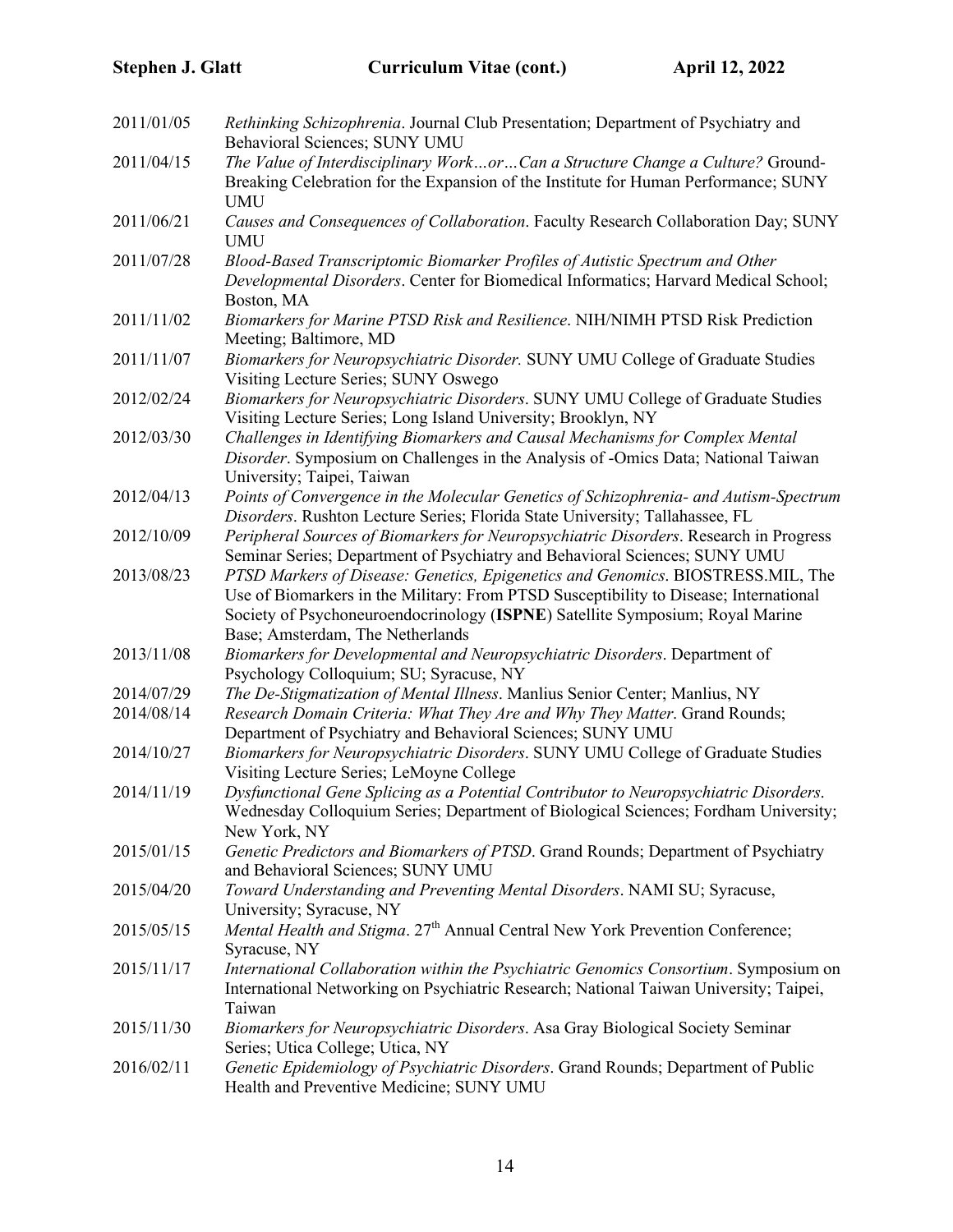2011/01/05 *Rethinking Schizophrenia*. Journal Club Presentation; Department of Psychiatry and Behavioral Sciences; SUNY UMU

2011/04/15 *The Value of Interdisciplinary Work…or…Can a Structure Change a Culture?* Ground-Breaking Celebration for the Expansion of the Institute for Human Performance; SUNY UMU

2011/06/21 *Causes and Consequences of Collaboration*. Faculty Research Collaboration Day; SUNY UMU

2011/07/28 *Blood-Based Transcriptomic Biomarker Profiles of Autistic Spectrum and Other Developmental Disorders*. Center for Biomedical Informatics; Harvard Medical School; Boston, MA

2011/11/02 *Biomarkers for Marine PTSD Risk and Resilience*. NIH/NIMH PTSD Risk Prediction Meeting; Baltimore, MD

2011/11/07 *Biomarkers for Neuropsychiatric Disorder.* SUNY UMU College of Graduate Studies Visiting Lecture Series; SUNY Oswego

2012/02/24 *Biomarkers for Neuropsychiatric Disorders*. SUNY UMU College of Graduate Studies Visiting Lecture Series; Long Island University; Brooklyn, NY

2012/03/30 *Challenges in Identifying Biomarkers and Causal Mechanisms for Complex Mental Disorder*. Symposium on Challenges in the Analysis of -Omics Data; National Taiwan University; Taipei, Taiwan

2012/04/13 *Points of Convergence in the Molecular Genetics of Schizophrenia- and Autism-Spectrum Disorders*. Rushton Lecture Series; Florida State University; Tallahassee, FL

2012/10/09 *Peripheral Sources of Biomarkers for Neuropsychiatric Disorders*. Research in Progress Seminar Series; Department of Psychiatry and Behavioral Sciences; SUNY UMU

2013/08/23 *PTSD Markers of Disease: Genetics, Epigenetics and Genomics*. BIOSTRESS.MIL, The Use of Biomarkers in the Military: From PTSD Susceptibility to Disease; International Society of Psychoneuroendocrinology (**ISPNE**) Satellite Symposium; Royal Marine Base; Amsterdam, The Netherlands

2013/11/08 *Biomarkers for Developmental and Neuropsychiatric Disorders*. Department of Psychology Colloquium; SU; Syracuse, NY

2014/07/29 *The De-Stigmatization of Mental Illness*. Manlius Senior Center; Manlius, NY

2014/08/14 *Research Domain Criteria: What They Are and Why They Matter*. Grand Rounds; Department of Psychiatry and Behavioral Sciences; SUNY UMU

2014/10/27 *Biomarkers for Neuropsychiatric Disorders*. SUNY UMU College of Graduate Studies Visiting Lecture Series; LeMoyne College

2014/11/19 *Dysfunctional Gene Splicing as a Potential Contributor to Neuropsychiatric Disorders*. Wednesday Colloquium Series; Department of Biological Sciences; Fordham University; New York, NY

2015/01/15 *Genetic Predictors and Biomarkers of PTSD*. Grand Rounds; Department of Psychiatry and Behavioral Sciences; SUNY UMU

2015/04/20 *Toward Understanding and Preventing Mental Disorders*. NAMI SU; Syracuse, University; Syracuse, NY

2015/05/15 *Mental Health and Stigma*. 27th Annual Central New York Prevention Conference; Syracuse, NY

2015/11/17 *International Collaboration within the Psychiatric Genomics Consortium*. Symposium on International Networking on Psychiatric Research; National Taiwan University; Taipei, Taiwan

2015/11/30 *Biomarkers for Neuropsychiatric Disorders*. Asa Gray Biological Society Seminar Series; Utica College; Utica, NY

2016/02/11 *Genetic Epidemiology of Psychiatric Disorders*. Grand Rounds; Department of Public Health and Preventive Medicine; SUNY UMU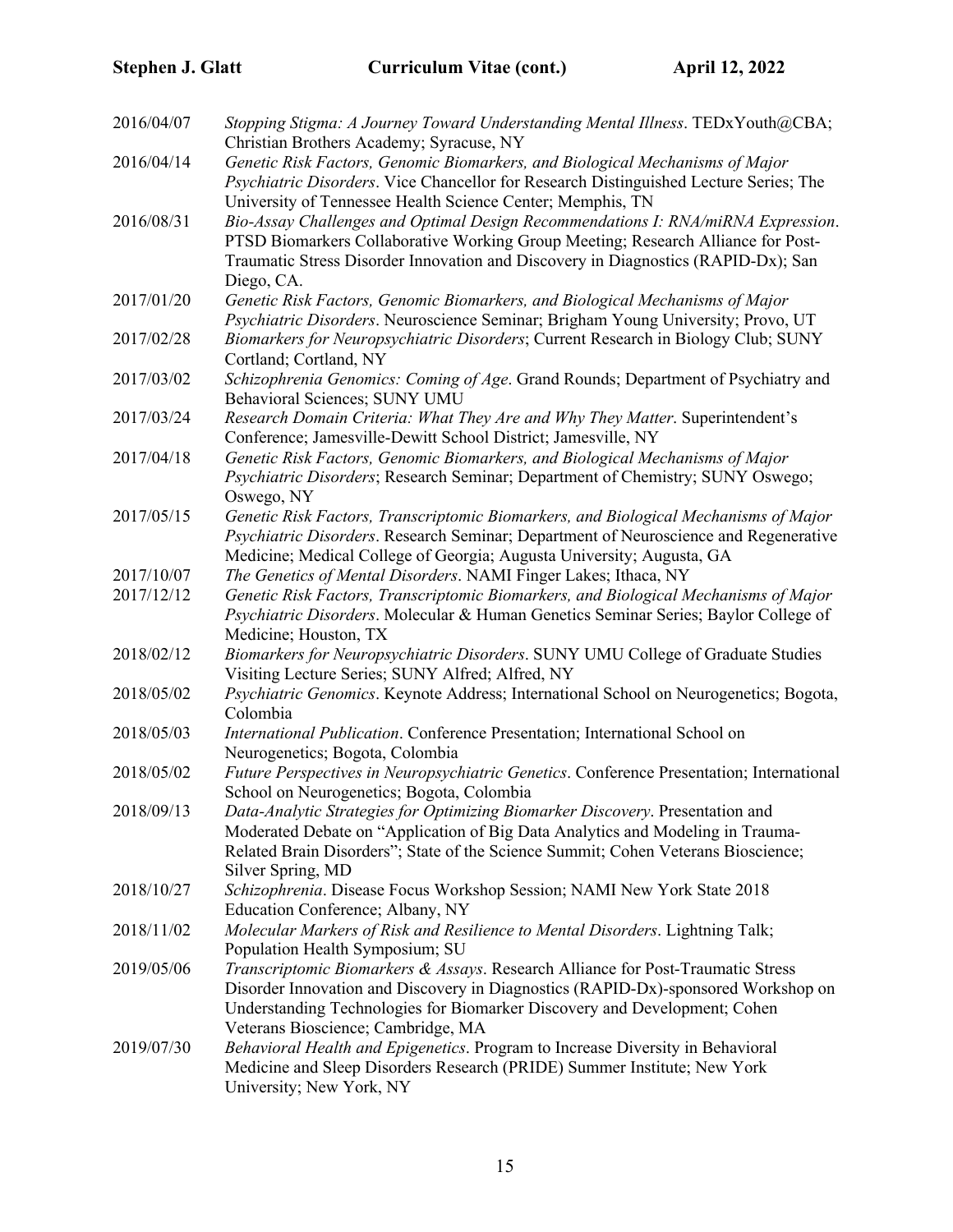2016/04/07 *Stopping Stigma: A Journey Toward Understanding Mental Illness*. TEDxYouth@CBA; Christian Brothers Academy; Syracuse, NY

2016/04/14 *Genetic Risk Factors, Genomic Biomarkers, and Biological Mechanisms of Major Psychiatric Disorders*. Vice Chancellor for Research Distinguished Lecture Series; The University of Tennessee Health Science Center; Memphis, TN

2016/08/31 *Bio-Assay Challenges and Optimal Design Recommendations I: RNA/miRNA Expression*. PTSD Biomarkers Collaborative Working Group Meeting; Research Alliance for Post-Traumatic Stress Disorder Innovation and Discovery in Diagnostics (RAPID-Dx); San Diego, CA.

2017/01/20 *Genetic Risk Factors, Genomic Biomarkers, and Biological Mechanisms of Major Psychiatric Disorders*. Neuroscience Seminar; Brigham Young University; Provo, UT

2017/02/28 *Biomarkers for Neuropsychiatric Disorders*; Current Research in Biology Club; SUNY Cortland; Cortland, NY

2017/03/02 *Schizophrenia Genomics: Coming of Age*. Grand Rounds; Department of Psychiatry and Behavioral Sciences; SUNY UMU

2017/03/24 *Research Domain Criteria: What They Are and Why They Matter*. Superintendent's Conference; Jamesville-Dewitt School District; Jamesville, NY

2017/04/18 *Genetic Risk Factors, Genomic Biomarkers, and Biological Mechanisms of Major Psychiatric Disorders*; Research Seminar; Department of Chemistry; SUNY Oswego; Oswego, NY

2017/05/15 *Genetic Risk Factors, Transcriptomic Biomarkers, and Biological Mechanisms of Major Psychiatric Disorders*. Research Seminar; Department of Neuroscience and Regenerative Medicine; Medical College of Georgia; Augusta University; Augusta, GA

2017/10/07 *The Genetics of Mental Disorders*. NAMI Finger Lakes; Ithaca, NY

2017/12/12 *Genetic Risk Factors, Transcriptomic Biomarkers, and Biological Mechanisms of Major Psychiatric Disorders*. Molecular & Human Genetics Seminar Series; Baylor College of Medicine; Houston, TX

2018/02/12 *Biomarkers for Neuropsychiatric Disorders*. SUNY UMU College of Graduate Studies Visiting Lecture Series; SUNY Alfred; Alfred, NY

2018/05/02 *Psychiatric Genomics*. Keynote Address; International School on Neurogenetics; Bogota, Colombia

2018/05/03 *International Publication*. Conference Presentation; International School on Neurogenetics; Bogota, Colombia

2018/05/02 *Future Perspectives in Neuropsychiatric Genetics*. Conference Presentation; International School on Neurogenetics; Bogota, Colombia

2018/09/13 *Data-Analytic Strategies for Optimizing Biomarker Discovery*. Presentation and Moderated Debate on "Application of Big Data Analytics and Modeling in Trauma-Related Brain Disorders"; State of the Science Summit; Cohen Veterans Bioscience; Silver Spring, MD

2018/10/27 *Schizophrenia*. Disease Focus Workshop Session; NAMI New York State 2018 Education Conference; Albany, NY

2018/11/02 *Molecular Markers of Risk and Resilience to Mental Disorders*. Lightning Talk; Population Health Symposium; SU

2019/05/06 *Transcriptomic Biomarkers & Assays*. Research Alliance for Post-Traumatic Stress Disorder Innovation and Discovery in Diagnostics (RAPID-Dx)-sponsored Workshop on Understanding Technologies for Biomarker Discovery and Development; Cohen Veterans Bioscience; Cambridge, MA

2019/07/30 *Behavioral Health and Epigenetics*. Program to Increase Diversity in Behavioral Medicine and Sleep Disorders Research (PRIDE) Summer Institute; New York University; New York, NY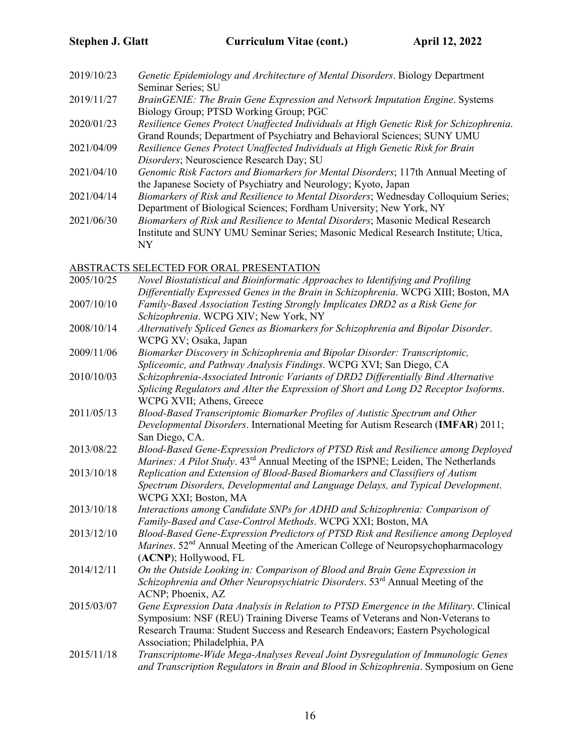2019/10/23 *Genetic Epidemiology and Architecture of Mental Disorders*. Biology Department Seminar Series; SU

2019/11/27 *BrainGENIE: The Brain Gene Expression and Network Imputation Engine*. Systems Biology Group; PTSD Working Group; PGC

2020/01/23 *Resilience Genes Protect Unaffected Individuals at High Genetic Risk for Schizophrenia*. Grand Rounds; Department of Psychiatry and Behavioral Sciences; SUNY UMU

2021/04/09 *Resilience Genes Protect Unaffected Individuals at High Genetic Risk for Brain Disorders*; Neuroscience Research Day; SU

2021/04/10 *Genomic Risk Factors and Biomarkers for Mental Disorders*; 117th Annual Meeting of the Japanese Society of Psychiatry and Neurology; Kyoto, Japan

2021/04/14 *Biomarkers of Risk and Resilience to Mental Disorders*; Wednesday Colloquium Series; Department of Biological Sciences; Fordham University; New York, NY

2021/06/30 *Biomarkers of Risk and Resilience to Mental Disorders*; Masonic Medical Research Institute and SUNY UMU Seminar Series; Masonic Medical Research Institute; Utica, NY

## ABSTRACTS SELECTED FOR ORAL PRESENTATION

2005/10/25 *Novel Biostatistical and Bioinformatic Approaches to Identifying and Profiling Differentially Expressed Genes in the Brain in Schizophrenia*. WCPG XIII; Boston, MA

2007/10/10 *Family-Based Association Testing Strongly Implicates DRD2 as a Risk Gene for Schizophrenia*. WCPG XIV; New York, NY

2008/10/14 *Alternatively Spliced Genes as Biomarkers for Schizophrenia and Bipolar Disorder*. WCPG XV; Osaka, Japan

2009/11/06 *Biomarker Discovery in Schizophrenia and Bipolar Disorder: Transcriptomic, Spliceomic, and Pathway Analysis Findings*. WCPG XVI; San Diego, CA

2010/10/03 *Schizophrenia-Associated Intronic Variants of DRD2 Differentially Bind Alternative Splicing Regulators and Alter the Expression of Short and Long D2 Receptor Isoforms*. WCPG XVII; Athens, Greece

2011/05/13 *Blood-Based Transcriptomic Biomarker Profiles of Autistic Spectrum and Other Developmental Disorders*. International Meeting for Autism Research (**IMFAR**) 2011; San Diego, CA.

2013/08/22 *Blood-Based Gene-Expression Predictors of PTSD Risk and Resilience among Deployed Marines: A Pilot Study*. 43rd Annual Meeting of the ISPNE; Leiden, The Netherlands

2013/10/18 *Replication and Extension of Blood-Based Biomarkers and Classifiers of Autism Spectrum Disorders, Developmental and Language Delays, and Typical Development*. WCPG XXI; Boston, MA

2013/10/18 *Interactions among Candidate SNPs for ADHD and Schizophrenia: Comparison of Family-Based and Case-Control Methods*. WCPG XXI; Boston, MA

2013/12/10 *Blood-Based Gene-Expression Predictors of PTSD Risk and Resilience among Deployed Marines*. 52nd Annual Meeting of the American College of Neuropsychopharmacology (**ACNP**); Hollywood, FL

2014/12/11 *On the Outside Looking in: Comparison of Blood and Brain Gene Expression in Schizophrenia and Other Neuropsychiatric Disorders*. 53rd Annual Meeting of the ACNP; Phoenix, AZ

2015/03/07 *Gene Expression Data Analysis in Relation to PTSD Emergence in the Military*. Clinical Symposium: NSF (REU) Training Diverse Teams of Veterans and Non-Veterans to Research Trauma: Student Success and Research Endeavors; Eastern Psychological Association; Philadelphia, PA

2015/11/18 *Transcriptome-Wide Mega-Analyses Reveal Joint Dysregulation of Immunologic Genes and Transcription Regulators in Brain and Blood in Schizophrenia*. Symposium on Gene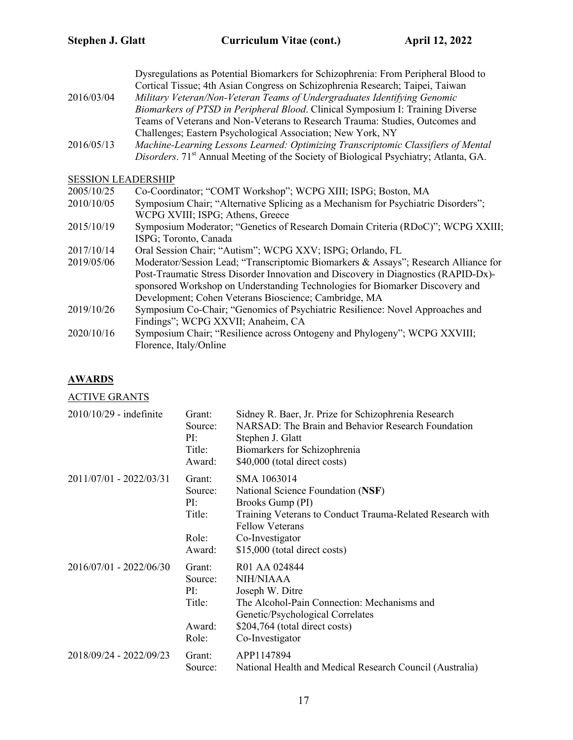Dysregulations as Potential Biomarkers for Schizophrenia: From Peripheral Blood to Cortical Tissue; 4th Asian Congress on Schizophrenia Research; Taipei, Taiwan

2016/03/04 *Military Veteran/Non-Veteran Teams of Undergraduates Identifying Genomic Biomarkers of PTSD in Peripheral Blood*. Clinical Symposium I: Training Diverse Teams of Veterans and Non-Veterans to Research Trauma: Studies, Outcomes and Challenges; Eastern Psychological Association; New York, NY

2016/05/13 *Machine-Learning Lessons Learned: Optimizing Transcriptomic Classifiers of Mental Disorders*. 71st Annual Meeting of the Society of Biological Psychiatry; Atlanta, GA.

SESSION LEADERSHIP

2005/10/25 Co-Coordinator; "COMT Workshop"; WCPG XIII; ISPG; Boston, MA

2010/10/05 Symposium Chair; "Alternative Splicing as a Mechanism for Psychiatric Disorders"; WCPG XVIII; ISPG; Athens, Greece

2015/10/19 Symposium Moderator; "Genetics of Research Domain Criteria (RDoC)"; WCPG XXIII; ISPG; Toronto, Canada

2017/10/14 Oral Session Chair; "Autism"; WCPG XXV; ISPG; Orlando, FL

2019/05/06 Moderator/Session Lead; "Transcriptomic Biomarkers & Assays"; Research Alliance for Post-Traumatic Stress Disorder Innovation and Discovery in Diagnostics (RAPID-Dx)-sponsored Workshop on Understanding Technologies for Biomarker Discovery and Development; Cohen Veterans Bioscience; Cambridge, MA

2019/10/26 Symposium Co-Chair; "Genomics of Psychiatric Resilience: Novel Approaches and Findings"; WCPG XXVII; Anaheim, CA

2020/10/16 Symposium Chair; "Resilience across Ontogeny and Phylogeny"; WCPG XXVIII; Florence, Italy/Online

## AWARDS

ACTIVE GRANTS

2010/10/29 - indefinite
Grant: Sidney R. Baer, Jr. Prize for Schizophrenia Research
Source: NARSAD: The Brain and Behavior Research Foundation
PI: Stephen J. Glatt
Title: Biomarkers for Schizophrenia
Award: $40,000 (total direct costs)

2011/07/01 - 2022/03/31
Grant: SMA 1063014
Source: National Science Foundation (**NSF**)
PI: Brooks Gump (PI)
Title: Training Veterans to Conduct Trauma-Related Research with Fellow Veterans
Role: Co-Investigator
Award: $15,000 (total direct costs)

2016/07/01 - 2022/06/30
Grant: R01 AA 024844
Source: NIH/NIAAA
PI: Joseph W. Ditre
Title: The Alcohol-Pain Connection: Mechanisms and Genetic/Psychological Correlates
Award: $204,764 (total direct costs)
Role: Co-Investigator

2018/09/24 - 2022/09/23
Grant: APP1147894
Source: National Health and Medical Research Council (Australia)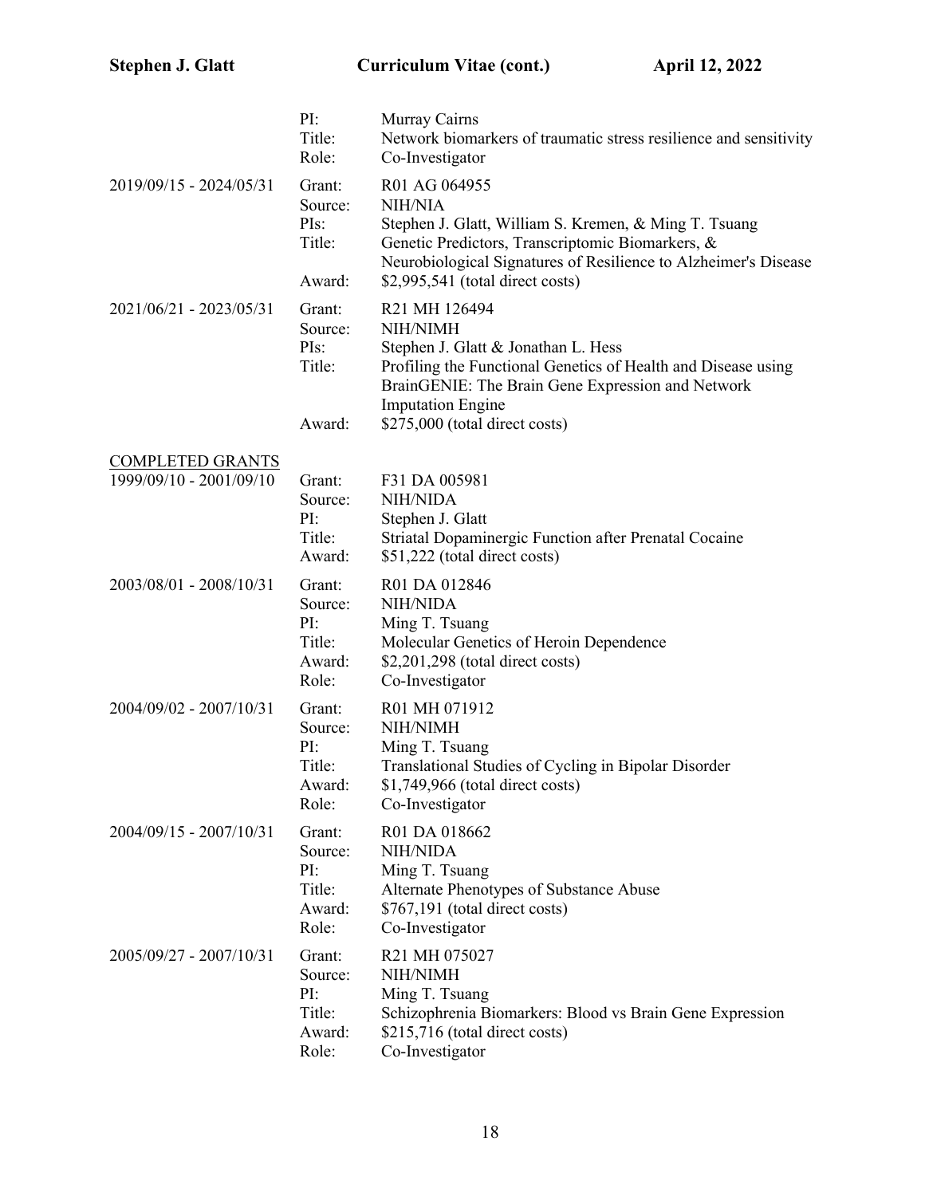| | | |
|---|---|---|
| | PI: | Murray Cairns |
| | Title: | Network biomarkers of traumatic stress resilience and sensitivity |
| | Role: | Co-Investigator |
| 2019/09/15 - 2024/05/31 | Grant: | R01 AG 064955 |
| | Source: | NIH/NIA |
| | PIs: | Stephen J. Glatt, William S. Kremen, & Ming T. Tsuang |
| | Title: | Genetic Predictors, Transcriptomic Biomarkers, & Neurobiological Signatures of Resilience to Alzheimer's Disease |
| | Award: | $2,995,541 (total direct costs) |
| 2021/06/21 - 2023/05/31 | Grant: | R21 MH 126494 |
| | Source: | NIH/NIMH |
| | PIs: | Stephen J. Glatt & Jonathan L. Hess |
| | Title: | Profiling the Functional Genetics of Health and Disease using BrainGENIE: The Brain Gene Expression and Network Imputation Engine |
| | Award: | $275,000 (total direct costs) |

COMPLETED GRANTS

| | | |
|---|---|---|
| 1999/09/10 - 2001/09/10 | Grant: | F31 DA 005981 |
| | Source: | NIH/NIDA |
| | PI: | Stephen J. Glatt |
| | Title: | Striatal Dopaminergic Function after Prenatal Cocaine |
| | Award: | $51,222 (total direct costs) |
| 2003/08/01 - 2008/10/31 | Grant: | R01 DA 012846 |
| | Source: | NIH/NIDA |
| | PI: | Ming T. Tsuang |
| | Title: | Molecular Genetics of Heroin Dependence |
| | Award: | $2,201,298 (total direct costs) |
| | Role: | Co-Investigator |
| 2004/09/02 - 2007/10/31 | Grant: | R01 MH 071912 |
| | Source: | NIH/NIMH |
| | PI: | Ming T. Tsuang |
| | Title: | Translational Studies of Cycling in Bipolar Disorder |
| | Award: | $1,749,966 (total direct costs) |
| | Role: | Co-Investigator |
| 2004/09/15 - 2007/10/31 | Grant: | R01 DA 018662 |
| | Source: | NIH/NIDA |
| | PI: | Ming T. Tsuang |
| | Title: | Alternate Phenotypes of Substance Abuse |
| | Award: | $767,191 (total direct costs) |
| | Role: | Co-Investigator |
| 2005/09/27 - 2007/10/31 | Grant: | R21 MH 075027 |
| | Source: | NIH/NIMH |
| | PI: | Ming T. Tsuang |
| | Title: | Schizophrenia Biomarkers: Blood vs Brain Gene Expression |
| | Award: | $215,716 (total direct costs) |
| | Role: | Co-Investigator |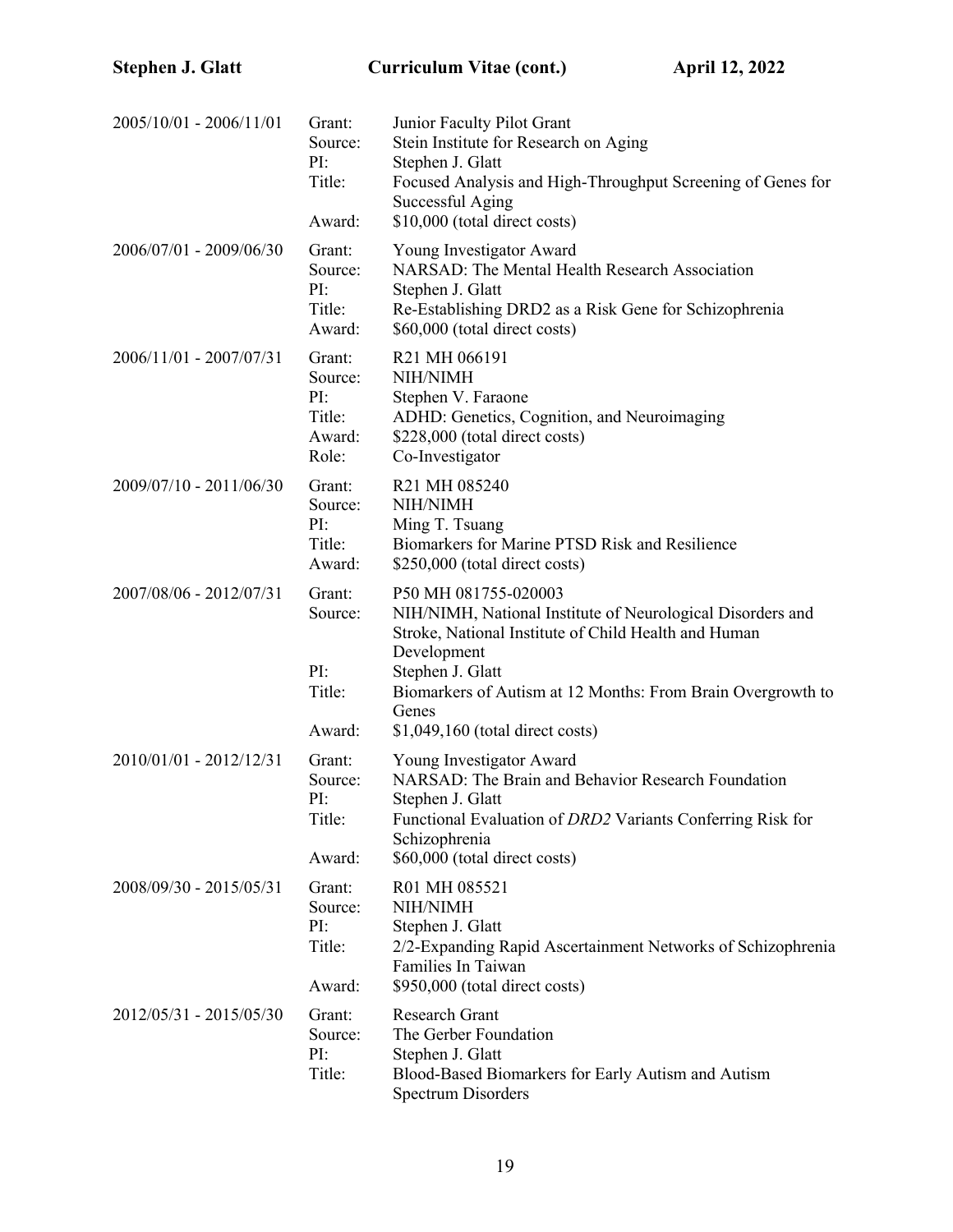| | | |
|---|---|---|
| 2005/10/01 - 2006/11/01 | Grant:<br>Source:<br>PI:<br>Title:<br><br>Award: | Junior Faculty Pilot Grant<br>Stein Institute for Research on Aging<br>Stephen J. Glatt<br>Focused Analysis and High-Throughput Screening of Genes for Successful Aging<br>$10,000 (total direct costs) |
| 2006/07/01 - 2009/06/30 | Grant:<br>Source:<br>PI:<br>Title:<br>Award: | Young Investigator Award<br>NARSAD: The Mental Health Research Association<br>Stephen J. Glatt<br>Re-Establishing DRD2 as a Risk Gene for Schizophrenia<br>$60,000 (total direct costs) |
| 2006/11/01 - 2007/07/31 | Grant:<br>Source:<br>PI:<br>Title:<br>Award:<br>Role: | R21 MH 066191<br>NIH/NIMH<br>Stephen V. Faraone<br>ADHD: Genetics, Cognition, and Neuroimaging<br>$228,000 (total direct costs)<br>Co-Investigator |
| 2009/07/10 - 2011/06/30 | Grant:<br>Source:<br>PI:<br>Title:<br>Award: | R21 MH 085240<br>NIH/NIMH<br>Ming T. Tsuang<br>Biomarkers for Marine PTSD Risk and Resilience<br>$250,000 (total direct costs) |
| 2007/08/06 - 2012/07/31 | Grant:<br>Source:<br><br><br>PI:<br>Title:<br><br>Award: | P50 MH 081755-020003<br>NIH/NIMH, National Institute of Neurological Disorders and Stroke, National Institute of Child Health and Human Development<br>Stephen J. Glatt<br>Biomarkers of Autism at 12 Months: From Brain Overgrowth to Genes<br>$1,049,160 (total direct costs) |
| 2010/01/01 - 2012/12/31 | Grant:<br>Source:<br>PI:<br>Title:<br><br>Award: | Young Investigator Award<br>NARSAD: The Brain and Behavior Research Foundation<br>Stephen J. Glatt<br>Functional Evaluation of *DRD2* Variants Conferring Risk for Schizophrenia<br>$60,000 (total direct costs) |
| 2008/09/30 - 2015/05/31 | Grant:<br>Source:<br>PI:<br>Title:<br><br>Award: | R01 MH 085521<br>NIH/NIMH<br>Stephen J. Glatt<br>2/2-Expanding Rapid Ascertainment Networks of Schizophrenia Families In Taiwan<br>$950,000 (total direct costs) |
| 2012/05/31 - 2015/05/30 | Grant:<br>Source:<br>PI:<br>Title: | Research Grant<br>The Gerber Foundation<br>Stephen J. Glatt<br>Blood-Based Biomarkers for Early Autism and Autism Spectrum Disorders |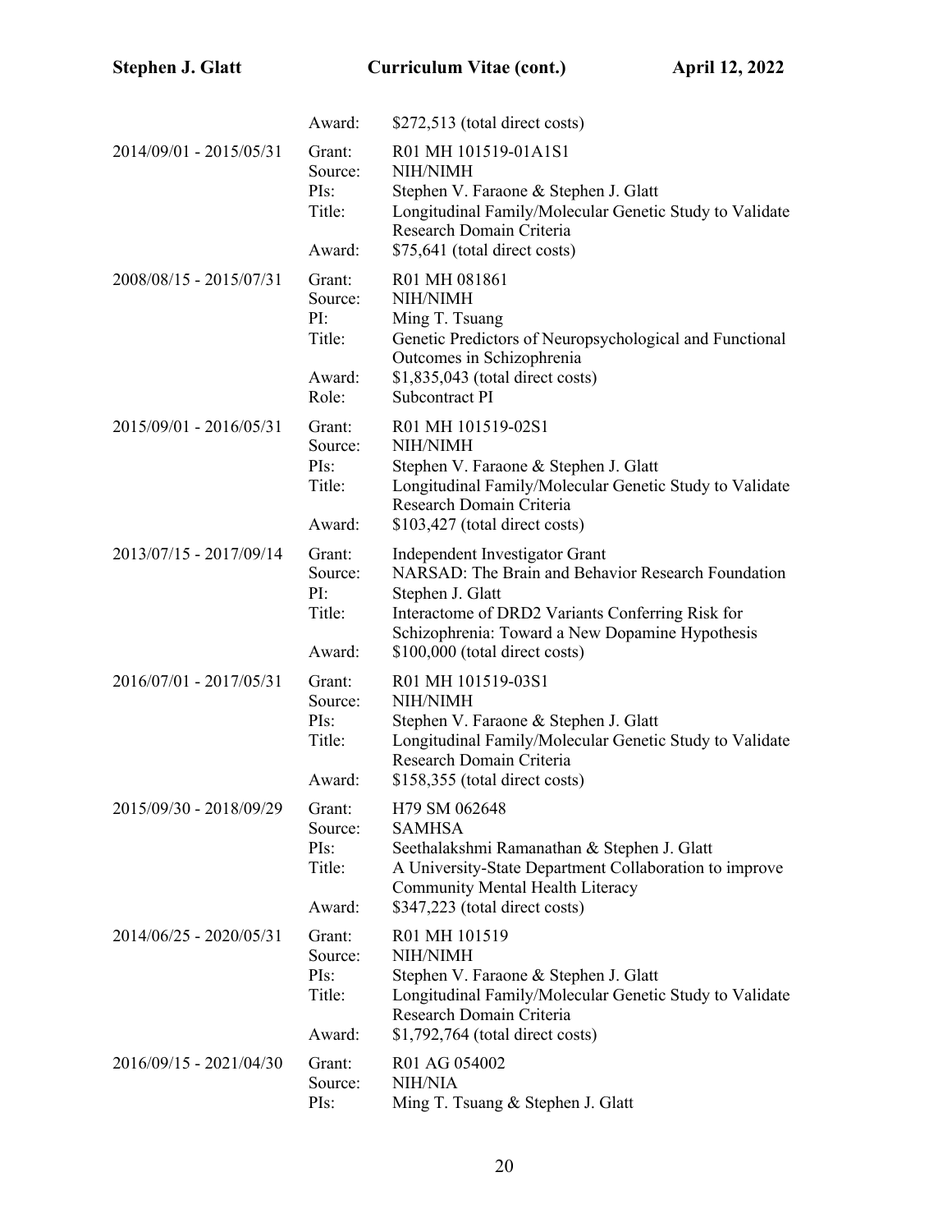| | | |
|---|---|---|
| | Award: | $272,513 (total direct costs) |
| 2014/09/01 - 2015/05/31 | Grant: | R01 MH 101519-01A1S1 |
| | Source: | NIH/NIMH |
| | PIs: | Stephen V. Faraone & Stephen J. Glatt |
| | Title: | Longitudinal Family/Molecular Genetic Study to Validate Research Domain Criteria |
| | Award: | $75,641 (total direct costs) |
| 2008/08/15 - 2015/07/31 | Grant: | R01 MH 081861 |
| | Source: | NIH/NIMH |
| | PI: | Ming T. Tsuang |
| | Title: | Genetic Predictors of Neuropsychological and Functional Outcomes in Schizophrenia |
| | Award: | $1,835,043 (total direct costs) |
| | Role: | Subcontract PI |
| 2015/09/01 - 2016/05/31 | Grant: | R01 MH 101519-02S1 |
| | Source: | NIH/NIMH |
| | PIs: | Stephen V. Faraone & Stephen J. Glatt |
| | Title: | Longitudinal Family/Molecular Genetic Study to Validate Research Domain Criteria |
| | Award: | $103,427 (total direct costs) |
| 2013/07/15 - 2017/09/14 | Grant: | Independent Investigator Grant |
| | Source: | NARSAD: The Brain and Behavior Research Foundation |
| | PI: | Stephen J. Glatt |
| | Title: | Interactome of DRD2 Variants Conferring Risk for Schizophrenia: Toward a New Dopamine Hypothesis |
| | Award: | $100,000 (total direct costs) |
| 2016/07/01 - 2017/05/31 | Grant: | R01 MH 101519-03S1 |
| | Source: | NIH/NIMH |
| | PIs: | Stephen V. Faraone & Stephen J. Glatt |
| | Title: | Longitudinal Family/Molecular Genetic Study to Validate Research Domain Criteria |
| | Award: | $158,355 (total direct costs) |
| 2015/09/30 - 2018/09/29 | Grant: | H79 SM 062648 |
| | Source: | SAMHSA |
| | PIs: | Seethalakshmi Ramanathan & Stephen J. Glatt |
| | Title: | A University-State Department Collaboration to improve Community Mental Health Literacy |
| | Award: | $347,223 (total direct costs) |
| 2014/06/25 - 2020/05/31 | Grant: | R01 MH 101519 |
| | Source: | NIH/NIMH |
| | PIs: | Stephen V. Faraone & Stephen J. Glatt |
| | Title: | Longitudinal Family/Molecular Genetic Study to Validate Research Domain Criteria |
| | Award: | $1,792,764 (total direct costs) |
| 2016/09/15 - 2021/04/30 | Grant: | R01 AG 054002 |
| | Source: | NIH/NIA |
| | PIs: | Ming T. Tsuang & Stephen J. Glatt |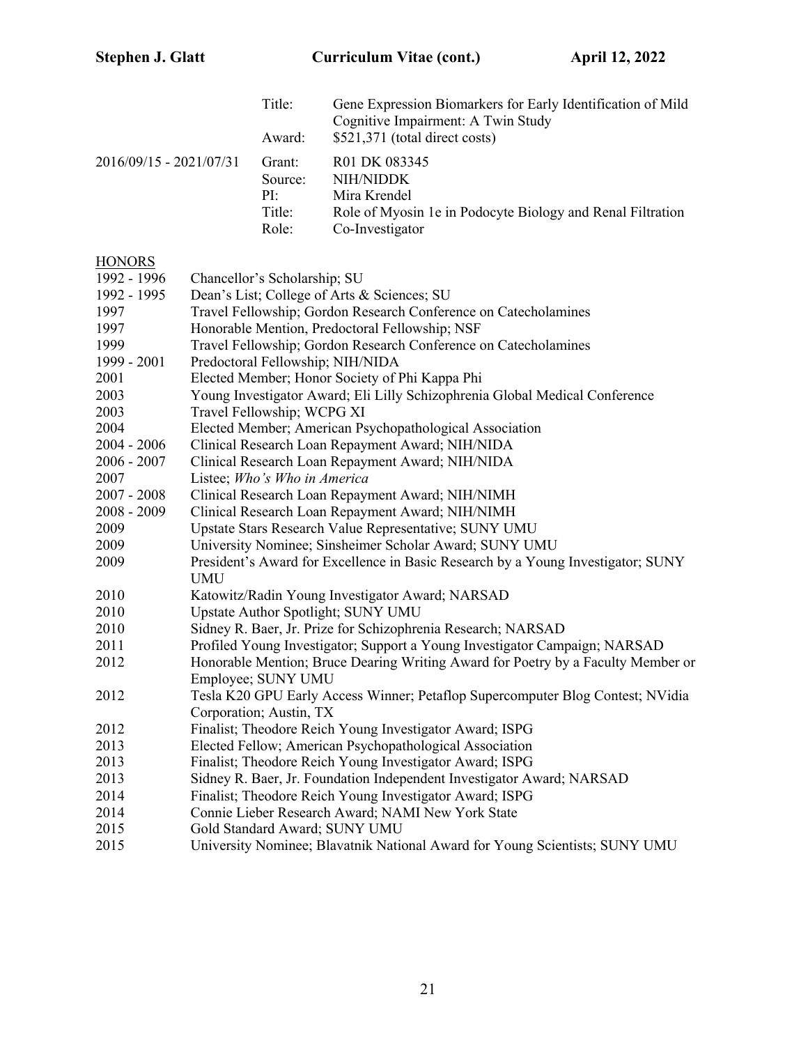| | | |
|---|---|---|
| | Title: | Gene Expression Biomarkers for Early Identification of Mild Cognitive Impairment: A Twin Study |
| | Award: | $521,371 (total direct costs) |
| 2016/09/15 - 2021/07/31 | Grant: | R01 DK 083345 |
| | Source: | NIH/NIDDK |
| | PI: | Mira Krendel |
| | Title: | Role of Myosin 1e in Podocyte Biology and Renal Filtration |
| | Role: | Co-Investigator |

## HONORS

| | |
|---|---|
| 1992 - 1996 | Chancellor's Scholarship; SU |
| 1992 - 1995 | Dean's List; College of Arts & Sciences; SU |
| 1997 | Travel Fellowship; Gordon Research Conference on Catecholamines |
| 1997 | Honorable Mention, Predoctoral Fellowship; NSF |
| 1999 | Travel Fellowship; Gordon Research Conference on Catecholamines |
| 1999 - 2001 | Predoctoral Fellowship; NIH/NIDA |
| 2001 | Elected Member; Honor Society of Phi Kappa Phi |
| 2003 | Young Investigator Award; Eli Lilly Schizophrenia Global Medical Conference |
| 2003 | Travel Fellowship; WCPG XI |
| 2004 | Elected Member; American Psychopathological Association |
| 2004 - 2006 | Clinical Research Loan Repayment Award; NIH/NIDA |
| 2006 - 2007 | Clinical Research Loan Repayment Award; NIH/NIDA |
| 2007 | Listee; *Who's Who in America* |
| 2007 - 2008 | Clinical Research Loan Repayment Award; NIH/NIMH |
| 2008 - 2009 | Clinical Research Loan Repayment Award; NIH/NIMH |
| 2009 | Upstate Stars Research Value Representative; SUNY UMU |
| 2009 | University Nominee; Sinsheimer Scholar Award; SUNY UMU |
| 2009 | President's Award for Excellence in Basic Research by a Young Investigator; SUNY UMU |
| 2010 | Katowitz/Radin Young Investigator Award; NARSAD |
| 2010 | Upstate Author Spotlight; SUNY UMU |
| 2010 | Sidney R. Baer, Jr. Prize for Schizophrenia Research; NARSAD |
| 2011 | Profiled Young Investigator; Support a Young Investigator Campaign; NARSAD |
| 2012 | Honorable Mention; Bruce Dearing Writing Award for Poetry by a Faculty Member or Employee; SUNY UMU |
| 2012 | Tesla K20 GPU Early Access Winner; Petaflop Supercomputer Blog Contest; NVidia Corporation; Austin, TX |
| 2012 | Finalist; Theodore Reich Young Investigator Award; ISPG |
| 2013 | Elected Fellow; American Psychopathological Association |
| 2013 | Finalist; Theodore Reich Young Investigator Award; ISPG |
| 2013 | Sidney R. Baer, Jr. Foundation Independent Investigator Award; NARSAD |
| 2014 | Finalist; Theodore Reich Young Investigator Award; ISPG |
| 2014 | Connie Lieber Research Award; NAMI New York State |
| 2015 | Gold Standard Award; SUNY UMU |
| 2015 | University Nominee; Blavatnik National Award for Young Scientists; SUNY UMU |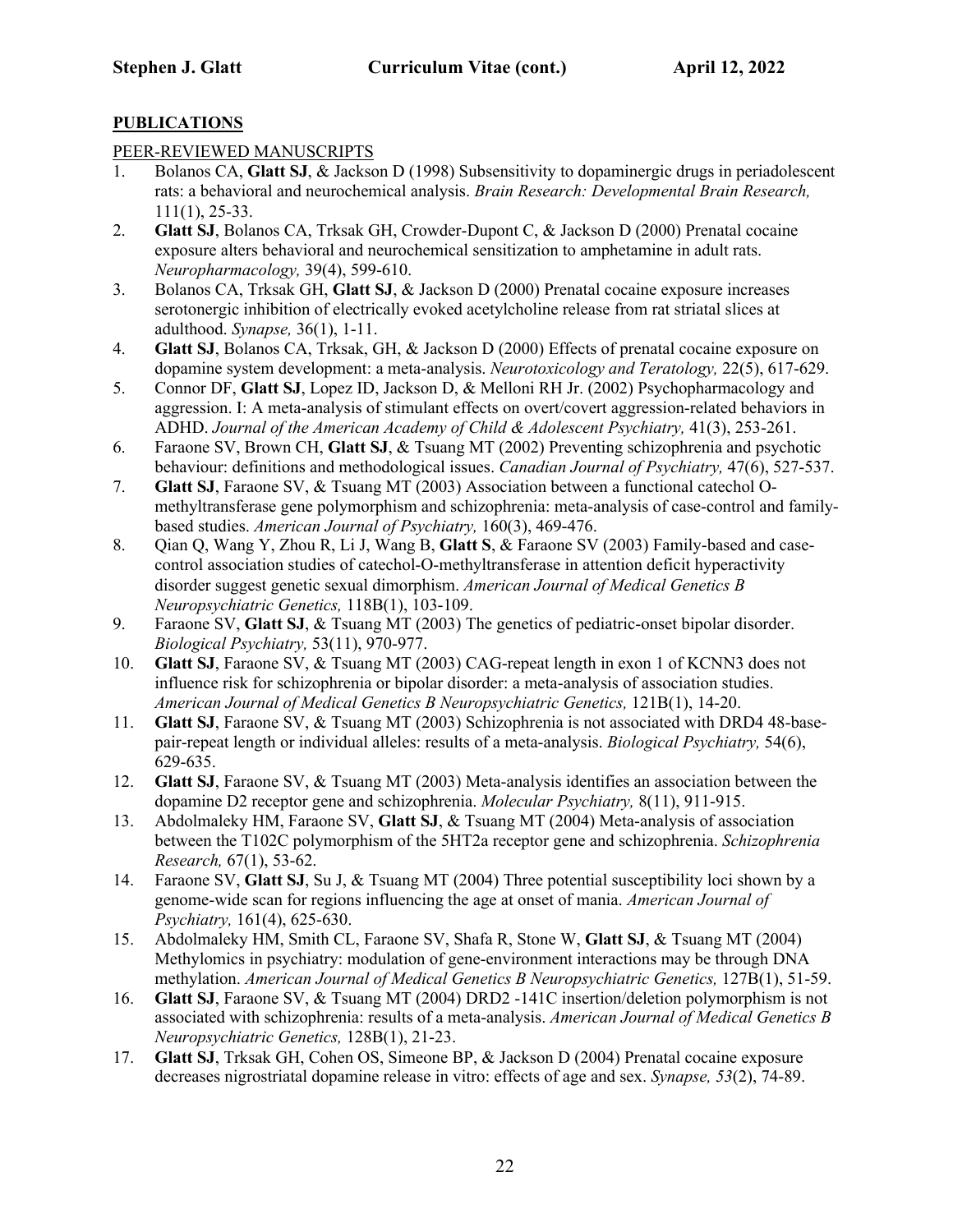## **PUBLICATIONS**

PEER-REVIEWED MANUSCRIPTS

1. Bolanos CA, **Glatt SJ**, & Jackson D (1998) Subsensitivity to dopaminergic drugs in periadolescent rats: a behavioral and neurochemical analysis. *Brain Research: Developmental Brain Research,* 111(1), 25-33.
2. **Glatt SJ**, Bolanos CA, Trksak GH, Crowder-Dupont C, & Jackson D (2000) Prenatal cocaine exposure alters behavioral and neurochemical sensitization to amphetamine in adult rats. *Neuropharmacology,* 39(4), 599-610.
3. Bolanos CA, Trksak GH, **Glatt SJ**, & Jackson D (2000) Prenatal cocaine exposure increases serotonergic inhibition of electrically evoked acetylcholine release from rat striatal slices at adulthood. *Synapse,* 36(1), 1-11.
4. **Glatt SJ**, Bolanos CA, Trksak, GH, & Jackson D (2000) Effects of prenatal cocaine exposure on dopamine system development: a meta-analysis. *Neurotoxicology and Teratology,* 22(5), 617-629.
5. Connor DF, **Glatt SJ**, Lopez ID, Jackson D, & Melloni RH Jr. (2002) Psychopharmacology and aggression. I: A meta-analysis of stimulant effects on overt/covert aggression-related behaviors in ADHD. *Journal of the American Academy of Child & Adolescent Psychiatry,* 41(3), 253-261.
6. Faraone SV, Brown CH, **Glatt SJ**, & Tsuang MT (2002) Preventing schizophrenia and psychotic behaviour: definitions and methodological issues. *Canadian Journal of Psychiatry,* 47(6), 527-537.
7. **Glatt SJ**, Faraone SV, & Tsuang MT (2003) Association between a functional catechol O-methyltransferase gene polymorphism and schizophrenia: meta-analysis of case-control and family-based studies. *American Journal of Psychiatry,* 160(3), 469-476.
8. Qian Q, Wang Y, Zhou R, Li J, Wang B, **Glatt S**, & Faraone SV (2003) Family-based and case-control association studies of catechol-O-methyltransferase in attention deficit hyperactivity disorder suggest genetic sexual dimorphism. *American Journal of Medical Genetics B Neuropsychiatric Genetics,* 118B(1), 103-109.
9. Faraone SV, **Glatt SJ**, & Tsuang MT (2003) The genetics of pediatric-onset bipolar disorder. *Biological Psychiatry,* 53(11), 970-977.
10. **Glatt SJ**, Faraone SV, & Tsuang MT (2003) CAG-repeat length in exon 1 of KCNN3 does not influence risk for schizophrenia or bipolar disorder: a meta-analysis of association studies. *American Journal of Medical Genetics B Neuropsychiatric Genetics,* 121B(1), 14-20.
11. **Glatt SJ**, Faraone SV, & Tsuang MT (2003) Schizophrenia is not associated with DRD4 48-base-pair-repeat length or individual alleles: results of a meta-analysis. *Biological Psychiatry,* 54(6), 629-635.
12. **Glatt SJ**, Faraone SV, & Tsuang MT (2003) Meta-analysis identifies an association between the dopamine D2 receptor gene and schizophrenia. *Molecular Psychiatry,* 8(11), 911-915.
13. Abdolmaleky HM, Faraone SV, **Glatt SJ**, & Tsuang MT (2004) Meta-analysis of association between the T102C polymorphism of the 5HT2a receptor gene and schizophrenia. *Schizophrenia Research,* 67(1), 53-62.
14. Faraone SV, **Glatt SJ**, Su J, & Tsuang MT (2004) Three potential susceptibility loci shown by a genome-wide scan for regions influencing the age at onset of mania. *American Journal of Psychiatry,* 161(4), 625-630.
15. Abdolmaleky HM, Smith CL, Faraone SV, Shafa R, Stone W, **Glatt SJ**, & Tsuang MT (2004) Methylomics in psychiatry: modulation of gene-environment interactions may be through DNA methylation. *American Journal of Medical Genetics B Neuropsychiatric Genetics,* 127B(1), 51-59.
16. **Glatt SJ**, Faraone SV, & Tsuang MT (2004) DRD2 -141C insertion/deletion polymorphism is not associated with schizophrenia: results of a meta-analysis. *American Journal of Medical Genetics B Neuropsychiatric Genetics,* 128B(1), 21-23.
17. **Glatt SJ**, Trksak GH, Cohen OS, Simeone BP, & Jackson D (2004) Prenatal cocaine exposure decreases nigrostriatal dopamine release in vitro: effects of age and sex. *Synapse, 53*(2), 74-89.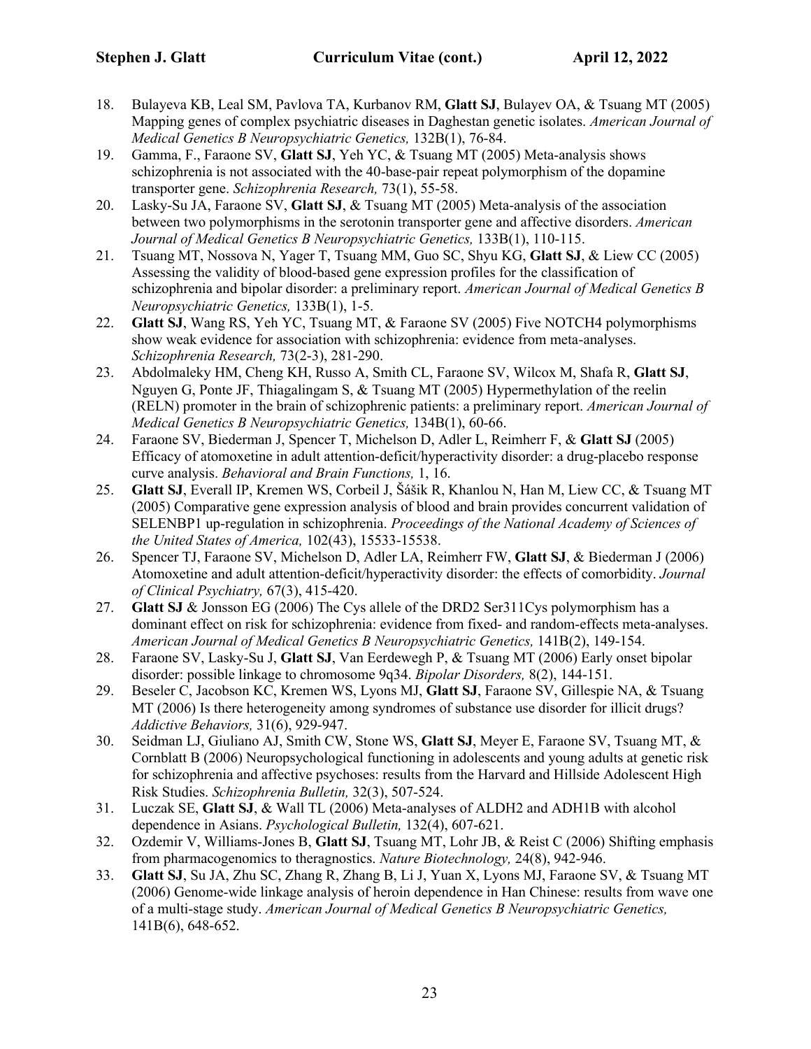18. Bulayeva KB, Leal SM, Pavlova TA, Kurbanov RM, **Glatt SJ**, Bulayev OA, & Tsuang MT (2005) Mapping genes of complex psychiatric diseases in Daghestan genetic isolates. *American Journal of Medical Genetics B Neuropsychiatric Genetics,* 132B(1), 76-84.
19. Gamma, F., Faraone SV, **Glatt SJ**, Yeh YC, & Tsuang MT (2005) Meta-analysis shows schizophrenia is not associated with the 40-base-pair repeat polymorphism of the dopamine transporter gene. *Schizophrenia Research,* 73(1), 55-58.
20. Lasky-Su JA, Faraone SV, **Glatt SJ**, & Tsuang MT (2005) Meta-analysis of the association between two polymorphisms in the serotonin transporter gene and affective disorders. *American Journal of Medical Genetics B Neuropsychiatric Genetics,* 133B(1), 110-115.
21. Tsuang MT, Nossova N, Yager T, Tsuang MM, Guo SC, Shyu KG, **Glatt SJ**, & Liew CC (2005) Assessing the validity of blood-based gene expression profiles for the classification of schizophrenia and bipolar disorder: a preliminary report. *American Journal of Medical Genetics B Neuropsychiatric Genetics,* 133B(1), 1-5.
22. **Glatt SJ**, Wang RS, Yeh YC, Tsuang MT, & Faraone SV (2005) Five NOTCH4 polymorphisms show weak evidence for association with schizophrenia: evidence from meta-analyses. *Schizophrenia Research,* 73(2-3), 281-290.
23. Abdolmaleky HM, Cheng KH, Russo A, Smith CL, Faraone SV, Wilcox M, Shafa R, **Glatt SJ**, Nguyen G, Ponte JF, Thiagalingam S, & Tsuang MT (2005) Hypermethylation of the reelin (RELN) promoter in the brain of schizophrenic patients: a preliminary report. *American Journal of Medical Genetics B Neuropsychiatric Genetics,* 134B(1), 60-66.
24. Faraone SV, Biederman J, Spencer T, Michelson D, Adler L, Reimherr F, & **Glatt SJ** (2005) Efficacy of atomoxetine in adult attention-deficit/hyperactivity disorder: a drug-placebo response curve analysis. *Behavioral and Brain Functions,* 1, 16.
25. **Glatt SJ**, Everall IP, Kremen WS, Corbeil J, Šášik R, Khanlou N, Han M, Liew CC, & Tsuang MT (2005) Comparative gene expression analysis of blood and brain provides concurrent validation of SELENBP1 up-regulation in schizophrenia. *Proceedings of the National Academy of Sciences of the United States of America,* 102(43), 15533-15538.
26. Spencer TJ, Faraone SV, Michelson D, Adler LA, Reimherr FW, **Glatt SJ**, & Biederman J (2006) Atomoxetine and adult attention-deficit/hyperactivity disorder: the effects of comorbidity. *Journal of Clinical Psychiatry,* 67(3), 415-420.
27. **Glatt SJ** & Jonsson EG (2006) The Cys allele of the DRD2 Ser311Cys polymorphism has a dominant effect on risk for schizophrenia: evidence from fixed- and random-effects meta-analyses. *American Journal of Medical Genetics B Neuropsychiatric Genetics,* 141B(2), 149-154.
28. Faraone SV, Lasky-Su J, **Glatt SJ**, Van Eerdewegh P, & Tsuang MT (2006) Early onset bipolar disorder: possible linkage to chromosome 9q34. *Bipolar Disorders,* 8(2), 144-151.
29. Beseler C, Jacobson KC, Kremen WS, Lyons MJ, **Glatt SJ**, Faraone SV, Gillespie NA, & Tsuang MT (2006) Is there heterogeneity among syndromes of substance use disorder for illicit drugs? *Addictive Behaviors,* 31(6), 929-947.
30. Seidman LJ, Giuliano AJ, Smith CW, Stone WS, **Glatt SJ**, Meyer E, Faraone SV, Tsuang MT, & Cornblatt B (2006) Neuropsychological functioning in adolescents and young adults at genetic risk for schizophrenia and affective psychoses: results from the Harvard and Hillside Adolescent High Risk Studies. *Schizophrenia Bulletin,* 32(3), 507-524.
31. Luczak SE, **Glatt SJ**, & Wall TL (2006) Meta-analyses of ALDH2 and ADH1B with alcohol dependence in Asians. *Psychological Bulletin,* 132(4), 607-621.
32. Ozdemir V, Williams-Jones B, **Glatt SJ**, Tsuang MT, Lohr JB, & Reist C (2006) Shifting emphasis from pharmacogenomics to theragnostics. *Nature Biotechnology,* 24(8), 942-946.
33. **Glatt SJ**, Su JA, Zhu SC, Zhang R, Zhang B, Li J, Yuan X, Lyons MJ, Faraone SV, & Tsuang MT (2006) Genome-wide linkage analysis of heroin dependence in Han Chinese: results from wave one of a multi-stage study. *American Journal of Medical Genetics B Neuropsychiatric Genetics,* 141B(6), 648-652.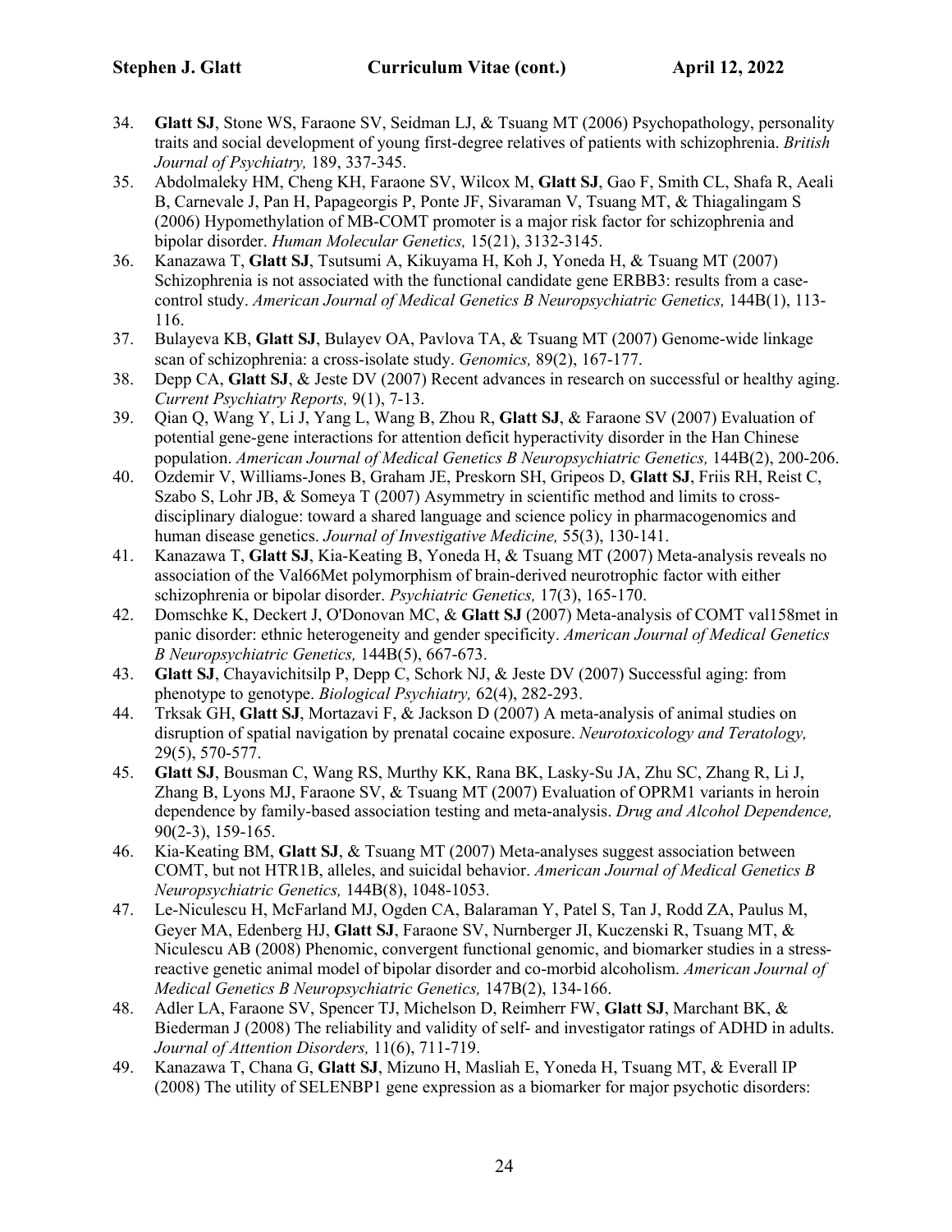34. **Glatt SJ**, Stone WS, Faraone SV, Seidman LJ, & Tsuang MT (2006) Psychopathology, personality traits and social development of young first-degree relatives of patients with schizophrenia. *British Journal of Psychiatry,* 189, 337-345.
35. Abdolmaleky HM, Cheng KH, Faraone SV, Wilcox M, **Glatt SJ**, Gao F, Smith CL, Shafa R, Aeali B, Carnevale J, Pan H, Papageorgis P, Ponte JF, Sivaraman V, Tsuang MT, & Thiagalingam S (2006) Hypomethylation of MB-COMT promoter is a major risk factor for schizophrenia and bipolar disorder. *Human Molecular Genetics,* 15(21), 3132-3145.
36. Kanazawa T, **Glatt SJ**, Tsutsumi A, Kikuyama H, Koh J, Yoneda H, & Tsuang MT (2007) Schizophrenia is not associated with the functional candidate gene ERBB3: results from a case-control study. *American Journal of Medical Genetics B Neuropsychiatric Genetics,* 144B(1), 113-116.
37. Bulayeva KB, **Glatt SJ**, Bulayev OA, Pavlova TA, & Tsuang MT (2007) Genome-wide linkage scan of schizophrenia: a cross-isolate study. *Genomics,* 89(2), 167-177.
38. Depp CA, **Glatt SJ**, & Jeste DV (2007) Recent advances in research on successful or healthy aging. *Current Psychiatry Reports,* 9(1), 7-13.
39. Qian Q, Wang Y, Li J, Yang L, Wang B, Zhou R, **Glatt SJ**, & Faraone SV (2007) Evaluation of potential gene-gene interactions for attention deficit hyperactivity disorder in the Han Chinese population. *American Journal of Medical Genetics B Neuropsychiatric Genetics,* 144B(2), 200-206.
40. Ozdemir V, Williams-Jones B, Graham JE, Preskorn SH, Gripeos D, **Glatt SJ**, Friis RH, Reist C, Szabo S, Lohr JB, & Someya T (2007) Asymmetry in scientific method and limits to cross-disciplinary dialogue: toward a shared language and science policy in pharmacogenomics and human disease genetics. *Journal of Investigative Medicine,* 55(3), 130-141.
41. Kanazawa T, **Glatt SJ**, Kia-Keating B, Yoneda H, & Tsuang MT (2007) Meta-analysis reveals no association of the Val66Met polymorphism of brain-derived neurotrophic factor with either schizophrenia or bipolar disorder. *Psychiatric Genetics,* 17(3), 165-170.
42. Domschke K, Deckert J, O'Donovan MC, & **Glatt SJ** (2007) Meta-analysis of COMT val158met in panic disorder: ethnic heterogeneity and gender specificity. *American Journal of Medical Genetics B Neuropsychiatric Genetics,* 144B(5), 667-673.
43. **Glatt SJ**, Chayavichitsilp P, Depp C, Schork NJ, & Jeste DV (2007) Successful aging: from phenotype to genotype. *Biological Psychiatry,* 62(4), 282-293.
44. Trksak GH, **Glatt SJ**, Mortazavi F, & Jackson D (2007) A meta-analysis of animal studies on disruption of spatial navigation by prenatal cocaine exposure. *Neurotoxicology and Teratology,* 29(5), 570-577.
45. **Glatt SJ**, Bousman C, Wang RS, Murthy KK, Rana BK, Lasky-Su JA, Zhu SC, Zhang R, Li J, Zhang B, Lyons MJ, Faraone SV, & Tsuang MT (2007) Evaluation of OPRM1 variants in heroin dependence by family-based association testing and meta-analysis. *Drug and Alcohol Dependence,* 90(2-3), 159-165.
46. Kia-Keating BM, **Glatt SJ**, & Tsuang MT (2007) Meta-analyses suggest association between COMT, but not HTR1B, alleles, and suicidal behavior. *American Journal of Medical Genetics B Neuropsychiatric Genetics,* 144B(8), 1048-1053.
47. Le-Niculescu H, McFarland MJ, Ogden CA, Balaraman Y, Patel S, Tan J, Rodd ZA, Paulus M, Geyer MA, Edenberg HJ, **Glatt SJ**, Faraone SV, Nurnberger JI, Kuczenski R, Tsuang MT, & Niculescu AB (2008) Phenomic, convergent functional genomic, and biomarker studies in a stress-reactive genetic animal model of bipolar disorder and co-morbid alcoholism. *American Journal of Medical Genetics B Neuropsychiatric Genetics,* 147B(2), 134-166.
48. Adler LA, Faraone SV, Spencer TJ, Michelson D, Reimherr FW, **Glatt SJ**, Marchant BK, & Biederman J (2008) The reliability and validity of self- and investigator ratings of ADHD in adults. *Journal of Attention Disorders,* 11(6), 711-719.
49. Kanazawa T, Chana G, **Glatt SJ**, Mizuno H, Masliah E, Yoneda H, Tsuang MT, & Everall IP (2008) The utility of SELENBP1 gene expression as a biomarker for major psychotic disorders: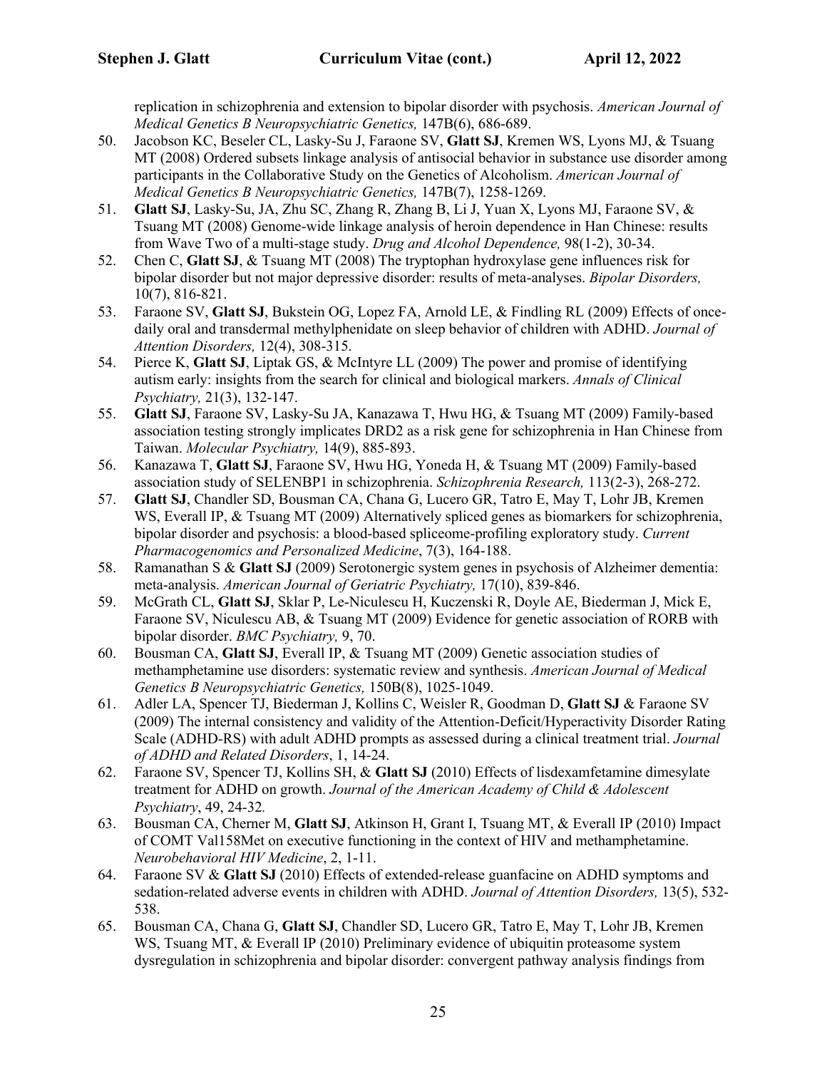replication in schizophrenia and extension to bipolar disorder with psychosis. *American Journal of Medical Genetics B Neuropsychiatric Genetics,* 147B(6), 686-689.

50. Jacobson KC, Beseler CL, Lasky-Su J, Faraone SV, **Glatt SJ**, Kremen WS, Lyons MJ, & Tsuang MT (2008) Ordered subsets linkage analysis of antisocial behavior in substance use disorder among participants in the Collaborative Study on the Genetics of Alcoholism. *American Journal of Medical Genetics B Neuropsychiatric Genetics,* 147B(7), 1258-1269.
51. **Glatt SJ**, Lasky-Su, JA, Zhu SC, Zhang R, Zhang B, Li J, Yuan X, Lyons MJ, Faraone SV, & Tsuang MT (2008) Genome-wide linkage analysis of heroin dependence in Han Chinese: results from Wave Two of a multi-stage study. *Drug and Alcohol Dependence,* 98(1-2), 30-34.
52. Chen C, **Glatt SJ**, & Tsuang MT (2008) The tryptophan hydroxylase gene influences risk for bipolar disorder but not major depressive disorder: results of meta-analyses. *Bipolar Disorders,* 10(7), 816-821.
53. Faraone SV, **Glatt SJ**, Bukstein OG, Lopez FA, Arnold LE, & Findling RL (2009) Effects of once-daily oral and transdermal methylphenidate on sleep behavior of children with ADHD. *Journal of Attention Disorders,* 12(4), 308-315.
54. Pierce K, **Glatt SJ**, Liptak GS, & McIntyre LL (2009) The power and promise of identifying autism early: insights from the search for clinical and biological markers. *Annals of Clinical Psychiatry,* 21(3), 132-147.
55. **Glatt SJ**, Faraone SV, Lasky-Su JA, Kanazawa T, Hwu HG, & Tsuang MT (2009) Family-based association testing strongly implicates DRD2 as a risk gene for schizophrenia in Han Chinese from Taiwan. *Molecular Psychiatry,* 14(9), 885-893.
56. Kanazawa T, **Glatt SJ**, Faraone SV, Hwu HG, Yoneda H, & Tsuang MT (2009) Family-based association study of SELENBP1 in schizophrenia. *Schizophrenia Research,* 113(2-3), 268-272.
57. **Glatt SJ**, Chandler SD, Bousman CA, Chana G, Lucero GR, Tatro E, May T, Lohr JB, Kremen WS, Everall IP, & Tsuang MT (2009) Alternatively spliced genes as biomarkers for schizophrenia, bipolar disorder and psychosis: a blood-based spliceome-profiling exploratory study. *Current Pharmacogenomics and Personalized Medicine*, 7(3), 164-188.
58. Ramanathan S & **Glatt SJ** (2009) Serotonergic system genes in psychosis of Alzheimer dementia: meta-analysis. *American Journal of Geriatric Psychiatry,* 17(10), 839-846.
59. McGrath CL, **Glatt SJ**, Sklar P, Le-Niculescu H, Kuczenski R, Doyle AE, Biederman J, Mick E, Faraone SV, Niculescu AB, & Tsuang MT (2009) Evidence for genetic association of RORB with bipolar disorder. *BMC Psychiatry,* 9, 70.
60. Bousman CA, **Glatt SJ**, Everall IP, & Tsuang MT (2009) Genetic association studies of methamphetamine use disorders: systematic review and synthesis. *American Journal of Medical Genetics B Neuropsychiatric Genetics,* 150B(8), 1025-1049.
61. Adler LA, Spencer TJ, Biederman J, Kollins C, Weisler R, Goodman D, **Glatt SJ** & Faraone SV (2009) The internal consistency and validity of the Attention-Deficit/Hyperactivity Disorder Rating Scale (ADHD-RS) with adult ADHD prompts as assessed during a clinical treatment trial. *Journal of ADHD and Related Disorders*, 1, 14-24.
62. Faraone SV, Spencer TJ, Kollins SH, & **Glatt SJ** (2010) Effects of lisdexamfetamine dimesylate treatment for ADHD on growth. *Journal of the American Academy of Child & Adolescent Psychiatry*, 49, 24-32*.*
63. Bousman CA, Cherner M, **Glatt SJ**, Atkinson H, Grant I, Tsuang MT, & Everall IP (2010) Impact of COMT Val158Met on executive functioning in the context of HIV and methamphetamine. *Neurobehavioral HIV Medicine*, 2, 1-11.
64. Faraone SV & **Glatt SJ** (2010) Effects of extended-release guanfacine on ADHD symptoms and sedation-related adverse events in children with ADHD. *Journal of Attention Disorders,* 13(5), 532-538.
65. Bousman CA, Chana G, **Glatt SJ**, Chandler SD, Lucero GR, Tatro E, May T, Lohr JB, Kremen WS, Tsuang MT, & Everall IP (2010) Preliminary evidence of ubiquitin proteasome system dysregulation in schizophrenia and bipolar disorder: convergent pathway analysis findings from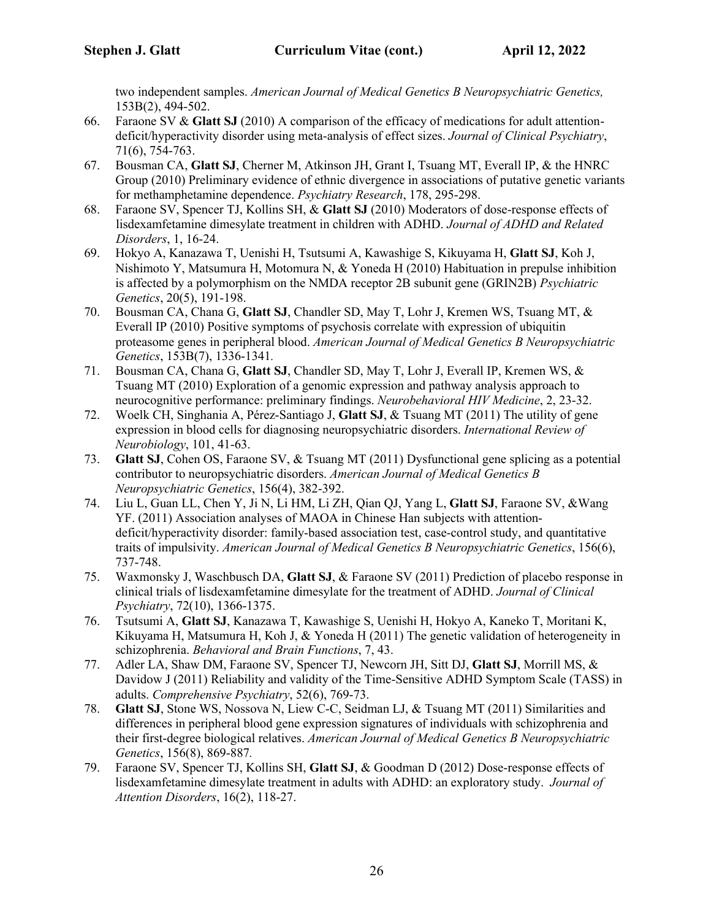two independent samples. *American Journal of Medical Genetics B Neuropsychiatric Genetics,* 153B(2), 494-502.

66. Faraone SV & **Glatt SJ** (2010) A comparison of the efficacy of medications for adult attention-deficit/hyperactivity disorder using meta-analysis of effect sizes. *Journal of Clinical Psychiatry*, 71(6), 754-763.
67. Bousman CA, **Glatt SJ**, Cherner M, Atkinson JH, Grant I, Tsuang MT, Everall IP, & the HNRC Group (2010) Preliminary evidence of ethnic divergence in associations of putative genetic variants for methamphetamine dependence. *Psychiatry Research*, 178, 295-298.
68. Faraone SV, Spencer TJ, Kollins SH, & **Glatt SJ** (2010) Moderators of dose-response effects of lisdexamfetamine dimesylate treatment in children with ADHD. *Journal of ADHD and Related Disorders*, 1, 16-24.
69. Hokyo A, Kanazawa T, Uenishi H, Tsutsumi A, Kawashige S, Kikuyama H, **Glatt SJ**, Koh J, Nishimoto Y, Matsumura H, Motomura N, & Yoneda H (2010) Habituation in prepulse inhibition is affected by a polymorphism on the NMDA receptor 2B subunit gene (GRIN2B) *Psychiatric Genetics*, 20(5), 191-198.
70. Bousman CA, Chana G, **Glatt SJ**, Chandler SD, May T, Lohr J, Kremen WS, Tsuang MT, & Everall IP (2010) Positive symptoms of psychosis correlate with expression of ubiquitin proteasome genes in peripheral blood. *American Journal of Medical Genetics B Neuropsychiatric Genetics*, 153B(7), 1336-1341.
71. Bousman CA, Chana G, **Glatt SJ**, Chandler SD, May T, Lohr J, Everall IP, Kremen WS, & Tsuang MT (2010) Exploration of a genomic expression and pathway analysis approach to neurocognitive performance: preliminary findings. *Neurobehavioral HIV Medicine*, 2, 23-32.
72. Woelk CH, Singhania A, Pérez-Santiago J, **Glatt SJ**, & Tsuang MT (2011) The utility of gene expression in blood cells for diagnosing neuropsychiatric disorders. *International Review of Neurobiology*, 101, 41-63.
73. **Glatt SJ**, Cohen OS, Faraone SV, & Tsuang MT (2011) Dysfunctional gene splicing as a potential contributor to neuropsychiatric disorders. *American Journal of Medical Genetics B Neuropsychiatric Genetics*, 156(4), 382-392.
74. Liu L, Guan LL, Chen Y, Ji N, Li HM, Li ZH, Qian QJ, Yang L, **Glatt SJ**, Faraone SV, &Wang YF. (2011) Association analyses of MAOA in Chinese Han subjects with attention-deficit/hyperactivity disorder: family-based association test, case-control study, and quantitative traits of impulsivity. *American Journal of Medical Genetics B Neuropsychiatric Genetics*, 156(6), 737-748.
75. Waxmonsky J, Waschbusch DA, **Glatt SJ**, & Faraone SV (2011) Prediction of placebo response in clinical trials of lisdexamfetamine dimesylate for the treatment of ADHD. *Journal of Clinical Psychiatry*, 72(10), 1366-1375.
76. Tsutsumi A, **Glatt SJ**, Kanazawa T, Kawashige S, Uenishi H, Hokyo A, Kaneko T, Moritani K, Kikuyama H, Matsumura H, Koh J, & Yoneda H (2011) The genetic validation of heterogeneity in schizophrenia. *Behavioral and Brain Functions*, 7, 43.
77. Adler LA, Shaw DM, Faraone SV, Spencer TJ, Newcorn JH, Sitt DJ, **Glatt SJ**, Morrill MS, & Davidow J (2011) Reliability and validity of the Time-Sensitive ADHD Symptom Scale (TASS) in adults. *Comprehensive Psychiatry*, 52(6), 769-73.
78. **Glatt SJ**, Stone WS, Nossova N, Liew C-C, Seidman LJ, & Tsuang MT (2011) Similarities and differences in peripheral blood gene expression signatures of individuals with schizophrenia and their first-degree biological relatives. *American Journal of Medical Genetics B Neuropsychiatric Genetics*, 156(8), 869-887*.*
79. Faraone SV, Spencer TJ, Kollins SH, **Glatt SJ**, & Goodman D (2012) Dose-response effects of lisdexamfetamine dimesylate treatment in adults with ADHD: an exploratory study. *Journal of Attention Disorders*, 16(2), 118-27.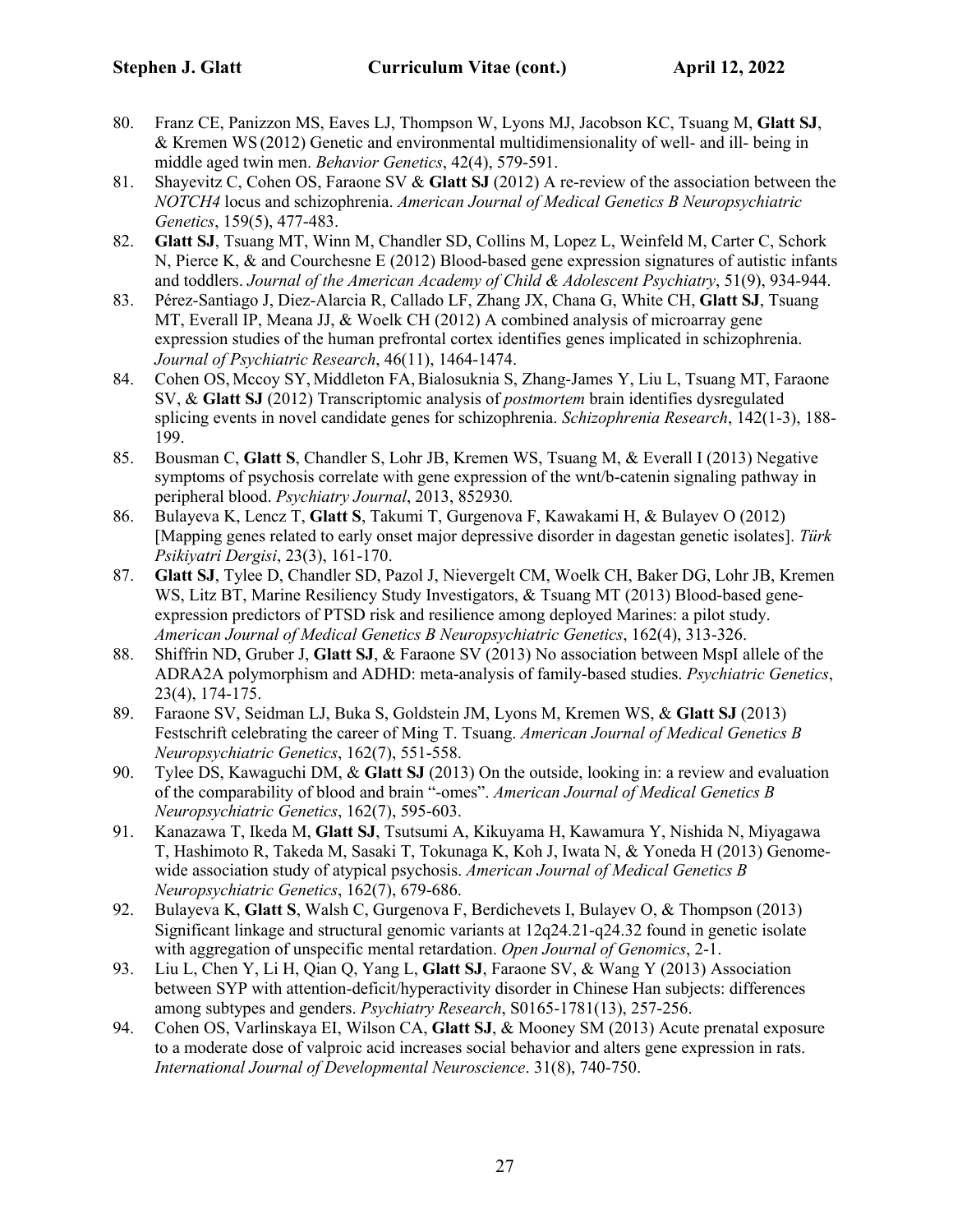80. Franz CE, Panizzon MS, Eaves LJ, Thompson W, Lyons MJ, Jacobson KC, Tsuang M, **Glatt SJ**, & Kremen WS (2012) Genetic and environmental multidimensionality of well- and ill- being in middle aged twin men. *Behavior Genetics*, 42(4), 579-591.
81. Shayevitz C, Cohen OS, Faraone SV & **Glatt SJ** (2012) A re-review of the association between the *NOTCH4* locus and schizophrenia. *American Journal of Medical Genetics B Neuropsychiatric Genetics*, 159(5), 477-483.
82. **Glatt SJ**, Tsuang MT, Winn M, Chandler SD, Collins M, Lopez L, Weinfeld M, Carter C, Schork N, Pierce K, & and Courchesne E (2012) Blood-based gene expression signatures of autistic infants and toddlers. *Journal of the American Academy of Child & Adolescent Psychiatry*, 51(9), 934-944.
83. Pérez-Santiago J, Diez-Alarcia R, Callado LF, Zhang JX, Chana G, White CH, **Glatt SJ**, Tsuang MT, Everall IP, Meana JJ, & Woelk CH (2012) A combined analysis of microarray gene expression studies of the human prefrontal cortex identifies genes implicated in schizophrenia. *Journal of Psychiatric Research*, 46(11), 1464-1474.
84. Cohen OS, Mccoy SY, Middleton FA, Bialosuknia S, Zhang-James Y, Liu L, Tsuang MT, Faraone SV, & **Glatt SJ** (2012) Transcriptomic analysis of *postmortem* brain identifies dysregulated splicing events in novel candidate genes for schizophrenia. *Schizophrenia Research*, 142(1-3), 188-199.
85. Bousman C, **Glatt S**, Chandler S, Lohr JB, Kremen WS, Tsuang M, & Everall I (2013) Negative symptoms of psychosis correlate with gene expression of the wnt/b-catenin signaling pathway in peripheral blood. *Psychiatry Journal*, 2013, 852930.
86. Bulayeva K, Lencz T, **Glatt S**, Takumi T, Gurgenova F, Kawakami H, & Bulayev O (2012) [Mapping genes related to early onset major depressive disorder in dagestan genetic isolates]. *Türk Psikiyatri Dergisi*, 23(3), 161-170.
87. **Glatt SJ**, Tylee D, Chandler SD, Pazol J, Nievergelt CM, Woelk CH, Baker DG, Lohr JB, Kremen WS, Litz BT, Marine Resiliency Study Investigators, & Tsuang MT (2013) Blood-based gene-expression predictors of PTSD risk and resilience among deployed Marines: a pilot study. *American Journal of Medical Genetics B Neuropsychiatric Genetics*, 162(4), 313-326.
88. Shiffrin ND, Gruber J, **Glatt SJ**, & Faraone SV (2013) No association between MspI allele of the ADRA2A polymorphism and ADHD: meta-analysis of family-based studies. *Psychiatric Genetics*, 23(4), 174-175.
89. Faraone SV, Seidman LJ, Buka S, Goldstein JM, Lyons M, Kremen WS, & **Glatt SJ** (2013) Festschrift celebrating the career of Ming T. Tsuang. *American Journal of Medical Genetics B Neuropsychiatric Genetics*, 162(7), 551-558.
90. Tylee DS, Kawaguchi DM, & **Glatt SJ** (2013) On the outside, looking in: a review and evaluation of the comparability of blood and brain "-omes". *American Journal of Medical Genetics B Neuropsychiatric Genetics*, 162(7), 595-603.
91. Kanazawa T, Ikeda M, **Glatt SJ**, Tsutsumi A, Kikuyama H, Kawamura Y, Nishida N, Miyagawa T, Hashimoto R, Takeda M, Sasaki T, Tokunaga K, Koh J, Iwata N, & Yoneda H (2013) Genome-wide association study of atypical psychosis. *American Journal of Medical Genetics B Neuropsychiatric Genetics*, 162(7), 679-686.
92. Bulayeva K, **Glatt S**, Walsh C, Gurgenova F, Berdichevets I, Bulayev O, & Thompson (2013) Significant linkage and structural genomic variants at 12q24.21-q24.32 found in genetic isolate with aggregation of unspecific mental retardation. *Open Journal of Genomics*, 2-1.
93. Liu L, Chen Y, Li H, Qian Q, Yang L, **Glatt SJ**, Faraone SV, & Wang Y (2013) Association between SYP with attention-deficit/hyperactivity disorder in Chinese Han subjects: differences among subtypes and genders. *Psychiatry Research*, S0165-1781(13), 257-256.
94. Cohen OS, Varlinskaya EI, Wilson CA, **Glatt SJ**, & Mooney SM (2013) Acute prenatal exposure to a moderate dose of valproic acid increases social behavior and alters gene expression in rats. *International Journal of Developmental Neuroscience*. 31(8), 740-750.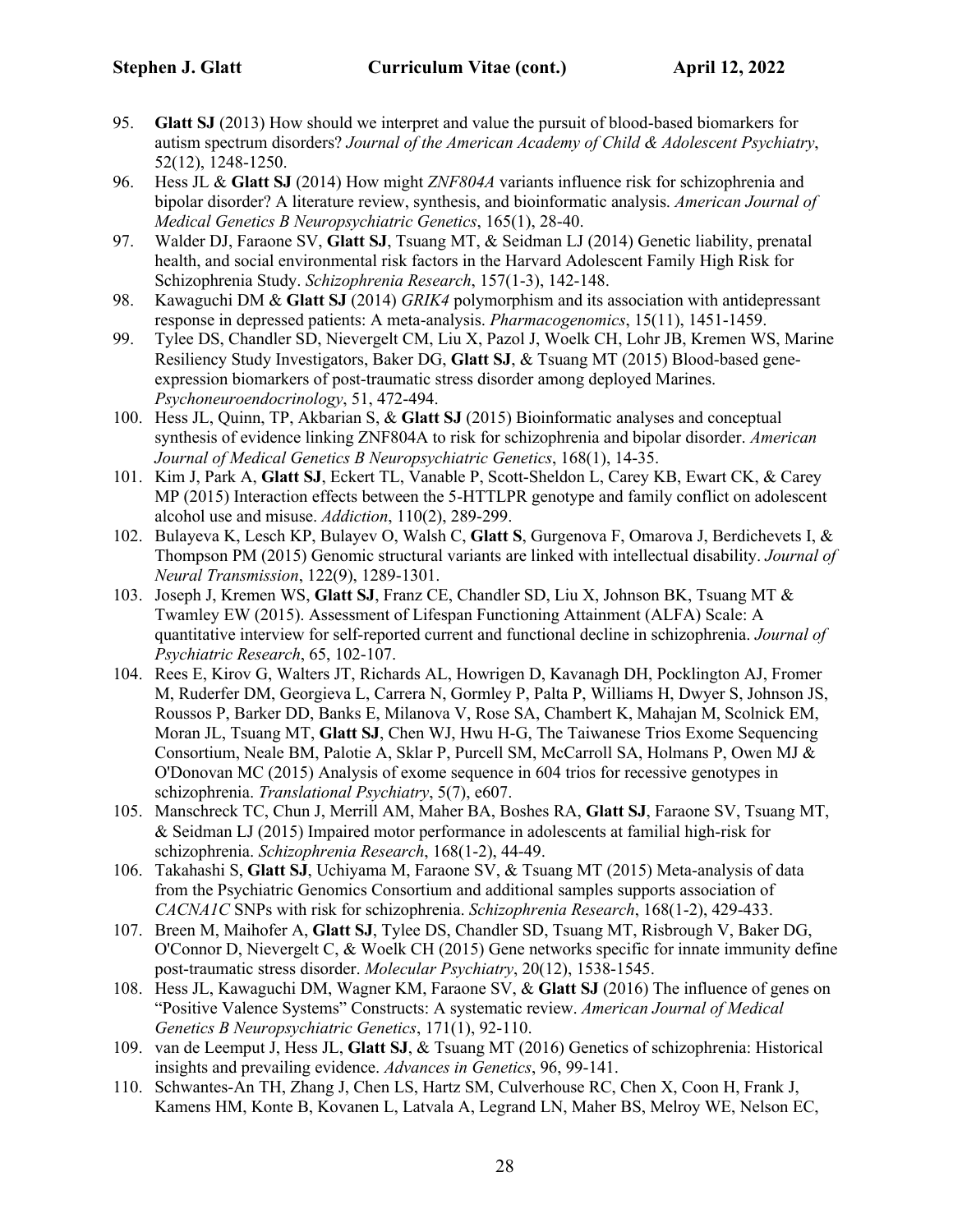95. **Glatt SJ** (2013) How should we interpret and value the pursuit of blood-based biomarkers for autism spectrum disorders? *Journal of the American Academy of Child & Adolescent Psychiatry*, 52(12), 1248-1250.
96. Hess JL & **Glatt SJ** (2014) How might *ZNF804A* variants influence risk for schizophrenia and bipolar disorder? A literature review, synthesis, and bioinformatic analysis. *American Journal of Medical Genetics B Neuropsychiatric Genetics*, 165(1), 28-40.
97. Walder DJ, Faraone SV, **Glatt SJ**, Tsuang MT, & Seidman LJ (2014) Genetic liability, prenatal health, and social environmental risk factors in the Harvard Adolescent Family High Risk for Schizophrenia Study. *Schizophrenia Research*, 157(1-3), 142-148.
98. Kawaguchi DM & **Glatt SJ** (2014) *GRIK4* polymorphism and its association with antidepressant response in depressed patients: A meta-analysis. *Pharmacogenomics*, 15(11), 1451-1459.
99. Tylee DS, Chandler SD, Nievergelt CM, Liu X, Pazol J, Woelk CH, Lohr JB, Kremen WS, Marine Resiliency Study Investigators, Baker DG, **Glatt SJ**, & Tsuang MT (2015) Blood-based gene-expression biomarkers of post-traumatic stress disorder among deployed Marines. *Psychoneuroendocrinology*, 51, 472-494.
100. Hess JL, Quinn, TP, Akbarian S, & **Glatt SJ** (2015) Bioinformatic analyses and conceptual synthesis of evidence linking ZNF804A to risk for schizophrenia and bipolar disorder. *American Journal of Medical Genetics B Neuropsychiatric Genetics*, 168(1), 14-35.
101. Kim J, Park A, **Glatt SJ**, Eckert TL, Vanable P, Scott-Sheldon L, Carey KB, Ewart CK, & Carey MP (2015) Interaction effects between the 5-HTTLPR genotype and family conflict on adolescent alcohol use and misuse. *Addiction*, 110(2), 289-299.
102. Bulayeva K, Lesch KP, Bulayev O, Walsh C, **Glatt S**, Gurgenova F, Omarova J, Berdichevets I, & Thompson PM (2015) Genomic structural variants are linked with intellectual disability. *Journal of Neural Transmission*, 122(9), 1289-1301.
103. Joseph J, Kremen WS, **Glatt SJ**, Franz CE, Chandler SD, Liu X, Johnson BK, Tsuang MT & Twamley EW (2015). Assessment of Lifespan Functioning Attainment (ALFA) Scale: A quantitative interview for self-reported current and functional decline in schizophrenia. *Journal of Psychiatric Research*, 65, 102-107.
104. Rees E, Kirov G, Walters JT, Richards AL, Howrigen D, Kavanagh DH, Pocklington AJ, Fromer M, Ruderfer DM, Georgieva L, Carrera N, Gormley P, Palta P, Williams H, Dwyer S, Johnson JS, Roussos P, Barker DD, Banks E, Milanova V, Rose SA, Chambert K, Mahajan M, Scolnick EM, Moran JL, Tsuang MT, **Glatt SJ**, Chen WJ, Hwu H-G, The Taiwanese Trios Exome Sequencing Consortium, Neale BM, Palotie A, Sklar P, Purcell SM, McCarroll SA, Holmans P, Owen MJ & O'Donovan MC (2015) Analysis of exome sequence in 604 trios for recessive genotypes in schizophrenia. *Translational Psychiatry*, 5(7), e607.
105. Manschreck TC, Chun J, Merrill AM, Maher BA, Boshes RA, **Glatt SJ**, Faraone SV, Tsuang MT, & Seidman LJ (2015) Impaired motor performance in adolescents at familial high-risk for schizophrenia. *Schizophrenia Research*, 168(1-2), 44-49.
106. Takahashi S, **Glatt SJ**, Uchiyama M, Faraone SV, & Tsuang MT (2015) Meta-analysis of data from the Psychiatric Genomics Consortium and additional samples supports association of *CACNA1C* SNPs with risk for schizophrenia. *Schizophrenia Research*, 168(1-2), 429-433.
107. Breen M, Maihofer A, **Glatt SJ**, Tylee DS, Chandler SD, Tsuang MT, Risbrough V, Baker DG, O'Connor D, Nievergelt C, & Woelk CH (2015) Gene networks specific for innate immunity define post-traumatic stress disorder. *Molecular Psychiatry*, 20(12), 1538-1545.
108. Hess JL, Kawaguchi DM, Wagner KM, Faraone SV, & **Glatt SJ** (2016) The influence of genes on "Positive Valence Systems" Constructs: A systematic review. *American Journal of Medical Genetics B Neuropsychiatric Genetics*, 171(1), 92-110.
109. van de Leemput J, Hess JL, **Glatt SJ**, & Tsuang MT (2016) Genetics of schizophrenia: Historical insights and prevailing evidence. *Advances in Genetics*, 96, 99-141.
110. Schwantes-An TH, Zhang J, Chen LS, Hartz SM, Culverhouse RC, Chen X, Coon H, Frank J, Kamens HM, Konte B, Kovanen L, Latvala A, Legrand LN, Maher BS, Melroy WE, Nelson EC,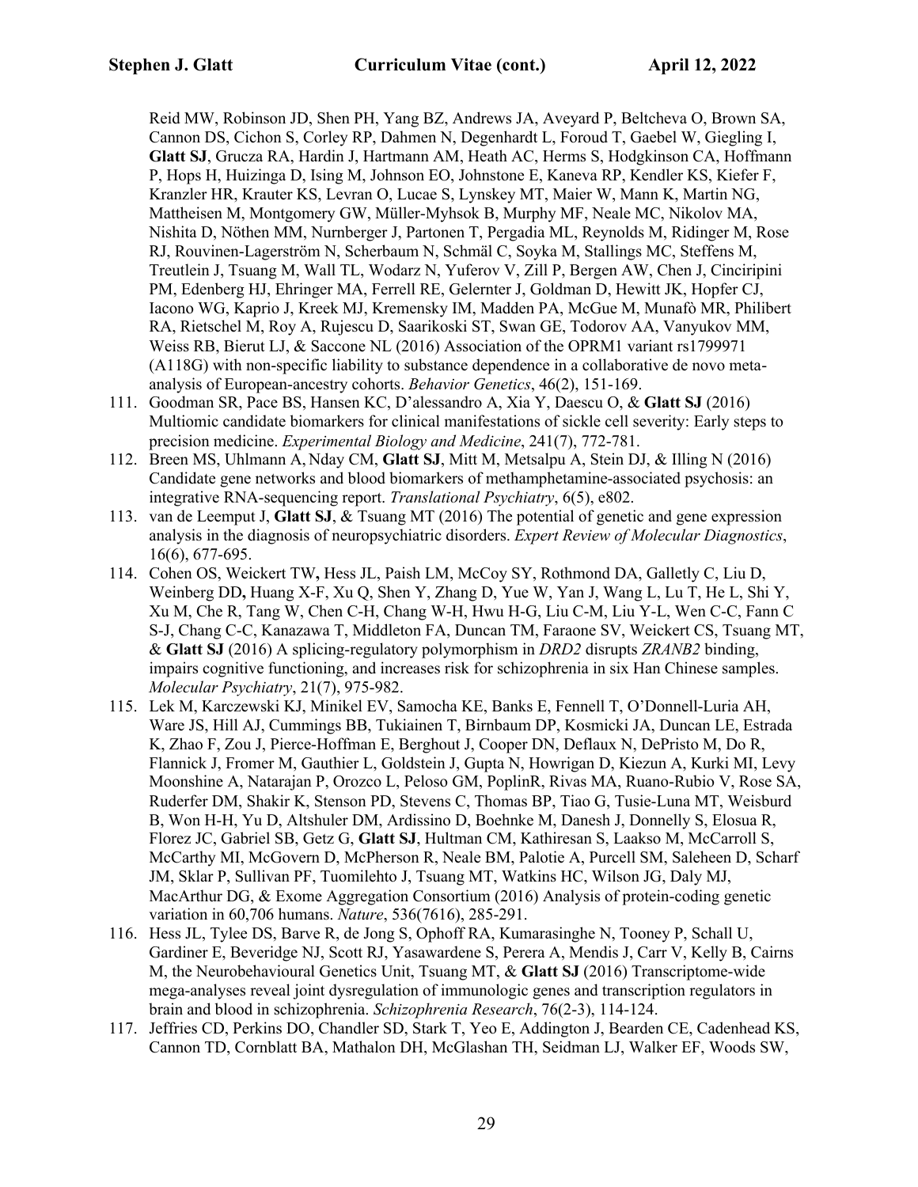Reid MW, Robinson JD, Shen PH, Yang BZ, Andrews JA, Aveyard P, Beltcheva O, Brown SA, Cannon DS, Cichon S, Corley RP, Dahmen N, Degenhardt L, Foroud T, Gaebel W, Giegling I, **Glatt SJ**, Grucza RA, Hardin J, Hartmann AM, Heath AC, Herms S, Hodgkinson CA, Hoffmann P, Hops H, Huizinga D, Ising M, Johnson EO, Johnstone E, Kaneva RP, Kendler KS, Kiefer F, Kranzler HR, Krauter KS, Levran O, Lucae S, Lynskey MT, Maier W, Mann K, Martin NG, Mattheisen M, Montgomery GW, Müller-Myhsok B, Murphy MF, Neale MC, Nikolov MA, Nishita D, Nöthen MM, Nurnberger J, Partonen T, Pergadia ML, Reynolds M, Ridinger M, Rose RJ, Rouvinen-Lagerström N, Scherbaum N, Schmäl C, Soyka M, Stallings MC, Steffens M, Treutlein J, Tsuang M, Wall TL, Wodarz N, Yuferov V, Zill P, Bergen AW, Chen J, Cinciripini PM, Edenberg HJ, Ehringer MA, Ferrell RE, Gelernter J, Goldman D, Hewitt JK, Hopfer CJ, Iacono WG, Kaprio J, Kreek MJ, Kremensky IM, Madden PA, McGue M, Munafò MR, Philibert RA, Rietschel M, Roy A, Rujescu D, Saarikoski ST, Swan GE, Todorov AA, Vanyukov MM, Weiss RB, Bierut LJ, & Saccone NL (2016) Association of the OPRM1 variant rs1799971 (A118G) with non-specific liability to substance dependence in a collaborative de novo meta-analysis of European-ancestry cohorts. *Behavior Genetics*, 46(2), 151-169.

111. Goodman SR, Pace BS, Hansen KC, D'alessandro A, Xia Y, Daescu O, & **Glatt SJ** (2016) Multiomic candidate biomarkers for clinical manifestations of sickle cell severity: Early steps to precision medicine. *Experimental Biology and Medicine*, 241(7), 772-781.
112. Breen MS, Uhlmann A, Nday CM, **Glatt SJ**, Mitt M, Metsalpu A, Stein DJ, & Illing N (2016) Candidate gene networks and blood biomarkers of methamphetamine-associated psychosis: an integrative RNA-sequencing report. *Translational Psychiatry*, 6(5), e802.
113. van de Leemput J, **Glatt SJ**, & Tsuang MT (2016) The potential of genetic and gene expression analysis in the diagnosis of neuropsychiatric disorders. *Expert Review of Molecular Diagnostics*, 16(6), 677-695.
114. Cohen OS, Weickert TW**,** Hess JL, Paish LM, McCoy SY, Rothmond DA, Galletly C, Liu D, Weinberg DD**,** Huang X-F, Xu Q, Shen Y, Zhang D, Yue W, Yan J, Wang L, Lu T, He L, Shi Y, Xu M, Che R, Tang W, Chen C-H, Chang W-H, Hwu H-G, Liu C-M, Liu Y-L, Wen C-C, Fann C S-J, Chang C-C, Kanazawa T, Middleton FA, Duncan TM, Faraone SV, Weickert CS, Tsuang MT, & **Glatt SJ** (2016) A splicing-regulatory polymorphism in *DRD2* disrupts *ZRANB2* binding, impairs cognitive functioning, and increases risk for schizophrenia in six Han Chinese samples. *Molecular Psychiatry*, 21(7), 975-982.
115. Lek M, Karczewski KJ, Minikel EV, Samocha KE, Banks E, Fennell T, O'Donnell-Luria AH, Ware JS, Hill AJ, Cummings BB, Tukiainen T, Birnbaum DP, Kosmicki JA, Duncan LE, Estrada K, Zhao F, Zou J, Pierce-Hoffman E, Berghout J, Cooper DN, Deflaux N, DePristo M, Do R, Flannick J, Fromer M, Gauthier L, Goldstein J, Gupta N, Howrigan D, Kiezun A, Kurki MI, Levy Moonshine A, Natarajan P, Orozco L, Peloso GM, PoplinR, Rivas MA, Ruano-Rubio V, Rose SA, Ruderfer DM, Shakir K, Stenson PD, Stevens C, Thomas BP, Tiao G, Tusie-Luna MT, Weisburd B, Won H-H, Yu D, Altshuler DM, Ardissino D, Boehnke M, Danesh J, Donnelly S, Elosua R, Florez JC, Gabriel SB, Getz G, **Glatt SJ**, Hultman CM, Kathiresan S, Laakso M, McCarroll S, McCarthy MI, McGovern D, McPherson R, Neale BM, Palotie A, Purcell SM, Saleheen D, Scharf JM, Sklar P, Sullivan PF, Tuomilehto J, Tsuang MT, Watkins HC, Wilson JG, Daly MJ, MacArthur DG, & Exome Aggregation Consortium (2016) Analysis of protein-coding genetic variation in 60,706 humans. *Nature*, 536(7616), 285-291.
116. Hess JL, Tylee DS, Barve R, de Jong S, Ophoff RA, Kumarasinghe N, Tooney P, Schall U, Gardiner E, Beveridge NJ, Scott RJ, Yasawardene S, Perera A, Mendis J, Carr V, Kelly B, Cairns M, the Neurobehavioural Genetics Unit, Tsuang MT, & **Glatt SJ** (2016) Transcriptome-wide mega-analyses reveal joint dysregulation of immunologic genes and transcription regulators in brain and blood in schizophrenia. *Schizophrenia Research*, 76(2-3), 114-124.
117. Jeffries CD, Perkins DO, Chandler SD, Stark T, Yeo E, Addington J, Bearden CE, Cadenhead KS, Cannon TD, Cornblatt BA, Mathalon DH, McGlashan TH, Seidman LJ, Walker EF, Woods SW,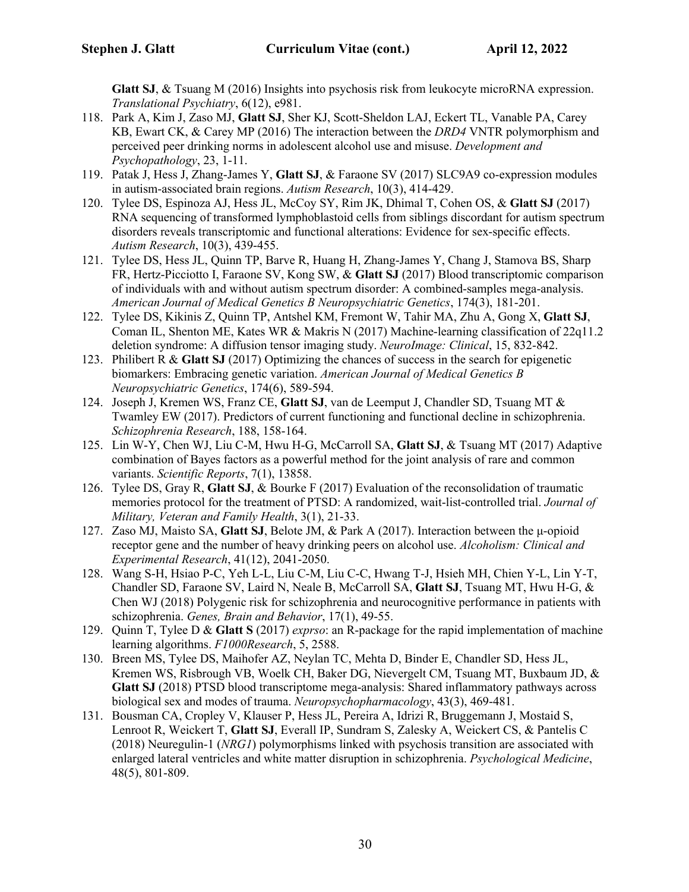**Glatt SJ**, & Tsuang M (2016) Insights into psychosis risk from leukocyte microRNA expression. *Translational Psychiatry*, 6(12), e981.

118. Park A, Kim J, Zaso MJ, **Glatt SJ**, Sher KJ, Scott-Sheldon LAJ, Eckert TL, Vanable PA, Carey KB, Ewart CK, & Carey MP (2016) The interaction between the *DRD4* VNTR polymorphism and perceived peer drinking norms in adolescent alcohol use and misuse. *Development and Psychopathology*, 23, 1-11.
119. Patak J, Hess J, Zhang-James Y, **Glatt SJ**, & Faraone SV (2017) SLC9A9 co-expression modules in autism-associated brain regions. *Autism Research*, 10(3), 414-429.
120. Tylee DS, Espinoza AJ, Hess JL, McCoy SY, Rim JK, Dhimal T, Cohen OS, & **Glatt SJ** (2017) RNA sequencing of transformed lymphoblastoid cells from siblings discordant for autism spectrum disorders reveals transcriptomic and functional alterations: Evidence for sex-specific effects. *Autism Research*, 10(3), 439-455.
121. Tylee DS, Hess JL, Quinn TP, Barve R, Huang H, Zhang-James Y, Chang J, Stamova BS, Sharp FR, Hertz-Picciotto I, Faraone SV, Kong SW, & **Glatt SJ** (2017) Blood transcriptomic comparison of individuals with and without autism spectrum disorder: A combined-samples mega-analysis. *American Journal of Medical Genetics B Neuropsychiatric Genetics*, 174(3), 181-201.
122. Tylee DS, Kikinis Z, Quinn TP, Antshel KM, Fremont W, Tahir MA, Zhu A, Gong X, **Glatt SJ**, Coman IL, Shenton ME, Kates WR & Makris N (2017) Machine-learning classification of 22q11.2 deletion syndrome: A diffusion tensor imaging study. *NeuroImage: Clinical*, 15, 832-842.
123. Philibert R & **Glatt SJ** (2017) Optimizing the chances of success in the search for epigenetic biomarkers: Embracing genetic variation. *American Journal of Medical Genetics B Neuropsychiatric Genetics*, 174(6), 589-594.
124. Joseph J, Kremen WS, Franz CE, **Glatt SJ**, van de Leemput J, Chandler SD, Tsuang MT & Twamley EW (2017). Predictors of current functioning and functional decline in schizophrenia. *Schizophrenia Research*, 188, 158-164.
125. Lin W-Y, Chen WJ, Liu C-M, Hwu H-G, McCarroll SA, **Glatt SJ**, & Tsuang MT (2017) Adaptive combination of Bayes factors as a powerful method for the joint analysis of rare and common variants. *Scientific Reports*, 7(1), 13858.
126. Tylee DS, Gray R, **Glatt SJ**, & Bourke F (2017) Evaluation of the reconsolidation of traumatic memories protocol for the treatment of PTSD: A randomized, wait-list-controlled trial. *Journal of Military, Veteran and Family Health*, 3(1), 21-33.
127. Zaso MJ, Maisto SA, **Glatt SJ**, Belote JM, & Park A (2017). Interaction between the μ-opioid receptor gene and the number of heavy drinking peers on alcohol use. *Alcoholism: Clinical and Experimental Research*, 41(12), 2041-2050.
128. Wang S-H, Hsiao P-C, Yeh L-L, Liu C-M, Liu C-C, Hwang T-J, Hsieh MH, Chien Y-L, Lin Y-T, Chandler SD, Faraone SV, Laird N, Neale B, McCarroll SA, **Glatt SJ**, Tsuang MT, Hwu H-G, & Chen WJ (2018) Polygenic risk for schizophrenia and neurocognitive performance in patients with schizophrenia. *Genes, Brain and Behavior*, 17(1), 49-55.
129. Quinn T, Tylee D & **Glatt S** (2017) *exprso*: an R-package for the rapid implementation of machine learning algorithms. *F1000Research*, 5, 2588.
130. Breen MS, Tylee DS, Maihofer AZ, Neylan TC, Mehta D, Binder E, Chandler SD, Hess JL, Kremen WS, Risbrough VB, Woelk CH, Baker DG, Nievergelt CM, Tsuang MT, Buxbaum JD, & **Glatt SJ** (2018) PTSD blood transcriptome mega-analysis: Shared inflammatory pathways across biological sex and modes of trauma. *Neuropsychopharmacology*, 43(3), 469-481.
131. Bousman CA, Cropley V, Klauser P, Hess JL, Pereira A, Idrizi R, Bruggemann J, Mostaid S, Lenroot R, Weickert T, **Glatt SJ**, Everall IP, Sundram S, Zalesky A, Weickert CS, & Pantelis C (2018) Neuregulin-1 (*NRG1*) polymorphisms linked with psychosis transition are associated with enlarged lateral ventricles and white matter disruption in schizophrenia. *Psychological Medicine*, 48(5), 801-809.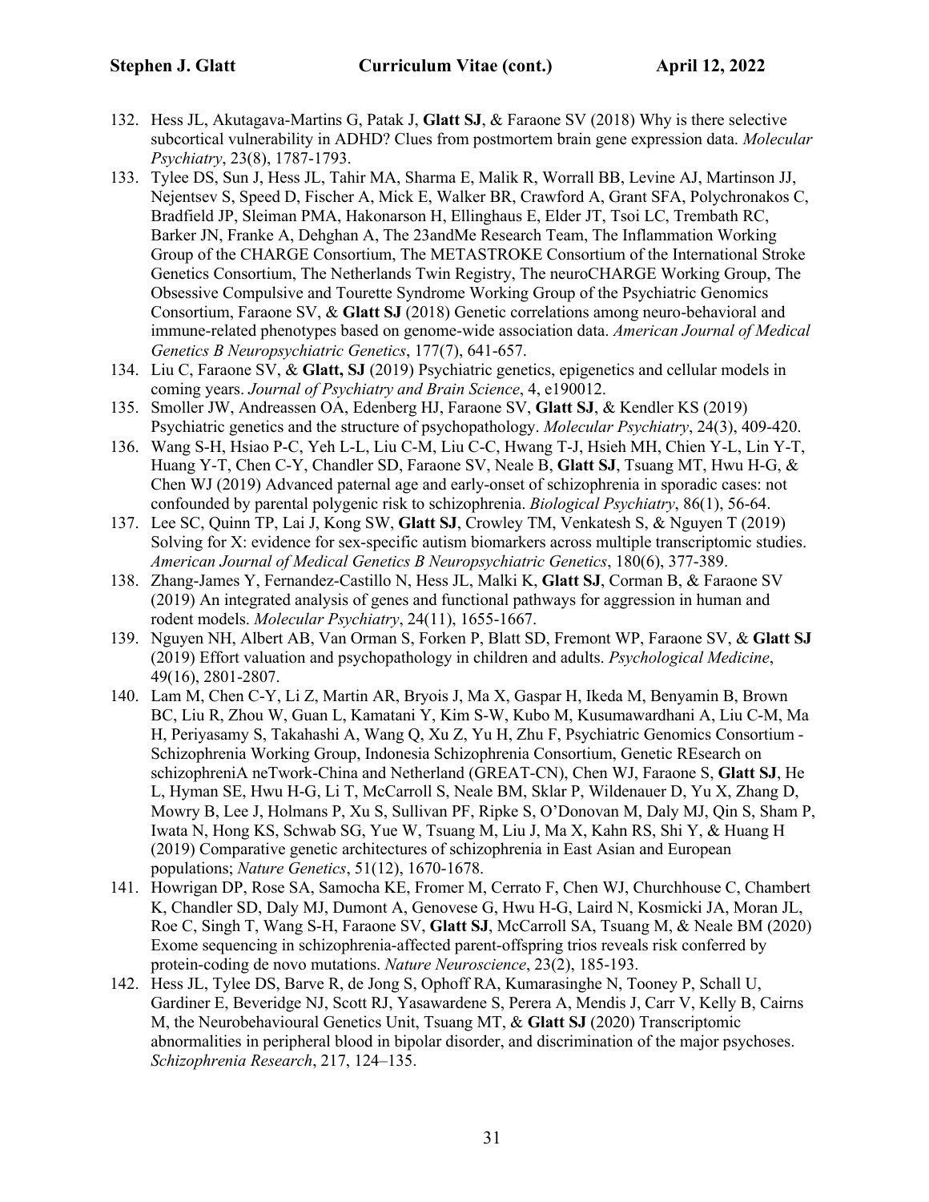132. Hess JL, Akutagava-Martins G, Patak J, **Glatt SJ**, & Faraone SV (2018) Why is there selective subcortical vulnerability in ADHD? Clues from postmortem brain gene expression data. *Molecular Psychiatry*, 23(8), 1787-1793.
133. Tylee DS, Sun J, Hess JL, Tahir MA, Sharma E, Malik R, Worrall BB, Levine AJ, Martinson JJ, Nejentsev S, Speed D, Fischer A, Mick E, Walker BR, Crawford A, Grant SFA, Polychronakos C, Bradfield JP, Sleiman PMA, Hakonarson H, Ellinghaus E, Elder JT, Tsoi LC, Trembath RC, Barker JN, Franke A, Dehghan A, The 23andMe Research Team, The Inflammation Working Group of the CHARGE Consortium, The METASTROKE Consortium of the International Stroke Genetics Consortium, The Netherlands Twin Registry, The neuroCHARGE Working Group, The Obsessive Compulsive and Tourette Syndrome Working Group of the Psychiatric Genomics Consortium, Faraone SV, & **Glatt SJ** (2018) Genetic correlations among neuro-behavioral and immune-related phenotypes based on genome-wide association data. *American Journal of Medical Genetics B Neuropsychiatric Genetics*, 177(7), 641-657.
134. Liu C, Faraone SV, & **Glatt, SJ** (2019) Psychiatric genetics, epigenetics and cellular models in coming years. *Journal of Psychiatry and Brain Science*, 4, e190012.
135. Smoller JW, Andreassen OA, Edenberg HJ, Faraone SV, **Glatt SJ**, & Kendler KS (2019) Psychiatric genetics and the structure of psychopathology. *Molecular Psychiatry*, 24(3), 409-420.
136. Wang S-H, Hsiao P-C, Yeh L-L, Liu C-M, Liu C-C, Hwang T-J, Hsieh MH, Chien Y-L, Lin Y-T, Huang Y-T, Chen C-Y, Chandler SD, Faraone SV, Neale B, **Glatt SJ**, Tsuang MT, Hwu H-G, & Chen WJ (2019) Advanced paternal age and early-onset of schizophrenia in sporadic cases: not confounded by parental polygenic risk to schizophrenia. *Biological Psychiatry*, 86(1), 56-64.
137. Lee SC, Quinn TP, Lai J, Kong SW, **Glatt SJ**, Crowley TM, Venkatesh S, & Nguyen T (2019) Solving for X: evidence for sex-specific autism biomarkers across multiple transcriptomic studies. *American Journal of Medical Genetics B Neuropsychiatric Genetics*, 180(6), 377-389.
138. Zhang-James Y, Fernandez-Castillo N, Hess JL, Malki K, **Glatt SJ**, Corman B, & Faraone SV (2019) An integrated analysis of genes and functional pathways for aggression in human and rodent models. *Molecular Psychiatry*, 24(11), 1655-1667.
139. Nguyen NH, Albert AB, Van Orman S, Forken P, Blatt SD, Fremont WP, Faraone SV, & **Glatt SJ** (2019) Effort valuation and psychopathology in children and adults. *Psychological Medicine*, 49(16), 2801-2807.
140. Lam M, Chen C-Y, Li Z, Martin AR, Bryois J, Ma X, Gaspar H, Ikeda M, Benyamin B, Brown BC, Liu R, Zhou W, Guan L, Kamatani Y, Kim S-W, Kubo M, Kusumawardhani A, Liu C-M, Ma H, Periyasamy S, Takahashi A, Wang Q, Xu Z, Yu H, Zhu F, Psychiatric Genomics Consortium - Schizophrenia Working Group, Indonesia Schizophrenia Consortium, Genetic REsearch on schizophreniA neTwork-China and Netherland (GREAT-CN), Chen WJ, Faraone S, **Glatt SJ**, He L, Hyman SE, Hwu H-G, Li T, McCarroll S, Neale BM, Sklar P, Wildenauer D, Yu X, Zhang D, Mowry B, Lee J, Holmans P, Xu S, Sullivan PF, Ripke S, O'Donovan M, Daly MJ, Qin S, Sham P, Iwata N, Hong KS, Schwab SG, Yue W, Tsuang M, Liu J, Ma X, Kahn RS, Shi Y, & Huang H (2019) Comparative genetic architectures of schizophrenia in East Asian and European populations; *Nature Genetics*, 51(12), 1670-1678.
141. Howrigan DP, Rose SA, Samocha KE, Fromer M, Cerrato F, Chen WJ, Churchhouse C, Chambert K, Chandler SD, Daly MJ, Dumont A, Genovese G, Hwu H-G, Laird N, Kosmicki JA, Moran JL, Roe C, Singh T, Wang S-H, Faraone SV, **Glatt SJ**, McCarroll SA, Tsuang M, & Neale BM (2020) Exome sequencing in schizophrenia-affected parent-offspring trios reveals risk conferred by protein-coding de novo mutations. *Nature Neuroscience*, 23(2), 185-193.
142. Hess JL, Tylee DS, Barve R, de Jong S, Ophoff RA, Kumarasinghe N, Tooney P, Schall U, Gardiner E, Beveridge NJ, Scott RJ, Yasawardene S, Perera A, Mendis J, Carr V, Kelly B, Cairns M, the Neurobehavioural Genetics Unit, Tsuang MT, & **Glatt SJ** (2020) Transcriptomic abnormalities in peripheral blood in bipolar disorder, and discrimination of the major psychoses. *Schizophrenia Research*, 217, 124–135.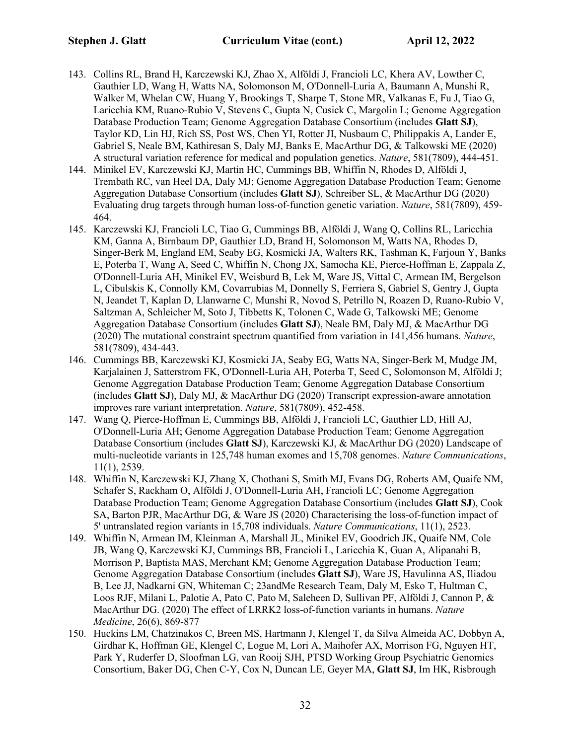143. Collins RL, Brand H, Karczewski KJ, Zhao X, Alföldi J, Francioli LC, Khera AV, Lowther C, Gauthier LD, Wang H, Watts NA, Solomonson M, O'Donnell-Luria A, Baumann A, Munshi R, Walker M, Whelan CW, Huang Y, Brookings T, Sharpe T, Stone MR, Valkanas E, Fu J, Tiao G, Laricchia KM, Ruano-Rubio V, Stevens C, Gupta N, Cusick C, Margolin L; Genome Aggregation Database Production Team; Genome Aggregation Database Consortium (includes **Glatt SJ**), Taylor KD, Lin HJ, Rich SS, Post WS, Chen YI, Rotter JI, Nusbaum C, Philippakis A, Lander E, Gabriel S, Neale BM, Kathiresan S, Daly MJ, Banks E, MacArthur DG, & Talkowski ME (2020) A structural variation reference for medical and population genetics. *Nature*, 581(7809), 444-451.
144. Minikel EV, Karczewski KJ, Martin HC, Cummings BB, Whiffin N, Rhodes D, Alföldi J, Trembath RC, van Heel DA, Daly MJ; Genome Aggregation Database Production Team; Genome Aggregation Database Consortium (includes **Glatt SJ**), Schreiber SL, & MacArthur DG (2020) Evaluating drug targets through human loss-of-function genetic variation. *Nature*, 581(7809), 459-464.
145. Karczewski KJ, Francioli LC, Tiao G, Cummings BB, Alföldi J, Wang Q, Collins RL, Laricchia KM, Ganna A, Birnbaum DP, Gauthier LD, Brand H, Solomonson M, Watts NA, Rhodes D, Singer-Berk M, England EM, Seaby EG, Kosmicki JA, Walters RK, Tashman K, Farjoun Y, Banks E, Poterba T, Wang A, Seed C, Whiffin N, Chong JX, Samocha KE, Pierce-Hoffman E, Zappala Z, O'Donnell-Luria AH, Minikel EV, Weisburd B, Lek M, Ware JS, Vittal C, Armean IM, Bergelson L, Cibulskis K, Connolly KM, Covarrubias M, Donnelly S, Ferriera S, Gabriel S, Gentry J, Gupta N, Jeandet T, Kaplan D, Llanwarne C, Munshi R, Novod S, Petrillo N, Roazen D, Ruano-Rubio V, Saltzman A, Schleicher M, Soto J, Tibbetts K, Tolonen C, Wade G, Talkowski ME; Genome Aggregation Database Consortium (includes **Glatt SJ**), Neale BM, Daly MJ, & MacArthur DG (2020) The mutational constraint spectrum quantified from variation in 141,456 humans. *Nature*, 581(7809), 434-443.
146. Cummings BB, Karczewski KJ, Kosmicki JA, Seaby EG, Watts NA, Singer-Berk M, Mudge JM, Karjalainen J, Satterstrom FK, O'Donnell-Luria AH, Poterba T, Seed C, Solomonson M, Alföldi J; Genome Aggregation Database Production Team; Genome Aggregation Database Consortium (includes **Glatt SJ**), Daly MJ, & MacArthur DG (2020) Transcript expression-aware annotation improves rare variant interpretation. *Nature*, 581(7809), 452-458.
147. Wang Q, Pierce-Hoffman E, Cummings BB, Alföldi J, Francioli LC, Gauthier LD, Hill AJ, O'Donnell-Luria AH; Genome Aggregation Database Production Team; Genome Aggregation Database Consortium (includes **Glatt SJ**), Karczewski KJ, & MacArthur DG (2020) Landscape of multi-nucleotide variants in 125,748 human exomes and 15,708 genomes. *Nature Communications*, 11(1), 2539.
148. Whiffin N, Karczewski KJ, Zhang X, Chothani S, Smith MJ, Evans DG, Roberts AM, Quaife NM, Schafer S, Rackham O, Alföldi J, O'Donnell-Luria AH, Francioli LC; Genome Aggregation Database Production Team; Genome Aggregation Database Consortium (includes **Glatt SJ**), Cook SA, Barton PJR, MacArthur DG, & Ware JS (2020) Characterising the loss-of-function impact of 5' untranslated region variants in 15,708 individuals. *Nature Communications*, 11(1), 2523.
149. Whiffin N, Armean IM, Kleinman A, Marshall JL, Minikel EV, Goodrich JK, Quaife NM, Cole JB, Wang Q, Karczewski KJ, Cummings BB, Francioli L, Laricchia K, Guan A, Alipanahi B, Morrison P, Baptista MAS, Merchant KM; Genome Aggregation Database Production Team; Genome Aggregation Database Consortium (includes **Glatt SJ**), Ware JS, Havulinna AS, Iliadou B, Lee JJ, Nadkarni GN, Whiteman C; 23andMe Research Team, Daly M, Esko T, Hultman C, Loos RJF, Milani L, Palotie A, Pato C, Pato M, Saleheen D, Sullivan PF, Alföldi J, Cannon P, & MacArthur DG. (2020) The effect of LRRK2 loss-of-function variants in humans. *Nature Medicine*, 26(6), 869-877
150. Huckins LM, Chatzinakos C, Breen MS, Hartmann J, Klengel T, da Silva Almeida AC, Dobbyn A, Girdhar K, Hoffman GE, Klengel C, Logue M, Lori A, Maihofer AX, Morrison FG, Nguyen HT, Park Y, Ruderfer D, Sloofman LG, van Rooij SJH, PTSD Working Group Psychiatric Genomics Consortium, Baker DG, Chen C-Y, Cox N, Duncan LE, Geyer MA, **Glatt SJ**, Im HK, Risbrough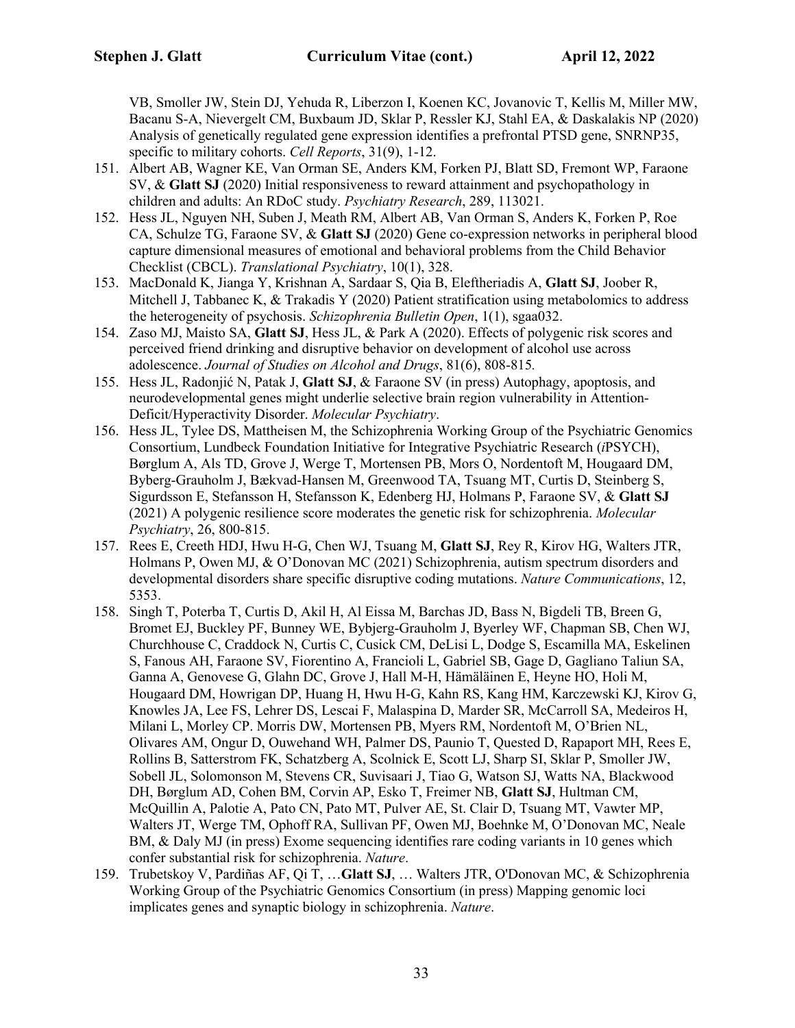VB, Smoller JW, Stein DJ, Yehuda R, Liberzon I, Koenen KC, Jovanovic T, Kellis M, Miller MW, Bacanu S-A, Nievergelt CM, Buxbaum JD, Sklar P, Ressler KJ, Stahl EA, & Daskalakis NP (2020) Analysis of genetically regulated gene expression identifies a prefrontal PTSD gene, SNRNP35, specific to military cohorts. *Cell Reports*, 31(9), 1-12.

151. Albert AB, Wagner KE, Van Orman SE, Anders KM, Forken PJ, Blatt SD, Fremont WP, Faraone SV, & **Glatt SJ** (2020) Initial responsiveness to reward attainment and psychopathology in children and adults: An RDoC study. *Psychiatry Research*, 289, 113021.
152. Hess JL, Nguyen NH, Suben J, Meath RM, Albert AB, Van Orman S, Anders K, Forken P, Roe CA, Schulze TG, Faraone SV, & **Glatt SJ** (2020) Gene co-expression networks in peripheral blood capture dimensional measures of emotional and behavioral problems from the Child Behavior Checklist (CBCL). *Translational Psychiatry*, 10(1), 328.
153. MacDonald K, Jianga Y, Krishnan A, Sardaar S, Qia B, Eleftheriadis A, **Glatt SJ**, Joober R, Mitchell J, Tabbanec K, & Trakadis Y (2020) Patient stratification using metabolomics to address the heterogeneity of psychosis. *Schizophrenia Bulletin Open*, 1(1), sgaa032.
154. Zaso MJ, Maisto SA, **Glatt SJ**, Hess JL, & Park A (2020). Effects of polygenic risk scores and perceived friend drinking and disruptive behavior on development of alcohol use across adolescence. *Journal of Studies on Alcohol and Drugs*, 81(6), 808-815.
155. Hess JL, Radonjić N, Patak J, **Glatt SJ**, & Faraone SV (in press) Autophagy, apoptosis, and neurodevelopmental genes might underlie selective brain region vulnerability in Attention-Deficit/Hyperactivity Disorder. *Molecular Psychiatry*.
156. Hess JL, Tylee DS, Mattheisen M, the Schizophrenia Working Group of the Psychiatric Genomics Consortium, Lundbeck Foundation Initiative for Integrative Psychiatric Research (*i*PSYCH), Børglum A, Als TD, Grove J, Werge T, Mortensen PB, Mors O, Nordentoft M, Hougaard DM, Byberg-Grauholm J, Bækvad-Hansen M, Greenwood TA, Tsuang MT, Curtis D, Steinberg S, Sigurdsson E, Stefansson H, Stefansson K, Edenberg HJ, Holmans P, Faraone SV, & **Glatt SJ** (2021) A polygenic resilience score moderates the genetic risk for schizophrenia. *Molecular Psychiatry*, 26, 800-815.
157. Rees E, Creeth HDJ, Hwu H-G, Chen WJ, Tsuang M, **Glatt SJ**, Rey R, Kirov HG, Walters JTR, Holmans P, Owen MJ, & O'Donovan MC (2021) Schizophrenia, autism spectrum disorders and developmental disorders share specific disruptive coding mutations. *Nature Communications*, 12, 5353.
158. Singh T, Poterba T, Curtis D, Akil H, Al Eissa M, Barchas JD, Bass N, Bigdeli TB, Breen G, Bromet EJ, Buckley PF, Bunney WE, Bybjerg-Grauholm J, Byerley WF, Chapman SB, Chen WJ, Churchhouse C, Craddock N, Curtis C, Cusick CM, DeLisi L, Dodge S, Escamilla MA, Eskelinen S, Fanous AH, Faraone SV, Fiorentino A, Francioli L, Gabriel SB, Gage D, Gagliano Taliun SA, Ganna A, Genovese G, Glahn DC, Grove J, Hall M-H, Hämäläinen E, Heyne HO, Holi M, Hougaard DM, Howrigan DP, Huang H, Hwu H-G, Kahn RS, Kang HM, Karczewski KJ, Kirov G, Knowles JA, Lee FS, Lehrer DS, Lescai F, Malaspina D, Marder SR, McCarroll SA, Medeiros H, Milani L, Morley CP. Morris DW, Mortensen PB, Myers RM, Nordentoft M, O'Brien NL, Olivares AM, Ongur D, Ouwehand WH, Palmer DS, Paunio T, Quested D, Rapaport MH, Rees E, Rollins B, Satterstrom FK, Schatzberg A, Scolnick E, Scott LJ, Sharp SI, Sklar P, Smoller JW, Sobell JL, Solomonson M, Stevens CR, Suvisaari J, Tiao G, Watson SJ, Watts NA, Blackwood DH, Børglum AD, Cohen BM, Corvin AP, Esko T, Freimer NB, **Glatt SJ**, Hultman CM, McQuillin A, Palotie A, Pato CN, Pato MT, Pulver AE, St. Clair D, Tsuang MT, Vawter MP, Walters JT, Werge TM, Ophoff RA, Sullivan PF, Owen MJ, Boehnke M, O'Donovan MC, Neale BM, & Daly MJ (in press) Exome sequencing identifies rare coding variants in 10 genes which confer substantial risk for schizophrenia. *Nature*.
159. Trubetskoy V, Pardiñas AF, Qi T, …**Glatt SJ**, … Walters JTR, O'Donovan MC, & Schizophrenia Working Group of the Psychiatric Genomics Consortium (in press) Mapping genomic loci implicates genes and synaptic biology in schizophrenia. *Nature*.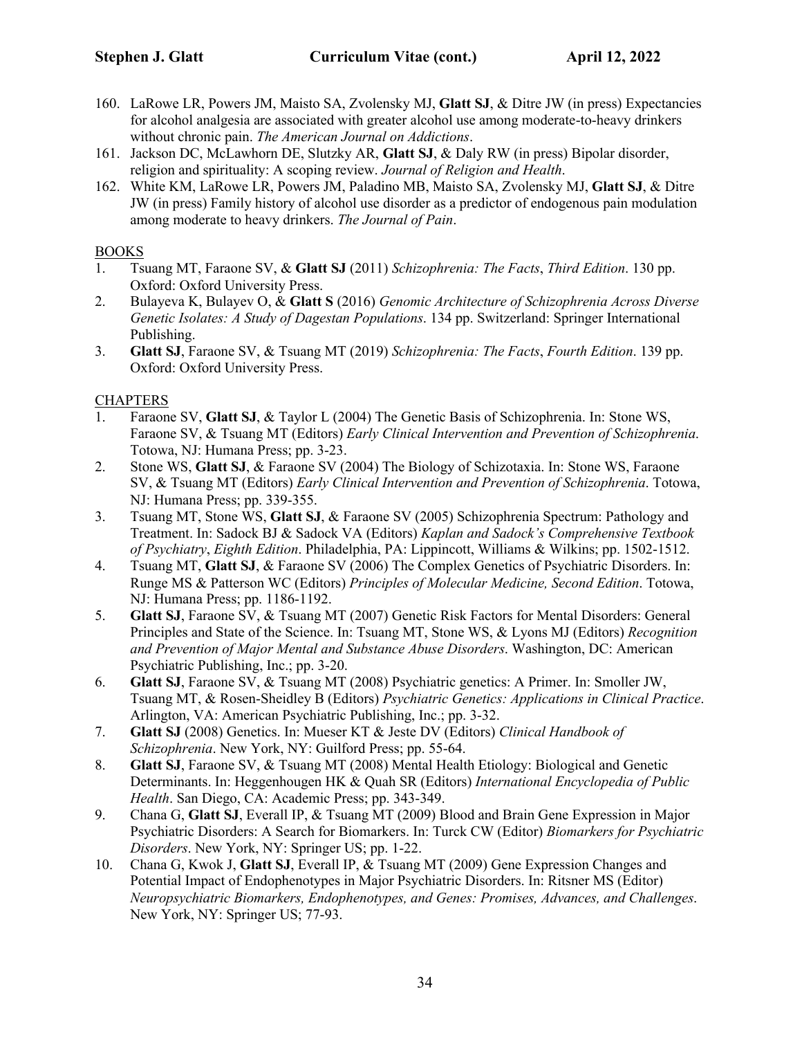160. LaRowe LR, Powers JM, Maisto SA, Zvolensky MJ, **Glatt SJ**, & Ditre JW (in press) Expectancies for alcohol analgesia are associated with greater alcohol use among moderate-to-heavy drinkers without chronic pain. *The American Journal on Addictions*.
161. Jackson DC, McLawhorn DE, Slutzky AR, **Glatt SJ**, & Daly RW (in press) Bipolar disorder, religion and spirituality: A scoping review. *Journal of Religion and Health*.
162. White KM, LaRowe LR, Powers JM, Paladino MB, Maisto SA, Zvolensky MJ, **Glatt SJ**, & Ditre JW (in press) Family history of alcohol use disorder as a predictor of endogenous pain modulation among moderate to heavy drinkers. *The Journal of Pain*.

BOOKS

1. Tsuang MT, Faraone SV, & **Glatt SJ** (2011) *Schizophrenia: The Facts*, *Third Edition*. 130 pp. Oxford: Oxford University Press.
2. Bulayeva K, Bulayev O, & **Glatt S** (2016) *Genomic Architecture of Schizophrenia Across Diverse Genetic Isolates: A Study of Dagestan Populations*. 134 pp. Switzerland: Springer International Publishing.
3. **Glatt SJ**, Faraone SV, & Tsuang MT (2019) *Schizophrenia: The Facts*, *Fourth Edition*. 139 pp. Oxford: Oxford University Press.

CHAPTERS

1. Faraone SV, **Glatt SJ**, & Taylor L (2004) The Genetic Basis of Schizophrenia. In: Stone WS, Faraone SV, & Tsuang MT (Editors) *Early Clinical Intervention and Prevention of Schizophrenia*. Totowa, NJ: Humana Press; pp. 3-23.
2. Stone WS, **Glatt SJ**, & Faraone SV (2004) The Biology of Schizotaxia. In: Stone WS, Faraone SV, & Tsuang MT (Editors) *Early Clinical Intervention and Prevention of Schizophrenia*. Totowa, NJ: Humana Press; pp. 339-355.
3. Tsuang MT, Stone WS, **Glatt SJ**, & Faraone SV (2005) Schizophrenia Spectrum: Pathology and Treatment. In: Sadock BJ & Sadock VA (Editors) *Kaplan and Sadock's Comprehensive Textbook of Psychiatry*, *Eighth Edition*. Philadelphia, PA: Lippincott, Williams & Wilkins; pp. 1502-1512.
4. Tsuang MT, **Glatt SJ**, & Faraone SV (2006) The Complex Genetics of Psychiatric Disorders. In: Runge MS & Patterson WC (Editors) *Principles of Molecular Medicine, Second Edition*. Totowa, NJ: Humana Press; pp. 1186-1192.
5. **Glatt SJ**, Faraone SV, & Tsuang MT (2007) Genetic Risk Factors for Mental Disorders: General Principles and State of the Science. In: Tsuang MT, Stone WS, & Lyons MJ (Editors) *Recognition and Prevention of Major Mental and Substance Abuse Disorders*. Washington, DC: American Psychiatric Publishing, Inc.; pp. 3-20.
6. **Glatt SJ**, Faraone SV, & Tsuang MT (2008) Psychiatric genetics: A Primer. In: Smoller JW, Tsuang MT, & Rosen-Sheidley B (Editors) *Psychiatric Genetics: Applications in Clinical Practice*. Arlington, VA: American Psychiatric Publishing, Inc.; pp. 3-32.
7. **Glatt SJ** (2008) Genetics. In: Mueser KT & Jeste DV (Editors) *Clinical Handbook of Schizophrenia*. New York, NY: Guilford Press; pp. 55-64.
8. **Glatt SJ**, Faraone SV, & Tsuang MT (2008) Mental Health Etiology: Biological and Genetic Determinants. In: Heggenhougen HK & Quah SR (Editors) *International Encyclopedia of Public Health*. San Diego, CA: Academic Press; pp. 343-349.
9. Chana G, **Glatt SJ**, Everall IP, & Tsuang MT (2009) Blood and Brain Gene Expression in Major Psychiatric Disorders: A Search for Biomarkers. In: Turck CW (Editor) *Biomarkers for Psychiatric Disorders*. New York, NY: Springer US; pp. 1-22.
10. Chana G, Kwok J, **Glatt SJ**, Everall IP, & Tsuang MT (2009) Gene Expression Changes and Potential Impact of Endophenotypes in Major Psychiatric Disorders. In: Ritsner MS (Editor) *Neuropsychiatric Biomarkers, Endophenotypes, and Genes: Promises, Advances, and Challenges*. New York, NY: Springer US; 77-93.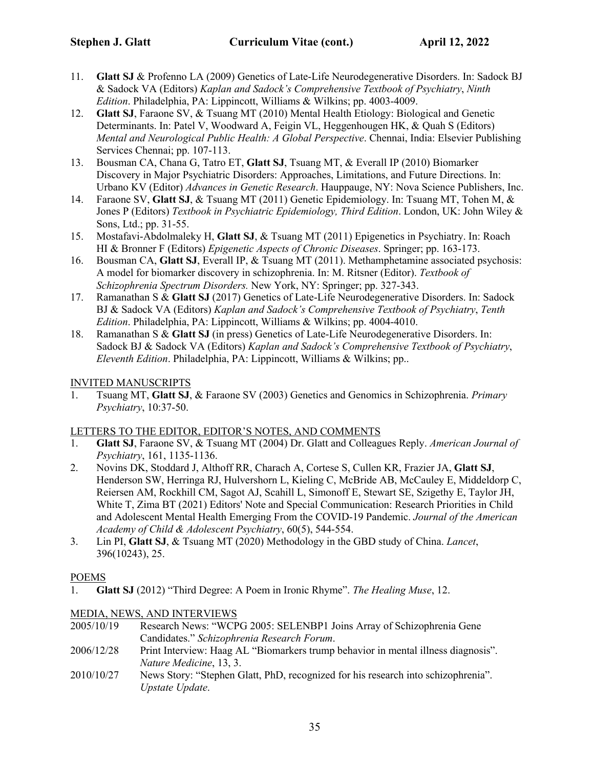11. **Glatt SJ** & Profenno LA (2009) Genetics of Late-Life Neurodegenerative Disorders. In: Sadock BJ & Sadock VA (Editors) *Kaplan and Sadock's Comprehensive Textbook of Psychiatry*, *Ninth Edition*. Philadelphia, PA: Lippincott, Williams & Wilkins; pp. 4003-4009.
12. **Glatt SJ**, Faraone SV, & Tsuang MT (2010) Mental Health Etiology: Biological and Genetic Determinants. In: Patel V, Woodward A, Feigin VL, Heggenhougen HK, & Quah S (Editors) *Mental and Neurological Public Health: A Global Perspective*. Chennai, India: Elsevier Publishing Services Chennai; pp. 107-113.
13. Bousman CA, Chana G, Tatro ET, **Glatt SJ**, Tsuang MT, & Everall IP (2010) Biomarker Discovery in Major Psychiatric Disorders: Approaches, Limitations, and Future Directions. In: Urbano KV (Editor) *Advances in Genetic Research*. Hauppauge, NY: Nova Science Publishers, Inc.
14. Faraone SV, **Glatt SJ**, & Tsuang MT (2011) Genetic Epidemiology. In: Tsuang MT, Tohen M, & Jones P (Editors) *Textbook in Psychiatric Epidemiology, Third Edition*. London, UK: John Wiley & Sons, Ltd.; pp. 31-55.
15. Mostafavi-Abdolmaleky H, **Glatt SJ**, & Tsuang MT (2011) Epigenetics in Psychiatry. In: Roach HI & Bronner F (Editors) *Epigenetic Aspects of Chronic Diseases*. Springer; pp. 163-173.
16. Bousman CA, **Glatt SJ**, Everall IP, & Tsuang MT (2011). Methamphetamine associated psychosis: A model for biomarker discovery in schizophrenia. In: M. Ritsner (Editor). *Textbook of Schizophrenia Spectrum Disorders.* New York, NY: Springer; pp. 327-343.
17. Ramanathan S & **Glatt SJ** (2017) Genetics of Late-Life Neurodegenerative Disorders. In: Sadock BJ & Sadock VA (Editors) *Kaplan and Sadock's Comprehensive Textbook of Psychiatry*, *Tenth Edition*. Philadelphia, PA: Lippincott, Williams & Wilkins; pp. 4004-4010.
18. Ramanathan S & **Glatt SJ** (in press) Genetics of Late-Life Neurodegenerative Disorders. In: Sadock BJ & Sadock VA (Editors) *Kaplan and Sadock's Comprehensive Textbook of Psychiatry*, *Eleventh Edition*. Philadelphia, PA: Lippincott, Williams & Wilkins; pp..

## INVITED MANUSCRIPTS

1. Tsuang MT, **Glatt SJ**, & Faraone SV (2003) Genetics and Genomics in Schizophrenia. *Primary Psychiatry*, 10:37-50.

## LETTERS TO THE EDITOR, EDITOR'S NOTES, AND COMMENTS

1. **Glatt SJ**, Faraone SV, & Tsuang MT (2004) Dr. Glatt and Colleagues Reply. *American Journal of Psychiatry*, 161, 1135-1136.
2. Novins DK, Stoddard J, Althoff RR, Charach A, Cortese S, Cullen KR, Frazier JA, **Glatt SJ**, Henderson SW, Herringa RJ, Hulvershorn L, Kieling C, McBride AB, McCauley E, Middeldorp C, Reiersen AM, Rockhill CM, Sagot AJ, Scahill L, Simonoff E, Stewart SE, Szigethy E, Taylor JH, White T, Zima BT (2021) Editors' Note and Special Communication: Research Priorities in Child and Adolescent Mental Health Emerging From the COVID-19 Pandemic. *Journal of the American Academy of Child & Adolescent Psychiatry*, 60(5), 544-554.
3. Lin PI, **Glatt SJ**, & Tsuang MT (2020) Methodology in the GBD study of China. *Lancet*, 396(10243), 25.

## POEMS

1. **Glatt SJ** (2012) "Third Degree: A Poem in Ironic Rhyme". *The Healing Muse*, 12.

## MEDIA, NEWS, AND INTERVIEWS

- 2005/10/19 Research News: "WCPG 2005: SELENBP1 Joins Array of Schizophrenia Gene Candidates." *Schizophrenia Research Forum*.
- 2006/12/28 Print Interview: Haag AL "Biomarkers trump behavior in mental illness diagnosis". *Nature Medicine*, 13, 3.
- 2010/10/27 News Story: "Stephen Glatt, PhD, recognized for his research into schizophrenia". *Upstate Update*.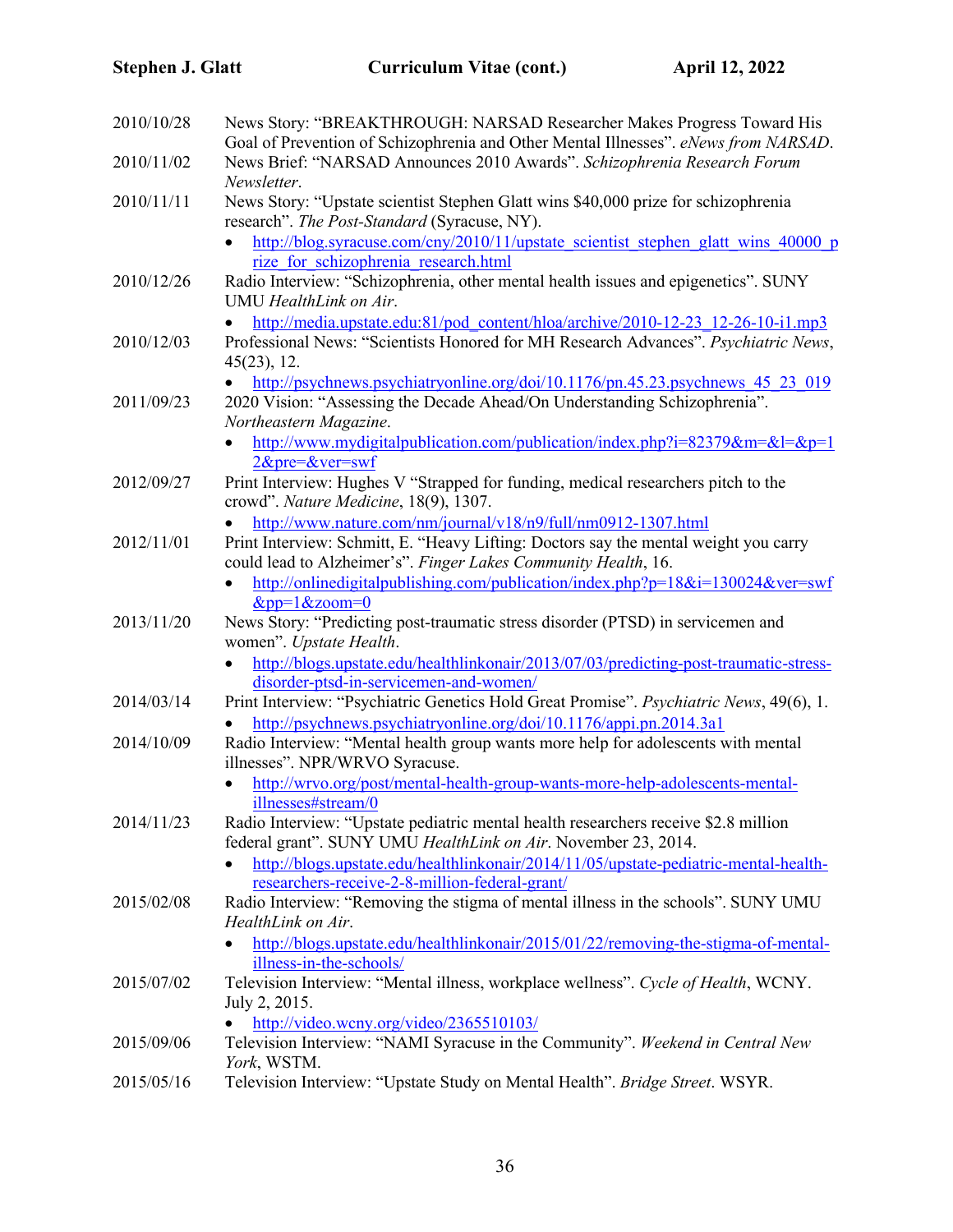| | |
|---|---|
| 2010/10/28 | News Story: "BREAKTHROUGH: NARSAD Researcher Makes Progress Toward His Goal of Prevention of Schizophrenia and Other Mental Illnesses". *eNews from NARSAD*. |
| 2010/11/02 | News Brief: "NARSAD Announces 2010 Awards". *Schizophrenia Research Forum Newsletter*. |
| 2010/11/11 | News Story: "Upstate scientist Stephen Glatt wins $40,000 prize for schizophrenia research". *The Post-Standard* (Syracuse, NY).<br>• http://blog.syracuse.com/cny/2010/11/upstate_scientist_stephen_glatt_wins_40000_prize_for_schizophrenia_research.html |
| 2010/12/26 | Radio Interview: "Schizophrenia, other mental health issues and epigenetics". SUNY UMU *HealthLink on Air*.<br>• http://media.upstate.edu:81/pod_content/hloa/archive/2010-12-23_12-26-10-i1.mp3 |
| 2010/12/03 | Professional News: "Scientists Honored for MH Research Advances". *Psychiatric News*, 45(23), 12.<br>• http://psychnews.psychiatryonline.org/doi/10.1176/pn.45.23.psychnews_45_23_019 |
| 2011/09/23 | 2020 Vision: "Assessing the Decade Ahead/On Understanding Schizophrenia". *Northeastern Magazine*.<br>• http://www.mydigitalpublication.com/publication/index.php?i=82379&m=&l=&p=12&pre=&ver=swf |
| 2012/09/27 | Print Interview: Hughes V "Strapped for funding, medical researchers pitch to the crowd". *Nature Medicine*, 18(9), 1307.<br>• http://www.nature.com/nm/journal/v18/n9/full/nm0912-1307.html |
| 2012/11/01 | Print Interview: Schmitt, E. "Heavy Lifting: Doctors say the mental weight you carry could lead to Alzheimer's". *Finger Lakes Community Health*, 16.<br>• http://onlinedigitalpublishing.com/publication/index.php?p=18&i=130024&ver=swf&pp=1&zoom=0 |
| 2013/11/20 | News Story: "Predicting post-traumatic stress disorder (PTSD) in servicemen and women". *Upstate Health*.<br>• http://blogs.upstate.edu/healthlinkonair/2013/07/03/predicting-post-traumatic-stress-disorder-ptsd-in-servicemen-and-women/ |
| 2014/03/14 | Print Interview: "Psychiatric Genetics Hold Great Promise". *Psychiatric News*, 49(6), 1.<br>• http://psychnews.psychiatryonline.org/doi/10.1176/appi.pn.2014.3a1 |
| 2014/10/09 | Radio Interview: "Mental health group wants more help for adolescents with mental illnesses". NPR/WRVO Syracuse.<br>• http://wrvo.org/post/mental-health-group-wants-more-help-adolescents-mental-illnesses#stream/0 |
| 2014/11/23 | Radio Interview: "Upstate pediatric mental health researchers receive $2.8 million federal grant". SUNY UMU *HealthLink on Air*. November 23, 2014.<br>• http://blogs.upstate.edu/healthlinkonair/2014/11/05/upstate-pediatric-mental-health-researchers-receive-2-8-million-federal-grant/ |
| 2015/02/08 | Radio Interview: "Removing the stigma of mental illness in the schools". SUNY UMU *HealthLink on Air*.<br>• http://blogs.upstate.edu/healthlinkonair/2015/01/22/removing-the-stigma-of-mental-illness-in-the-schools/ |
| 2015/07/02 | Television Interview: "Mental illness, workplace wellness". *Cycle of Health*, WCNY. July 2, 2015.<br>• http://video.wcny.org/video/2365510103/ |
| 2015/09/06 | Television Interview: "NAMI Syracuse in the Community". *Weekend in Central New York*, WSTM. |
| 2015/05/16 | Television Interview: "Upstate Study on Mental Health". *Bridge Street*. WSYR. |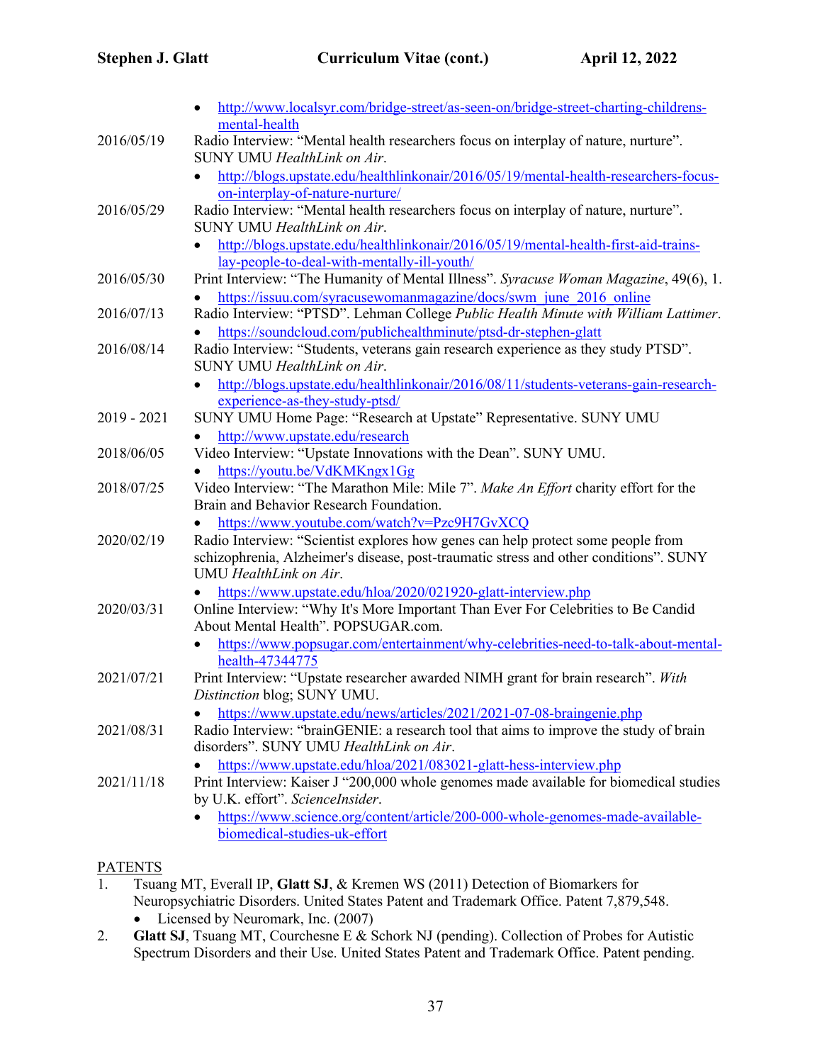- http://www.localsyr.com/bridge-street/as-seen-on/bridge-street-charting-childrens-mental-health

2016/05/19 Radio Interview: "Mental health researchers focus on interplay of nature, nurture". SUNY UMU *HealthLink on Air*.
- http://blogs.upstate.edu/healthlinkonair/2016/05/19/mental-health-researchers-focus-on-interplay-of-nature-nurture/

2016/05/29 Radio Interview: "Mental health researchers focus on interplay of nature, nurture". SUNY UMU *HealthLink on Air*.
- http://blogs.upstate.edu/healthlinkonair/2016/05/19/mental-health-first-aid-trains-lay-people-to-deal-with-mentally-ill-youth/

2016/05/30 Print Interview: "The Humanity of Mental Illness". *Syracuse Woman Magazine*, 49(6), 1.
- https://issuu.com/syracusewomanmagazine/docs/swm_june_2016_online

2016/07/13 Radio Interview: "PTSD". Lehman College *Public Health Minute with William Lattimer*.
- https://soundcloud.com/publichealthminute/ptsd-dr-stephen-glatt

2016/08/14 Radio Interview: "Students, veterans gain research experience as they study PTSD". SUNY UMU *HealthLink on Air*.
- http://blogs.upstate.edu/healthlinkonair/2016/08/11/students-veterans-gain-research-experience-as-they-study-ptsd/

2019 - 2021 SUNY UMU Home Page: "Research at Upstate" Representative. SUNY UMU
- http://www.upstate.edu/research

2018/06/05 Video Interview: "Upstate Innovations with the Dean". SUNY UMU.
- https://youtu.be/VdKMKngx1Gg

2018/07/25 Video Interview: "The Marathon Mile: Mile 7". *Make An Effort* charity effort for the Brain and Behavior Research Foundation.
- https://www.youtube.com/watch?v=Pzc9H7GvXCQ

2020/02/19 Radio Interview: "Scientist explores how genes can help protect some people from schizophrenia, Alzheimer's disease, post-traumatic stress and other conditions". SUNY UMU *HealthLink on Air*.
- https://www.upstate.edu/hloa/2020/021920-glatt-interview.php

2020/03/31 Online Interview: "Why It's More Important Than Ever For Celebrities to Be Candid About Mental Health". POPSUGAR.com.
- https://www.popsugar.com/entertainment/why-celebrities-need-to-talk-about-mental-health-47344775

2021/07/21 Print Interview: "Upstate researcher awarded NIMH grant for brain research". *With Distinction* blog; SUNY UMU.
- https://www.upstate.edu/news/articles/2021/2021-07-08-braingenie.php

2021/08/31 Radio Interview: "brainGENIE: a research tool that aims to improve the study of brain disorders". SUNY UMU *HealthLink on Air*.
- https://www.upstate.edu/hloa/2021/083021-glatt-hess-interview.php

2021/11/18 Print Interview: Kaiser J "200,000 whole genomes made available for biomedical studies by U.K. effort". *ScienceInsider*.
- https://www.science.org/content/article/200-000-whole-genomes-made-available-biomedical-studies-uk-effort

## PATENTS

1. Tsuang MT, Everall IP, **Glatt SJ**, & Kremen WS (2011) Detection of Biomarkers for Neuropsychiatric Disorders. United States Patent and Trademark Office. Patent 7,879,548.
   - Licensed by Neuromark, Inc. (2007)
2. **Glatt SJ**, Tsuang MT, Courchesne E & Schork NJ (pending). Collection of Probes for Autistic Spectrum Disorders and their Use. United States Patent and Trademark Office. Patent pending.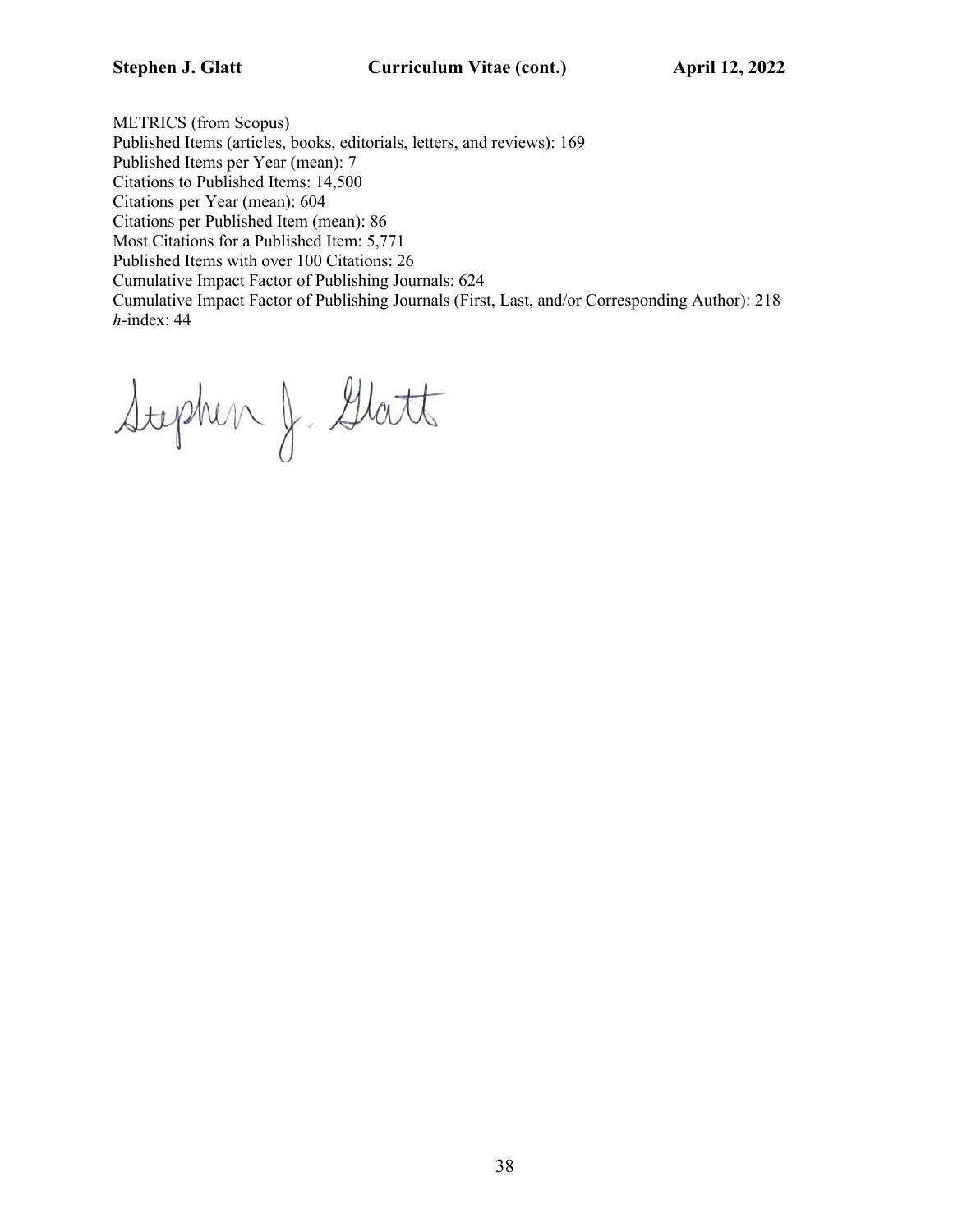<u>METRICS (from Scopus)</u>

Published Items (articles, books, editorials, letters, and reviews): 169
Published Items per Year (mean): 7
Citations to Published Items: 14,500
Citations per Year (mean): 604
Citations per Published Item (mean): 86
Most Citations for a Published Item: 5,771
Published Items with over 100 Citations: 26
Cumulative Impact Factor of Publishing Journals: 624
Cumulative Impact Factor of Publishing Journals (First, Last, and/or Corresponding Author): 218
*h*-index: 44

Stephen J. Glatt